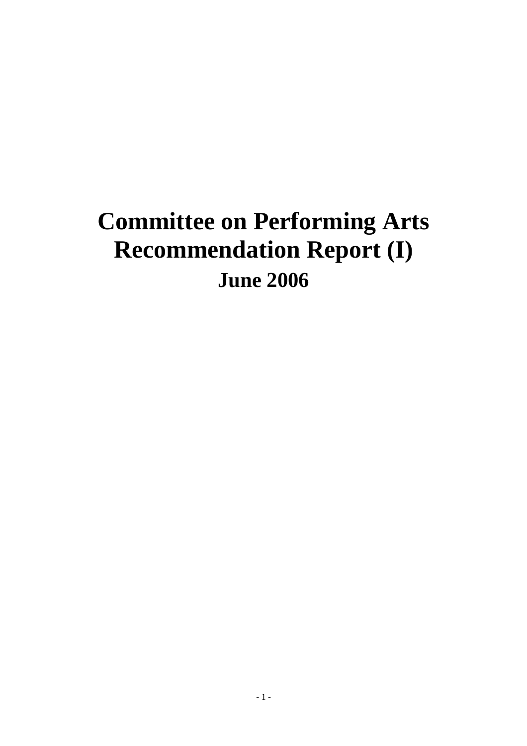# Committee on Performing Arts Recommendation Report (I)

## June 2006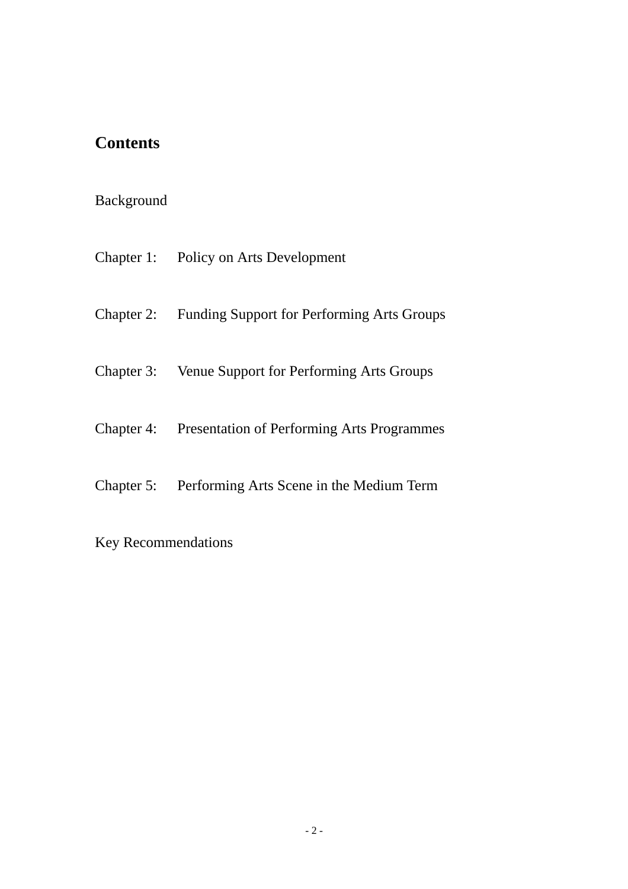## Contents

Background

Chapter 1: Policy on Arts Development

Chapter 2: Funding Support for Performing Arts Groups

Chapter 3: Venue Support for Performing Arts Groups

Chapter 4: Presentation of Performing Arts Programmes

Chapter 5: Performing Arts Scene in the Medium Term

Key Recommendations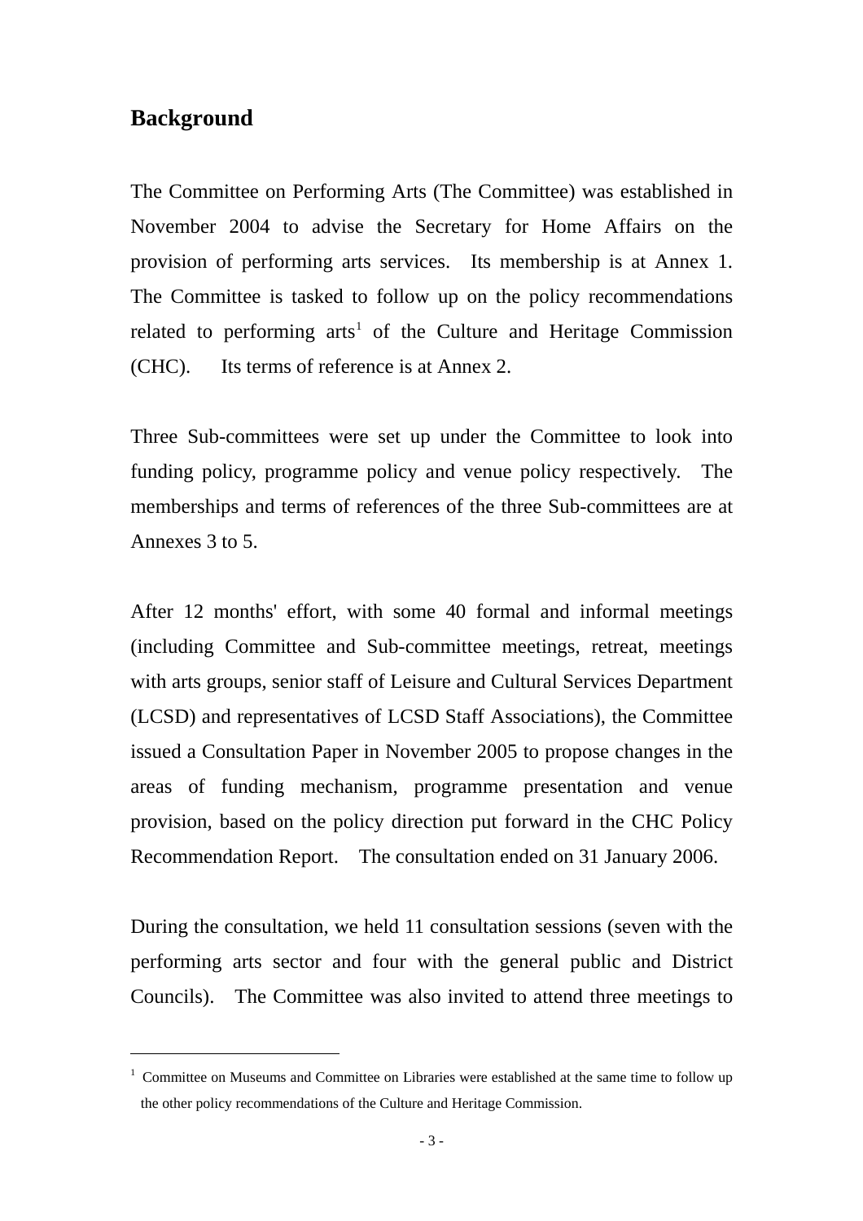## Background

The Committee on Performing Arts (The Committee) was established in November 2004 to advise the Secretary for Home Affairs on the provision of performing arts services. Its membership is at Annex 1. The Committee is tasked to follow up on the policy recommendations related to performing arts[1] of the Culture and Heritage Commission (CHC). Its terms of reference is at Annex 2.

Three Sub-committees were set up under the Committee to look into funding policy, programme policy and venue policy respectively. The memberships and terms of references of the three Sub-committees are at Annexes 3 to 5.

After 12 months' effort, with some 40 formal and informal meetings (including Committee and Sub-committee meetings, retreat, meetings with arts groups, senior staff of Leisure and Cultural Services Department (LCSD) and representatives of LCSD Staff Associations), the Committee issued a Consultation Paper in November 2005 to propose changes in the areas of funding mechanism, programme presentation and venue provision, based on the policy direction put forward in the CHC Policy Recommendation Report. The consultation ended on 31 January 2006.

During the consultation, we held 11 consultation sessions (seven with the performing arts sector and four with the general public and District Councils). The Committee was also invited to attend three meetings to

---

[1] Committee on Museums and Committee on Libraries were established at the same time to follow up the other policy recommendations of the Culture and Heritage Commission.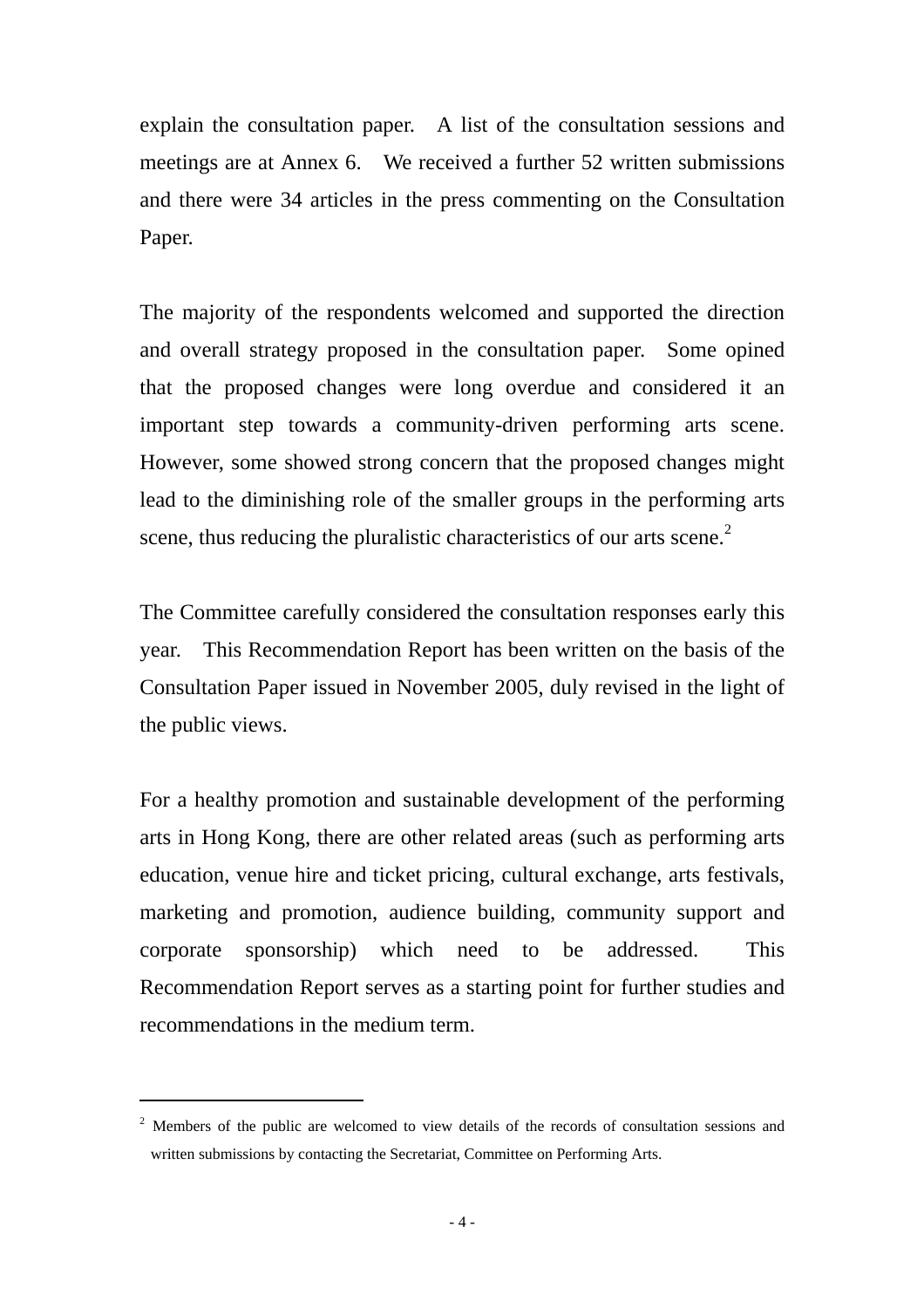explain the consultation paper. A list of the consultation sessions and meetings are at Annex 6. We received a further 52 written submissions and there were 34 articles in the press commenting on the Consultation Paper.

The majority of the respondents welcomed and supported the direction and overall strategy proposed in the consultation paper. Some opined that the proposed changes were long overdue and considered it an important step towards a community-driven performing arts scene. However, some showed strong concern that the proposed changes might lead to the diminishing role of the smaller groups in the performing arts scene, thus reducing the pluralistic characteristics of our arts scene.[2]

The Committee carefully considered the consultation responses early this year. This Recommendation Report has been written on the basis of the Consultation Paper issued in November 2005, duly revised in the light of the public views.

For a healthy promotion and sustainable development of the performing arts in Hong Kong, there are other related areas (such as performing arts education, venue hire and ticket pricing, cultural exchange, arts festivals, marketing and promotion, audience building, community support and corporate sponsorship) which need to be addressed. This Recommendation Report serves as a starting point for further studies and recommendations in the medium term.

---

[2] Members of the public are welcomed to view details of the records of consultation sessions and written submissions by contacting the Secretariat, Committee on Performing Arts.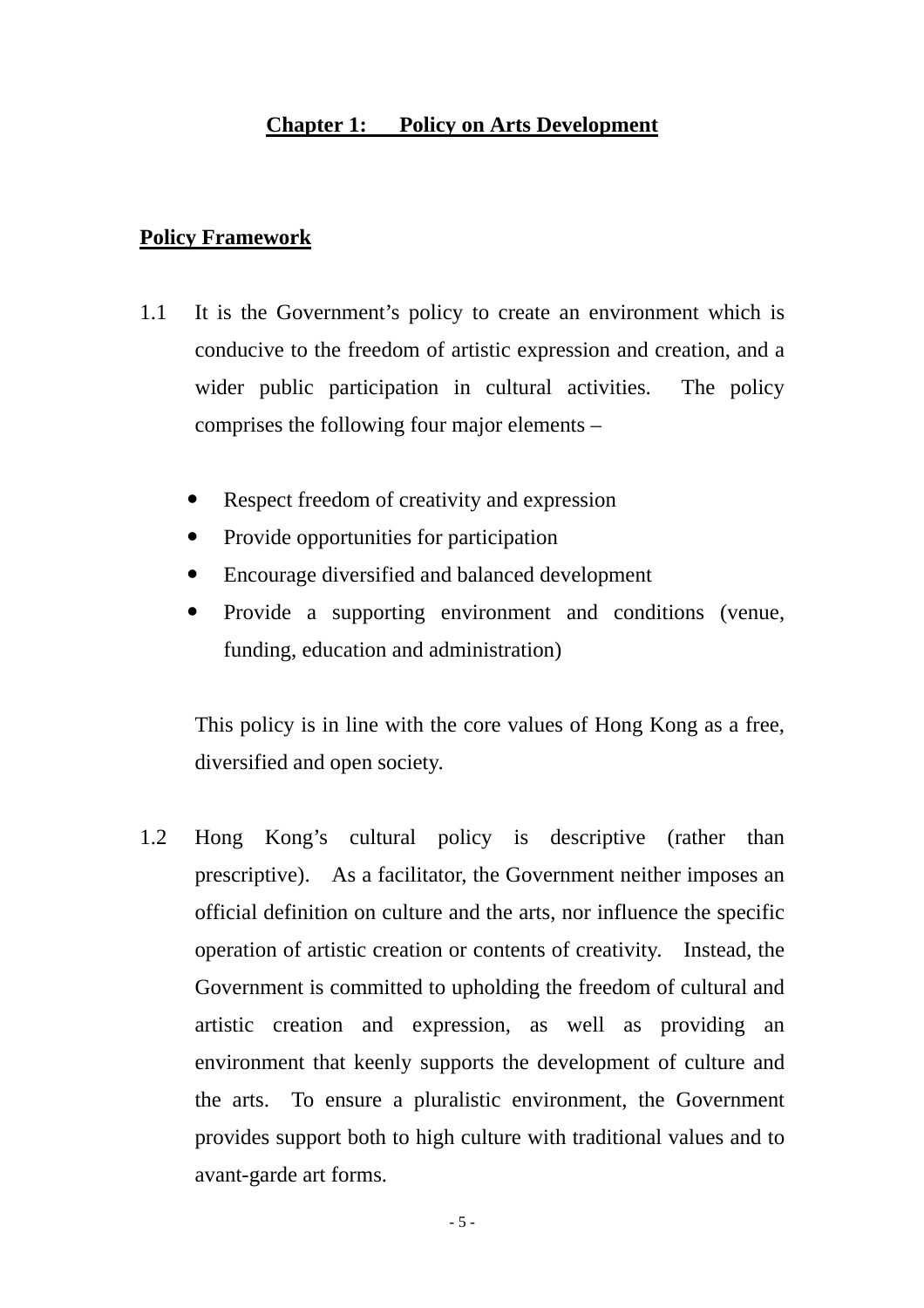# Chapter 1: Policy on Arts Development

## Policy Framework

1.1 It is the Government's policy to create an environment which is conducive to the freedom of artistic expression and creation, and a wider public participation in cultural activities. The policy comprises the following four major elements –

- Respect freedom of creativity and expression
- Provide opportunities for participation
- Encourage diversified and balanced development
- Provide a supporting environment and conditions (venue, funding, education and administration)

This policy is in line with the core values of Hong Kong as a free, diversified and open society.

1.2 Hong Kong's cultural policy is descriptive (rather than prescriptive). As a facilitator, the Government neither imposes an official definition on culture and the arts, nor influence the specific operation of artistic creation or contents of creativity. Instead, the Government is committed to upholding the freedom of cultural and artistic creation and expression, as well as providing an environment that keenly supports the development of culture and the arts. To ensure a pluralistic environment, the Government provides support both to high culture with traditional values and to avant-garde art forms.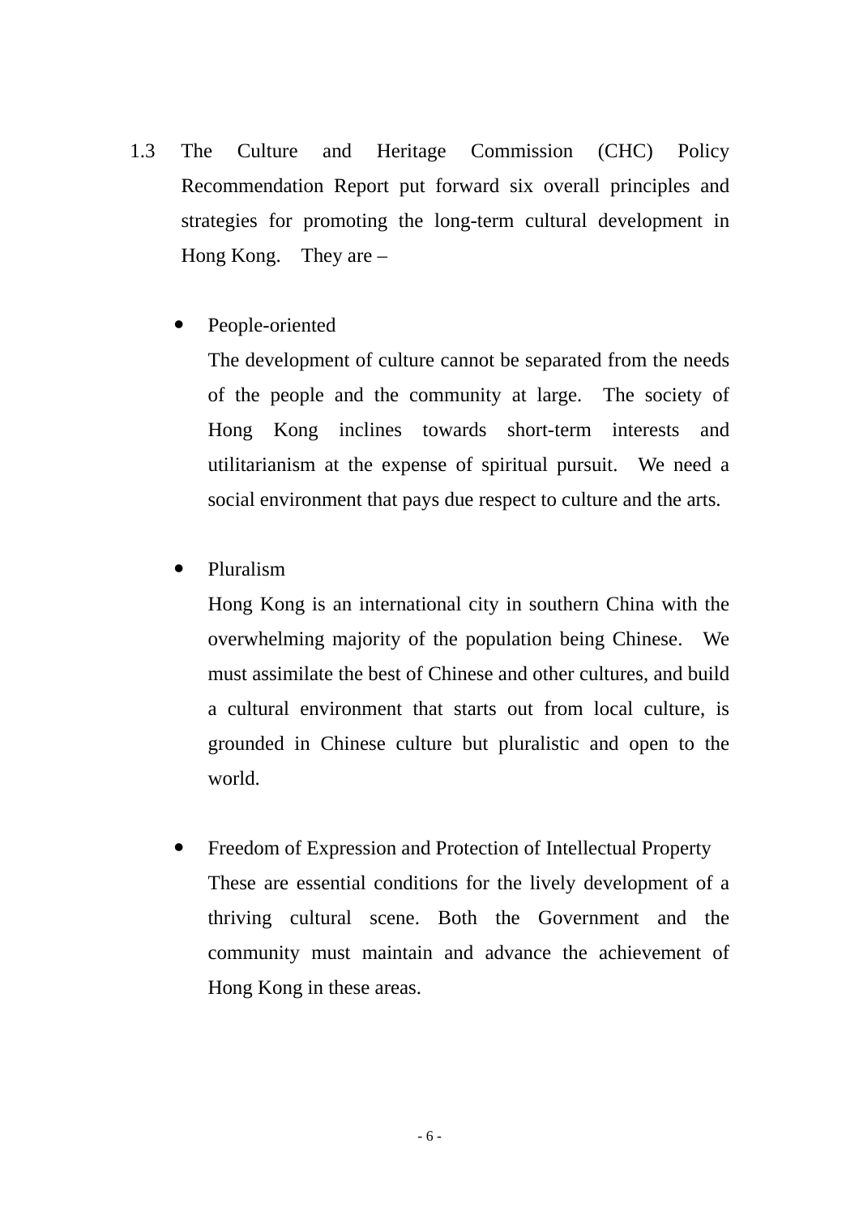1.3 The Culture and Heritage Commission (CHC) Policy Recommendation Report put forward six overall principles and strategies for promoting the long-term cultural development in Hong Kong. They are –

- People-oriented

  The development of culture cannot be separated from the needs of the people and the community at large. The society of Hong Kong inclines towards short-term interests and utilitarianism at the expense of spiritual pursuit. We need a social environment that pays due respect to culture and the arts.

- Pluralism

  Hong Kong is an international city in southern China with the overwhelming majority of the population being Chinese. We must assimilate the best of Chinese and other cultures, and build a cultural environment that starts out from local culture, is grounded in Chinese culture but pluralistic and open to the world.

- Freedom of Expression and Protection of Intellectual Property

  These are essential conditions for the lively development of a thriving cultural scene. Both the Government and the community must maintain and advance the achievement of Hong Kong in these areas.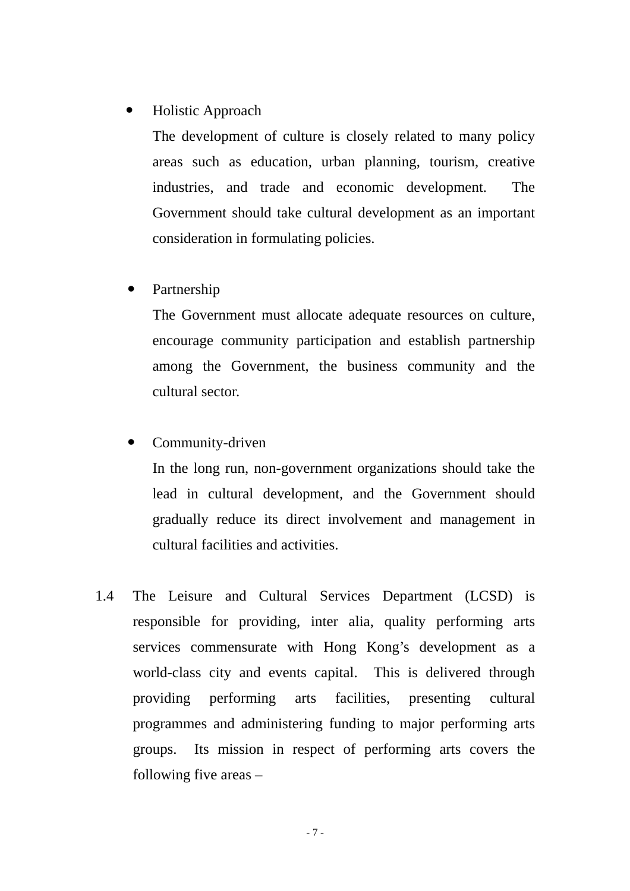- Holistic Approach

  The development of culture is closely related to many policy areas such as education, urban planning, tourism, creative industries, and trade and economic development. The Government should take cultural development as an important consideration in formulating policies.

- Partnership

  The Government must allocate adequate resources on culture, encourage community participation and establish partnership among the Government, the business community and the cultural sector.

- Community-driven

  In the long run, non-government organizations should take the lead in cultural development, and the Government should gradually reduce its direct involvement and management in cultural facilities and activities.

1.4 The Leisure and Cultural Services Department (LCSD) is responsible for providing, inter alia, quality performing arts services commensurate with Hong Kong's development as a world-class city and events capital. This is delivered through providing performing arts facilities, presenting cultural programmes and administering funding to major performing arts groups. Its mission in respect of performing arts covers the following five areas –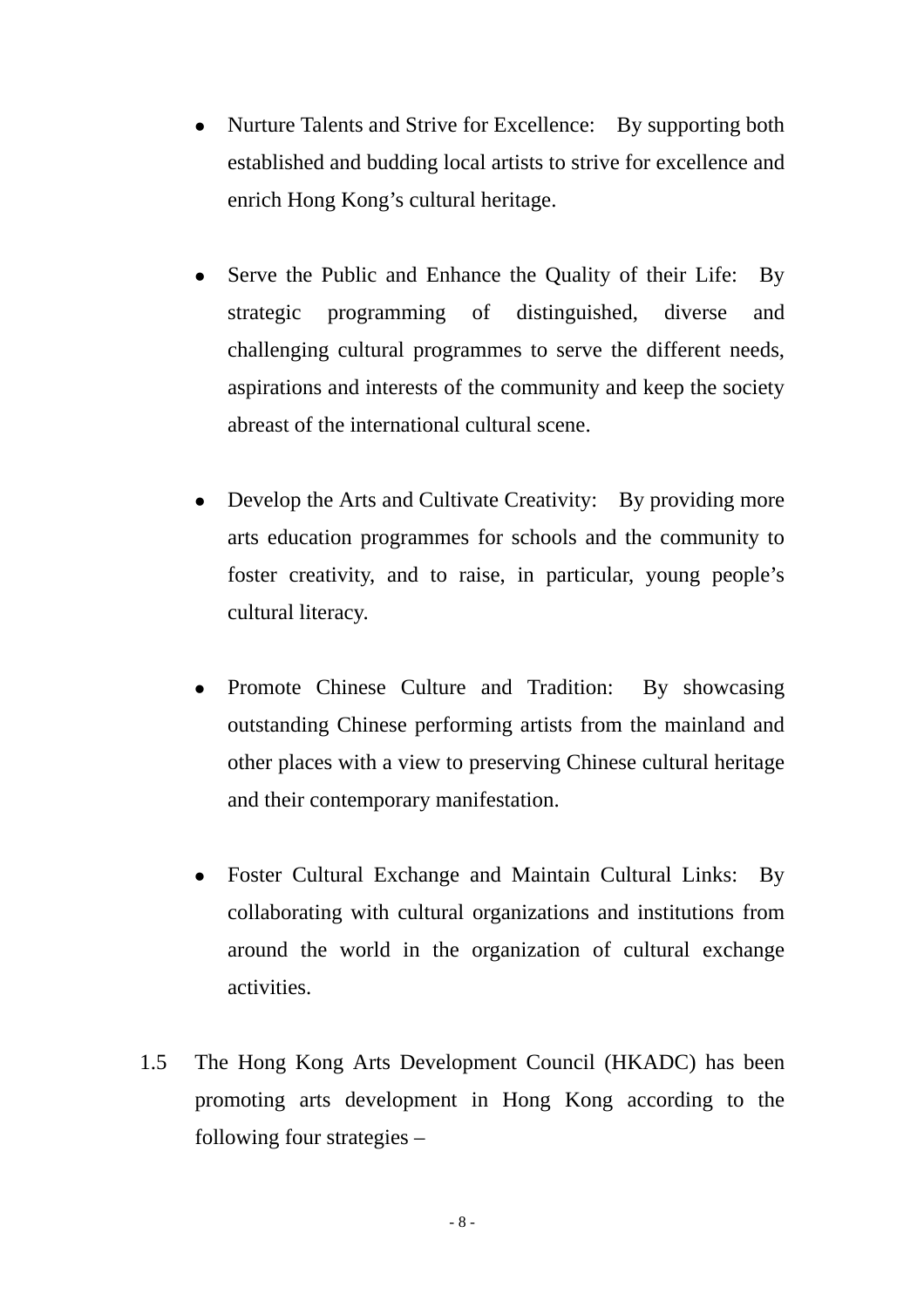- Nurture Talents and Strive for Excellence: By supporting both established and budding local artists to strive for excellence and enrich Hong Kong's cultural heritage.

- Serve the Public and Enhance the Quality of their Life: By strategic programming of distinguished, diverse and challenging cultural programmes to serve the different needs, aspirations and interests of the community and keep the society abreast of the international cultural scene.

- Develop the Arts and Cultivate Creativity: By providing more arts education programmes for schools and the community to foster creativity, and to raise, in particular, young people's cultural literacy.

- Promote Chinese Culture and Tradition: By showcasing outstanding Chinese performing artists from the mainland and other places with a view to preserving Chinese cultural heritage and their contemporary manifestation.

- Foster Cultural Exchange and Maintain Cultural Links: By collaborating with cultural organizations and institutions from around the world in the organization of cultural exchange activities.

1.5 The Hong Kong Arts Development Council (HKADC) has been promoting arts development in Hong Kong according to the following four strategies –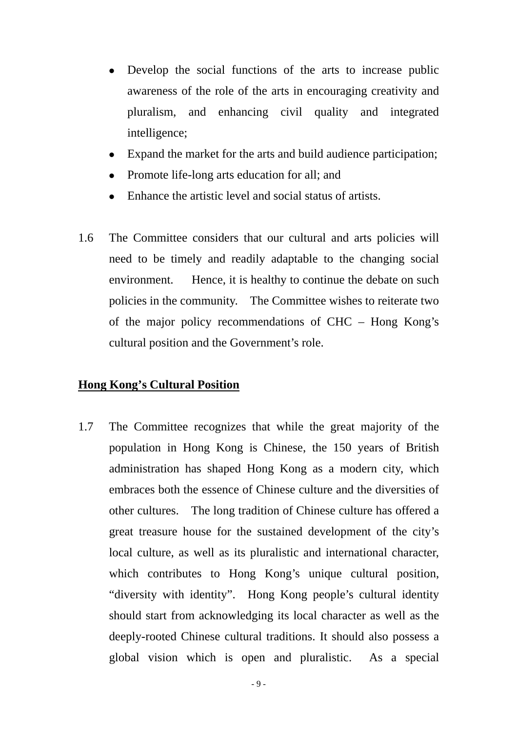- Develop the social functions of the arts to increase public awareness of the role of the arts in encouraging creativity and pluralism, and enhancing civil quality and integrated intelligence;
- Expand the market for the arts and build audience participation;
- Promote life-long arts education for all; and
- Enhance the artistic level and social status of artists.

1.6 The Committee considers that our cultural and arts policies will need to be timely and readily adaptable to the changing social environment. Hence, it is healthy to continue the debate on such policies in the community. The Committee wishes to reiterate two of the major policy recommendations of CHC – Hong Kong's cultural position and the Government's role.

**<u>Hong Kong's Cultural Position</u>**

1.7 The Committee recognizes that while the great majority of the population in Hong Kong is Chinese, the 150 years of British administration has shaped Hong Kong as a modern city, which embraces both the essence of Chinese culture and the diversities of other cultures. The long tradition of Chinese culture has offered a great treasure house for the sustained development of the city's local culture, as well as its pluralistic and international character, which contributes to Hong Kong's unique cultural position, "diversity with identity". Hong Kong people's cultural identity should start from acknowledging its local character as well as the deeply-rooted Chinese cultural traditions. It should also possess a global vision which is open and pluralistic. As a special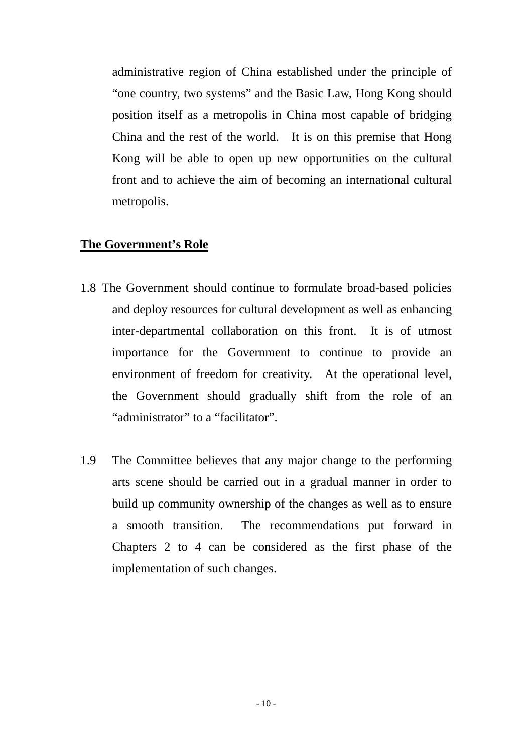administrative region of China established under the principle of "one country, two systems" and the Basic Law, Hong Kong should position itself as a metropolis in China most capable of bridging China and the rest of the world. It is on this premise that Hong Kong will be able to open up new opportunities on the cultural front and to achieve the aim of becoming an international cultural metropolis.

## The Government's Role

1.8 The Government should continue to formulate broad-based policies and deploy resources for cultural development as well as enhancing inter-departmental collaboration on this front. It is of utmost importance for the Government to continue to provide an environment of freedom for creativity. At the operational level, the Government should gradually shift from the role of an "administrator" to a "facilitator".

1.9 The Committee believes that any major change to the performing arts scene should be carried out in a gradual manner in order to build up community ownership of the changes as well as to ensure a smooth transition. The recommendations put forward in Chapters 2 to 4 can be considered as the first phase of the implementation of such changes.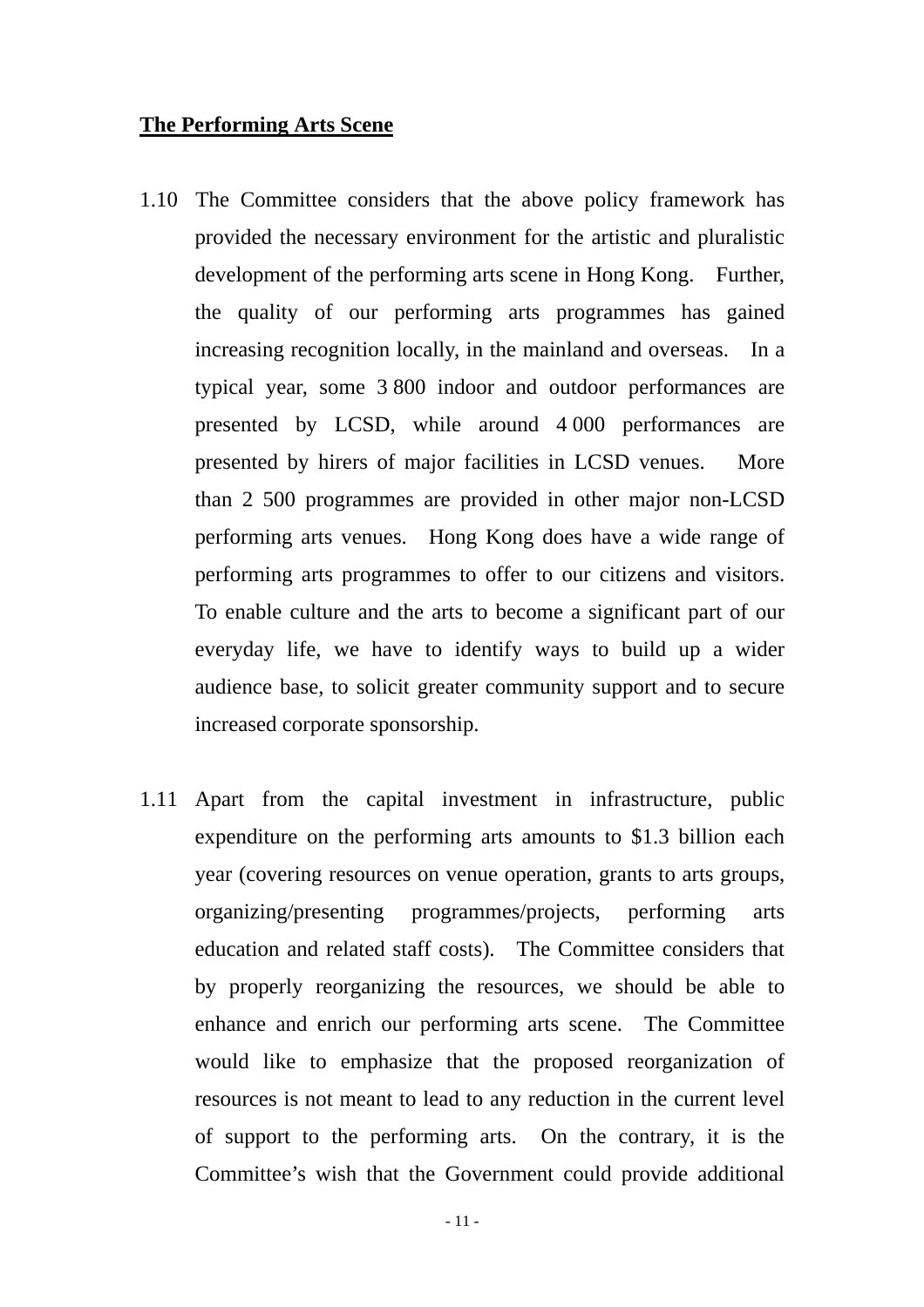**The Performing Arts Scene**

1.10 The Committee considers that the above policy framework has provided the necessary environment for the artistic and pluralistic development of the performing arts scene in Hong Kong. Further, the quality of our performing arts programmes has gained increasing recognition locally, in the mainland and overseas. In a typical year, some 3 800 indoor and outdoor performances are presented by LCSD, while around 4 000 performances are presented by hirers of major facilities in LCSD venues. More than 2 500 programmes are provided in other major non-LCSD performing arts venues. Hong Kong does have a wide range of performing arts programmes to offer to our citizens and visitors. To enable culture and the arts to become a significant part of our everyday life, we have to identify ways to build up a wider audience base, to solicit greater community support and to secure increased corporate sponsorship.

1.11 Apart from the capital investment in infrastructure, public expenditure on the performing arts amounts to $1.3 billion each year (covering resources on venue operation, grants to arts groups, organizing/presenting programmes/projects, performing arts education and related staff costs). The Committee considers that by properly reorganizing the resources, we should be able to enhance and enrich our performing arts scene. The Committee would like to emphasize that the proposed reorganization of resources is not meant to lead to any reduction in the current level of support to the performing arts. On the contrary, it is the Committee's wish that the Government could provide additional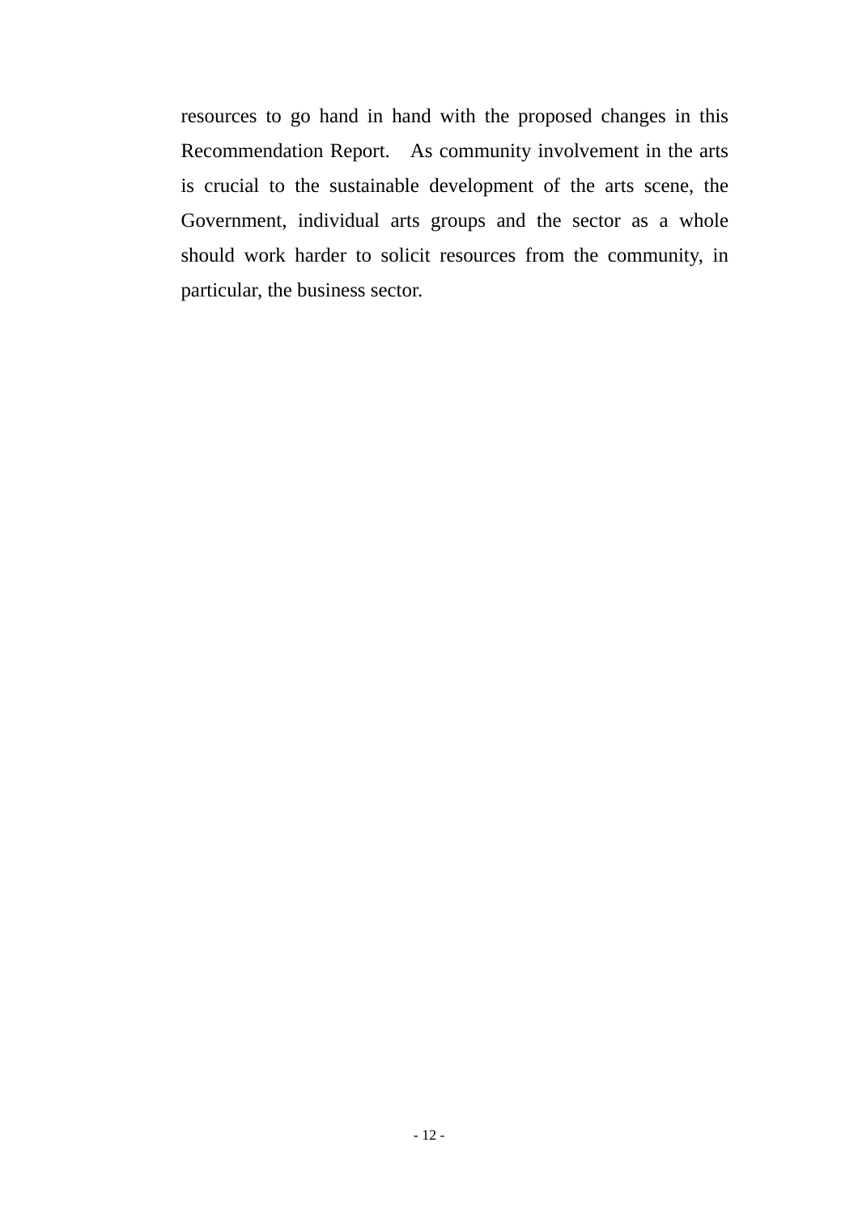resources to go hand in hand with the proposed changes in this Recommendation Report. As community involvement in the arts is crucial to the sustainable development of the arts scene, the Government, individual arts groups and the sector as a whole should work harder to solicit resources from the community, in particular, the business sector.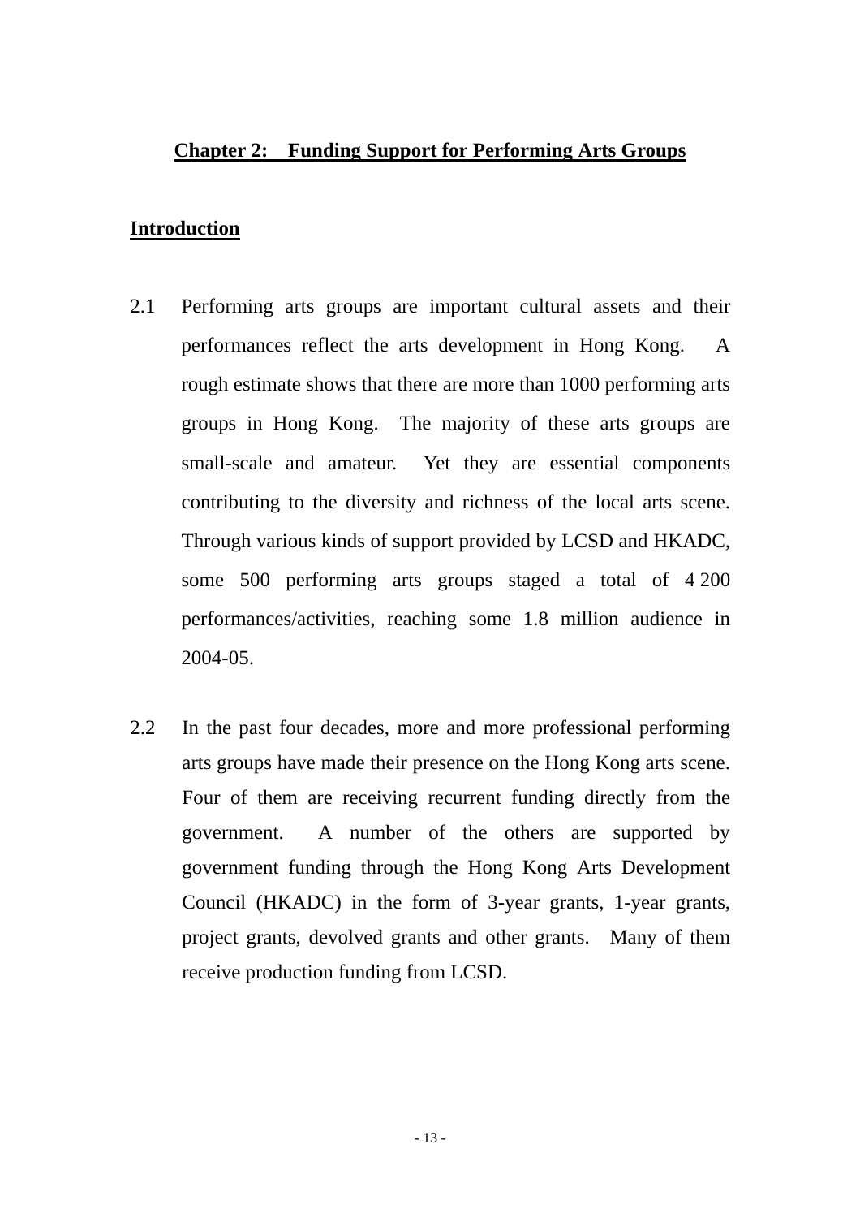## Chapter 2: Funding Support for Performing Arts Groups

### Introduction

2.1 Performing arts groups are important cultural assets and their performances reflect the arts development in Hong Kong. A rough estimate shows that there are more than 1000 performing arts groups in Hong Kong. The majority of these arts groups are small-scale and amateur. Yet they are essential components contributing to the diversity and richness of the local arts scene. Through various kinds of support provided by LCSD and HKADC, some 500 performing arts groups staged a total of 4 200 performances/activities, reaching some 1.8 million audience in 2004-05.

2.2 In the past four decades, more and more professional performing arts groups have made their presence on the Hong Kong arts scene. Four of them are receiving recurrent funding directly from the government. A number of the others are supported by government funding through the Hong Kong Arts Development Council (HKADC) in the form of 3-year grants, 1-year grants, project grants, devolved grants and other grants. Many of them receive production funding from LCSD.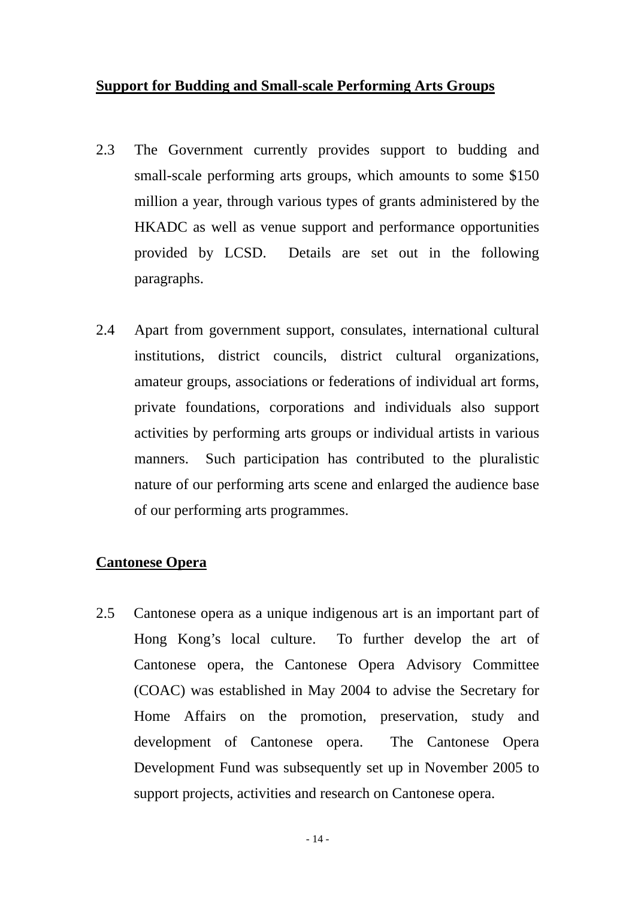**Support for Budding and Small-scale Performing Arts Groups**

2.3 The Government currently provides support to budding and small-scale performing arts groups, which amounts to some $150 million a year, through various types of grants administered by the HKADC as well as venue support and performance opportunities provided by LCSD. Details are set out in the following paragraphs.

2.4 Apart from government support, consulates, international cultural institutions, district councils, district cultural organizations, amateur groups, associations or federations of individual art forms, private foundations, corporations and individuals also support activities by performing arts groups or individual artists in various manners. Such participation has contributed to the pluralistic nature of our performing arts scene and enlarged the audience base of our performing arts programmes.

**Cantonese Opera**

2.5 Cantonese opera as a unique indigenous art is an important part of Hong Kong's local culture. To further develop the art of Cantonese opera, the Cantonese Opera Advisory Committee (COAC) was established in May 2004 to advise the Secretary for Home Affairs on the promotion, preservation, study and development of Cantonese opera. The Cantonese Opera Development Fund was subsequently set up in November 2005 to support projects, activities and research on Cantonese opera.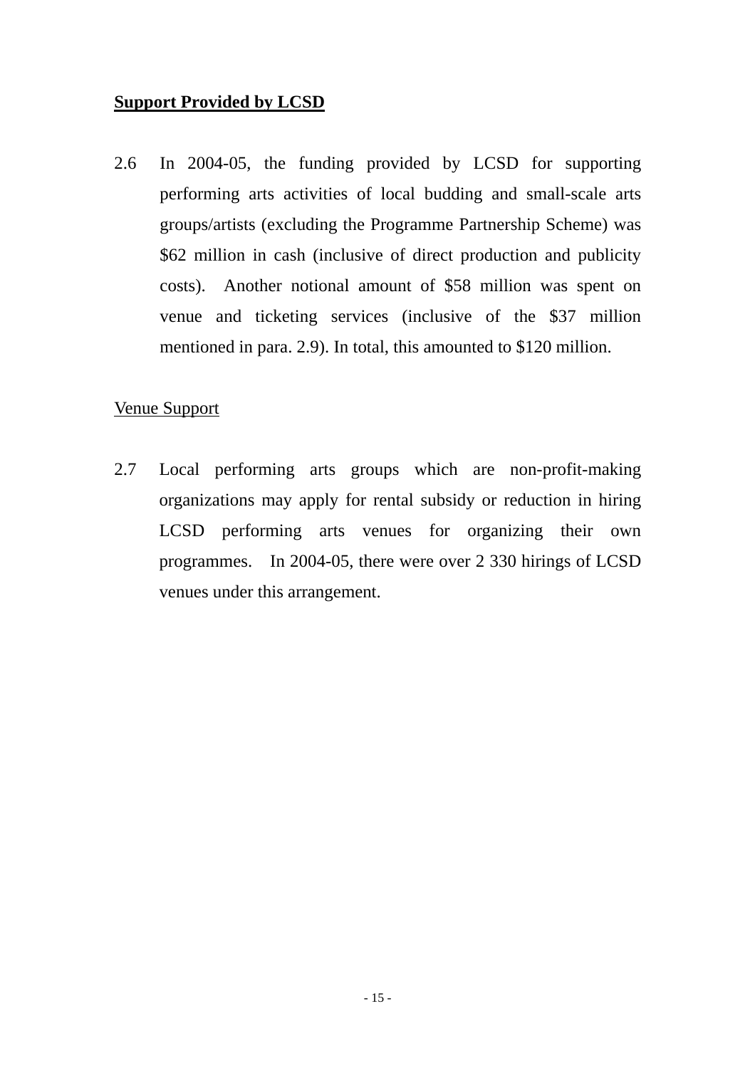## Support Provided by LCSD

2.6 In 2004-05, the funding provided by LCSD for supporting performing arts activities of local budding and small-scale arts groups/artists (excluding the Programme Partnership Scheme) was $62 million in cash (inclusive of direct production and publicity costs). Another notional amount of $58 million was spent on venue and ticketing services (inclusive of the $37 million mentioned in para. 2.9). In total, this amounted to $120 million.

### Venue Support

2.7 Local performing arts groups which are non-profit-making organizations may apply for rental subsidy or reduction in hiring LCSD performing arts venues for organizing their own programmes. In 2004-05, there were over 2 330 hirings of LCSD venues under this arrangement.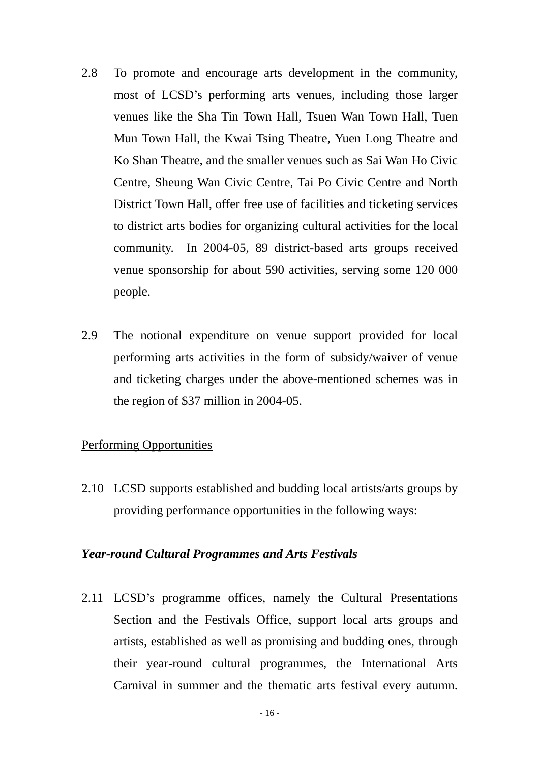2.8 To promote and encourage arts development in the community, most of LCSD's performing arts venues, including those larger venues like the Sha Tin Town Hall, Tsuen Wan Town Hall, Tuen Mun Town Hall, the Kwai Tsing Theatre, Yuen Long Theatre and Ko Shan Theatre, and the smaller venues such as Sai Wan Ho Civic Centre, Sheung Wan Civic Centre, Tai Po Civic Centre and North District Town Hall, offer free use of facilities and ticketing services to district arts bodies for organizing cultural activities for the local community. In 2004-05, 89 district-based arts groups received venue sponsorship for about 590 activities, serving some 120 000 people.

2.9 The notional expenditure on venue support provided for local performing arts activities in the form of subsidy/waiver of venue and ticketing charges under the above-mentioned schemes was in the region of $37 million in 2004-05.

<u>Performing Opportunities</u>

2.10 LCSD supports established and budding local artists/arts groups by providing performance opportunities in the following ways:

***Year-round Cultural Programmes and Arts Festivals***

2.11 LCSD's programme offices, namely the Cultural Presentations Section and the Festivals Office, support local arts groups and artists, established as well as promising and budding ones, through their year-round cultural programmes, the International Arts Carnival in summer and the thematic arts festival every autumn.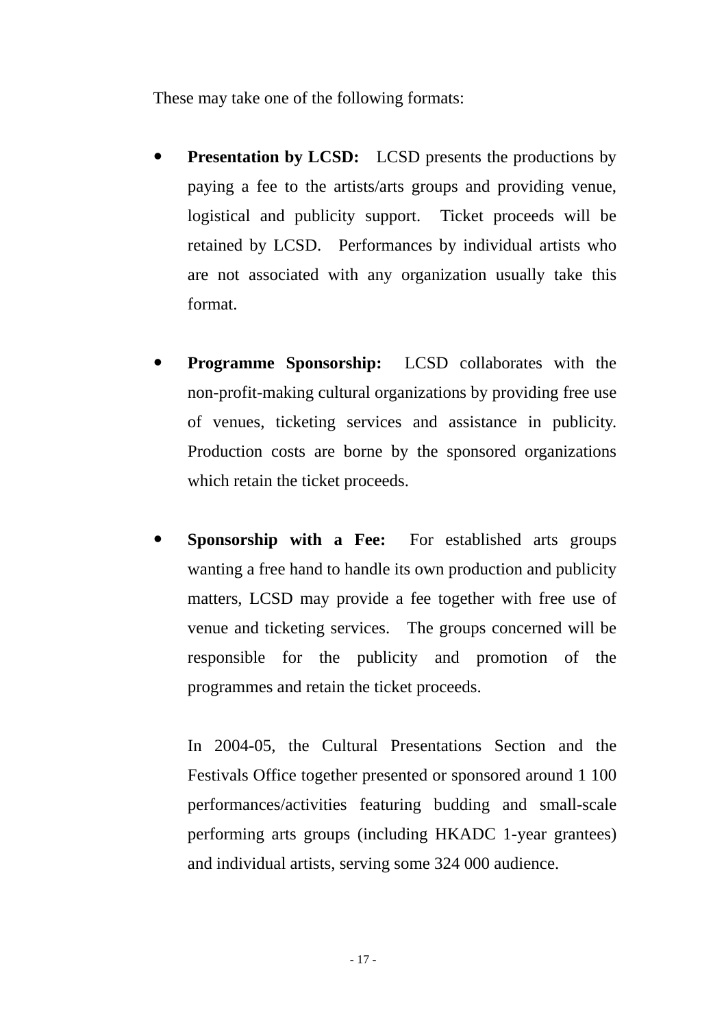These may take one of the following formats:

- **Presentation by LCSD:** LCSD presents the productions by paying a fee to the artists/arts groups and providing venue, logistical and publicity support. Ticket proceeds will be retained by LCSD. Performances by individual artists who are not associated with any organization usually take this format.

- **Programme Sponsorship:** LCSD collaborates with the non-profit-making cultural organizations by providing free use of venues, ticketing services and assistance in publicity. Production costs are borne by the sponsored organizations which retain the ticket proceeds.

- **Sponsorship with a Fee:** For established arts groups wanting a free hand to handle its own production and publicity matters, LCSD may provide a fee together with free use of venue and ticketing services. The groups concerned will be responsible for the publicity and promotion of the programmes and retain the ticket proceeds.

  In 2004-05, the Cultural Presentations Section and the Festivals Office together presented or sponsored around 1 100 performances/activities featuring budding and small-scale performing arts groups (including HKADC 1-year grantees) and individual artists, serving some 324 000 audience.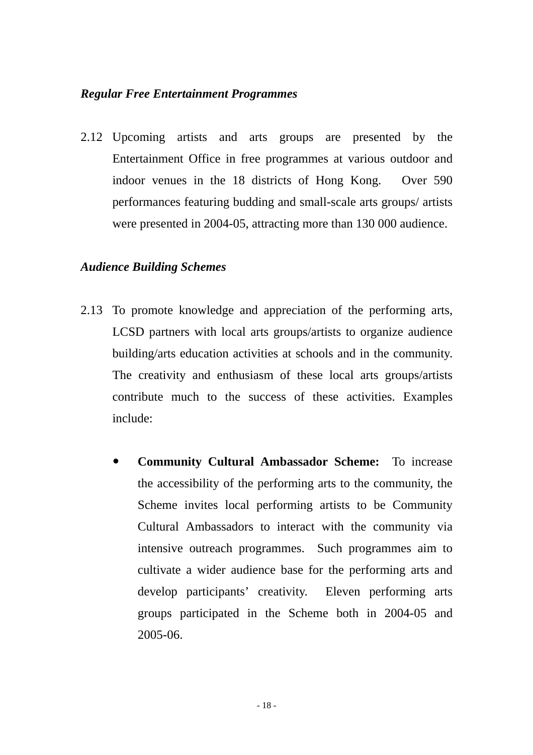***Regular Free Entertainment Programmes***

2.12 Upcoming artists and arts groups are presented by the Entertainment Office in free programmes at various outdoor and indoor venues in the 18 districts of Hong Kong. Over 590 performances featuring budding and small-scale arts groups/ artists were presented in 2004-05, attracting more than 130 000 audience.

***Audience Building Schemes***

2.13 To promote knowledge and appreciation of the performing arts, LCSD partners with local arts groups/artists to organize audience building/arts education activities at schools and in the community. The creativity and enthusiasm of these local arts groups/artists contribute much to the success of these activities. Examples include:

- **Community Cultural Ambassador Scheme:** To increase the accessibility of the performing arts to the community, the Scheme invites local performing artists to be Community Cultural Ambassadors to interact with the community via intensive outreach programmes. Such programmes aim to cultivate a wider audience base for the performing arts and develop participants' creativity. Eleven performing arts groups participated in the Scheme both in 2004-05 and 2005-06.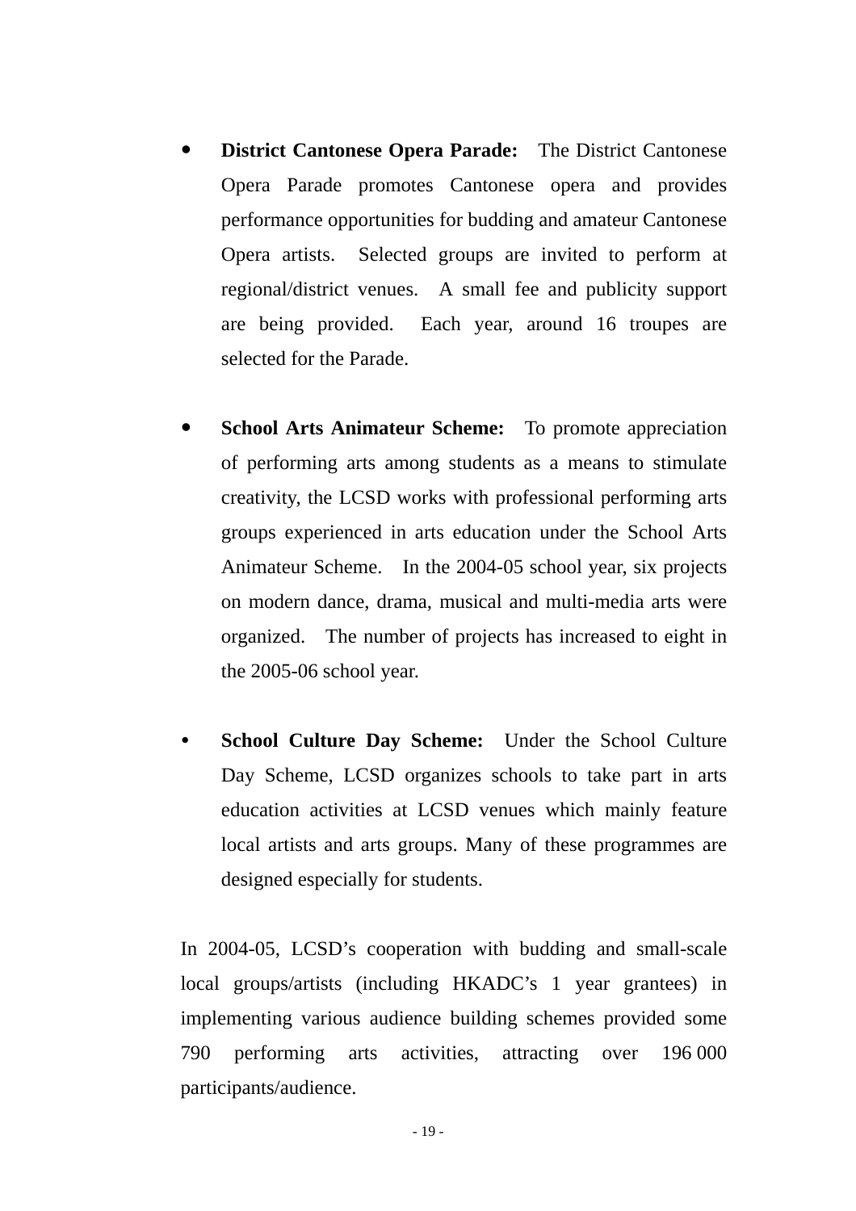- **District Cantonese Opera Parade:** The District Cantonese Opera Parade promotes Cantonese opera and provides performance opportunities for budding and amateur Cantonese Opera artists. Selected groups are invited to perform at regional/district venues. A small fee and publicity support are being provided. Each year, around 16 troupes are selected for the Parade.

- **School Arts Animateur Scheme:** To promote appreciation of performing arts among students as a means to stimulate creativity, the LCSD works with professional performing arts groups experienced in arts education under the School Arts Animateur Scheme. In the 2004-05 school year, six projects on modern dance, drama, musical and multi-media arts were organized. The number of projects has increased to eight in the 2005-06 school year.

- **School Culture Day Scheme:** Under the School Culture Day Scheme, LCSD organizes schools to take part in arts education activities at LCSD venues which mainly feature local artists and arts groups. Many of these programmes are designed especially for students.

In 2004-05, LCSD's cooperation with budding and small-scale local groups/artists (including HKADC's 1 year grantees) in implementing various audience building schemes provided some 790 performing arts activities, attracting over 196 000 participants/audience.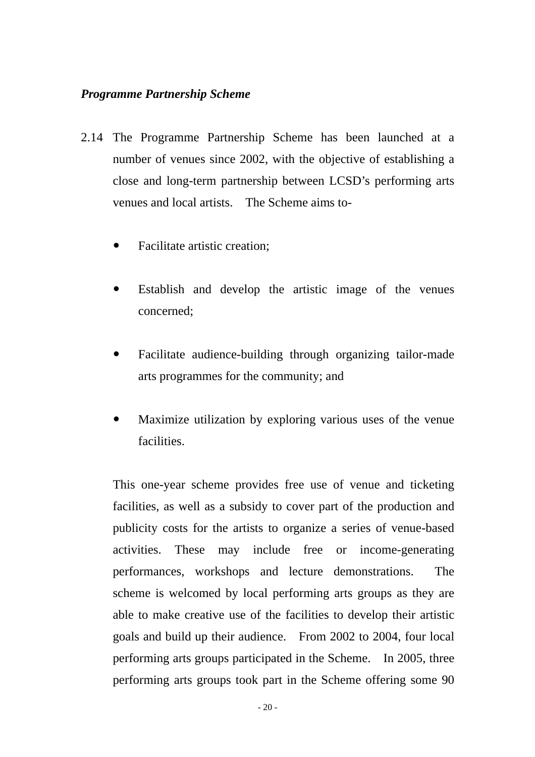***Programme Partnership Scheme***

2.14 The Programme Partnership Scheme has been launched at a number of venues since 2002, with the objective of establishing a close and long-term partnership between LCSD's performing arts venues and local artists. The Scheme aims to-

- Facilitate artistic creation;
- Establish and develop the artistic image of the venues concerned;
- Facilitate audience-building through organizing tailor-made arts programmes for the community; and
- Maximize utilization by exploring various uses of the venue facilities.

This one-year scheme provides free use of venue and ticketing facilities, as well as a subsidy to cover part of the production and publicity costs for the artists to organize a series of venue-based activities. These may include free or income-generating performances, workshops and lecture demonstrations. The scheme is welcomed by local performing arts groups as they are able to make creative use of the facilities to develop their artistic goals and build up their audience. From 2002 to 2004, four local performing arts groups participated in the Scheme. In 2005, three performing arts groups took part in the Scheme offering some 90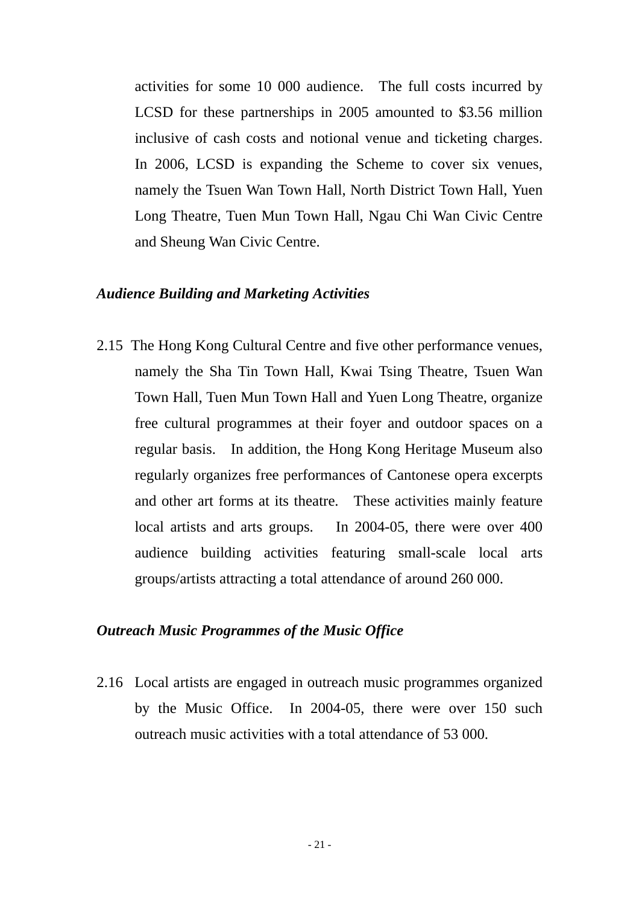activities for some 10 000 audience. The full costs incurred by LCSD for these partnerships in 2005 amounted to $3.56 million inclusive of cash costs and notional venue and ticketing charges. In 2006, LCSD is expanding the Scheme to cover six venues, namely the Tsuen Wan Town Hall, North District Town Hall, Yuen Long Theatre, Tuen Mun Town Hall, Ngau Chi Wan Civic Centre and Sheung Wan Civic Centre.

***Audience Building and Marketing Activities***

2.15 The Hong Kong Cultural Centre and five other performance venues, namely the Sha Tin Town Hall, Kwai Tsing Theatre, Tsuen Wan Town Hall, Tuen Mun Town Hall and Yuen Long Theatre, organize free cultural programmes at their foyer and outdoor spaces on a regular basis. In addition, the Hong Kong Heritage Museum also regularly organizes free performances of Cantonese opera excerpts and other art forms at its theatre. These activities mainly feature local artists and arts groups. In 2004-05, there were over 400 audience building activities featuring small-scale local arts groups/artists attracting a total attendance of around 260 000.

***Outreach Music Programmes of the Music Office***

2.16 Local artists are engaged in outreach music programmes organized by the Music Office. In 2004-05, there were over 150 such outreach music activities with a total attendance of 53 000.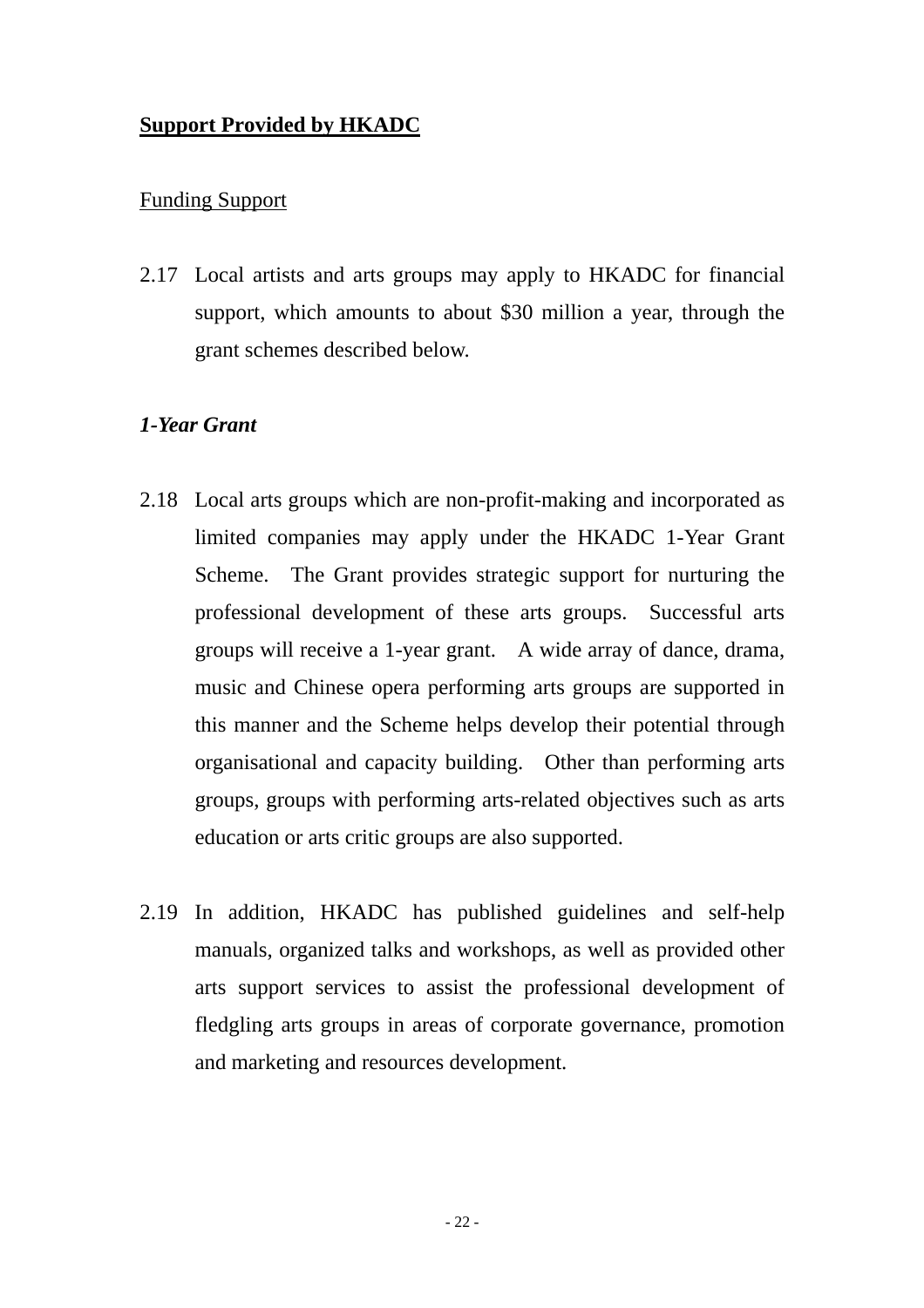**<u>Support Provided by HKADC</u>**

<u>Funding Support</u>

2.17 Local artists and arts groups may apply to HKADC for financial support, which amounts to about $30 million a year, through the grant schemes described below.

***1-Year Grant***

2.18 Local arts groups which are non-profit-making and incorporated as limited companies may apply under the HKADC 1-Year Grant Scheme. The Grant provides strategic support for nurturing the professional development of these arts groups. Successful arts groups will receive a 1-year grant. A wide array of dance, drama, music and Chinese opera performing arts groups are supported in this manner and the Scheme helps develop their potential through organisational and capacity building. Other than performing arts groups, groups with performing arts-related objectives such as arts education or arts critic groups are also supported.

2.19 In addition, HKADC has published guidelines and self-help manuals, organized talks and workshops, as well as provided other arts support services to assist the professional development of fledgling arts groups in areas of corporate governance, promotion and marketing and resources development.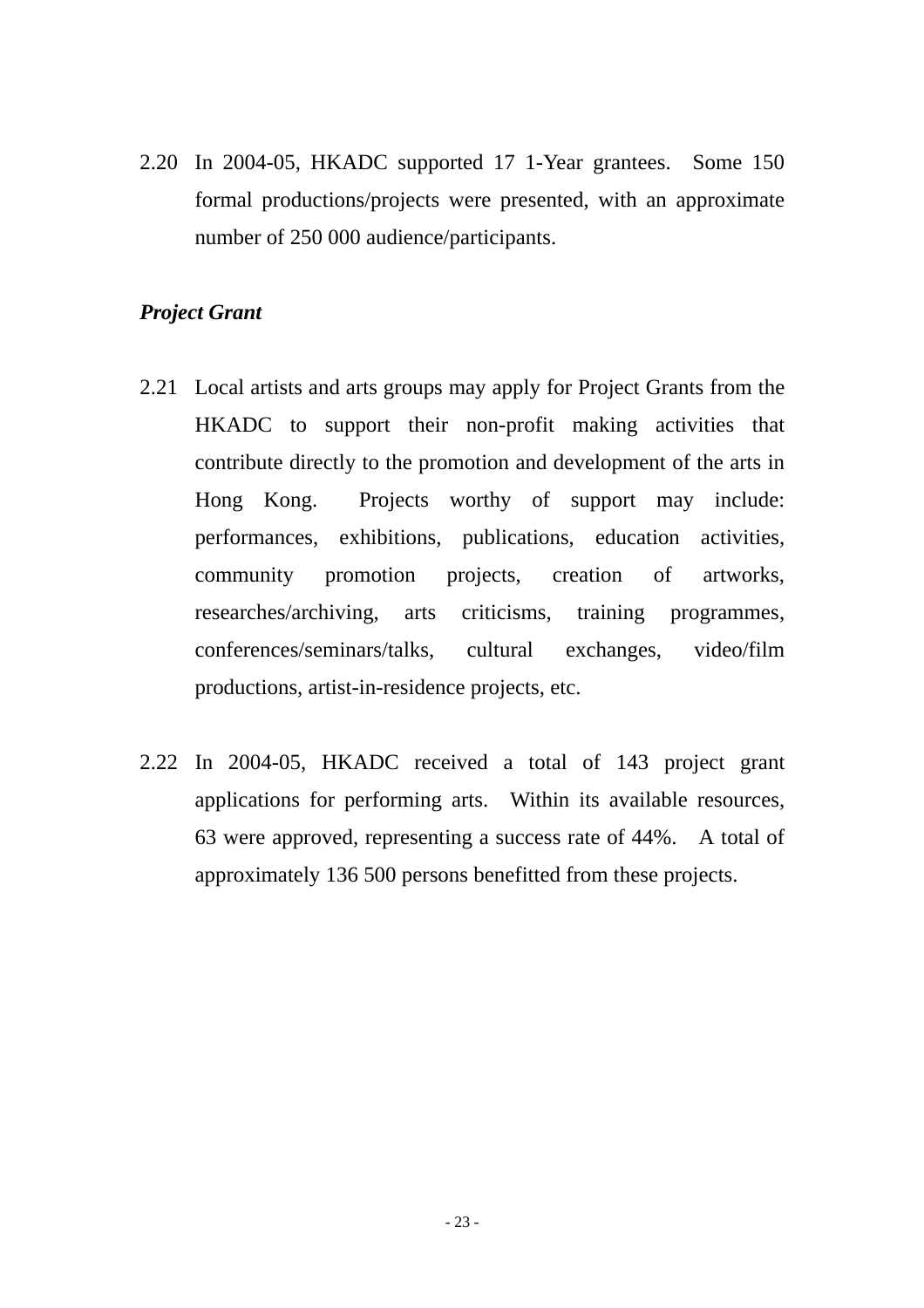2.20 In 2004-05, HKADC supported 17 1-Year grantees. Some 150 formal productions/projects were presented, with an approximate number of 250 000 audience/participants.

***Project Grant***

2.21 Local artists and arts groups may apply for Project Grants from the HKADC to support their non-profit making activities that contribute directly to the promotion and development of the arts in Hong Kong. Projects worthy of support may include: performances, exhibitions, publications, education activities, community promotion projects, creation of artworks, researches/archiving, arts criticisms, training programmes, conferences/seminars/talks, cultural exchanges, video/film productions, artist-in-residence projects, etc.

2.22 In 2004-05, HKADC received a total of 143 project grant applications for performing arts. Within its available resources, 63 were approved, representing a success rate of 44%. A total of approximately 136 500 persons benefitted from these projects.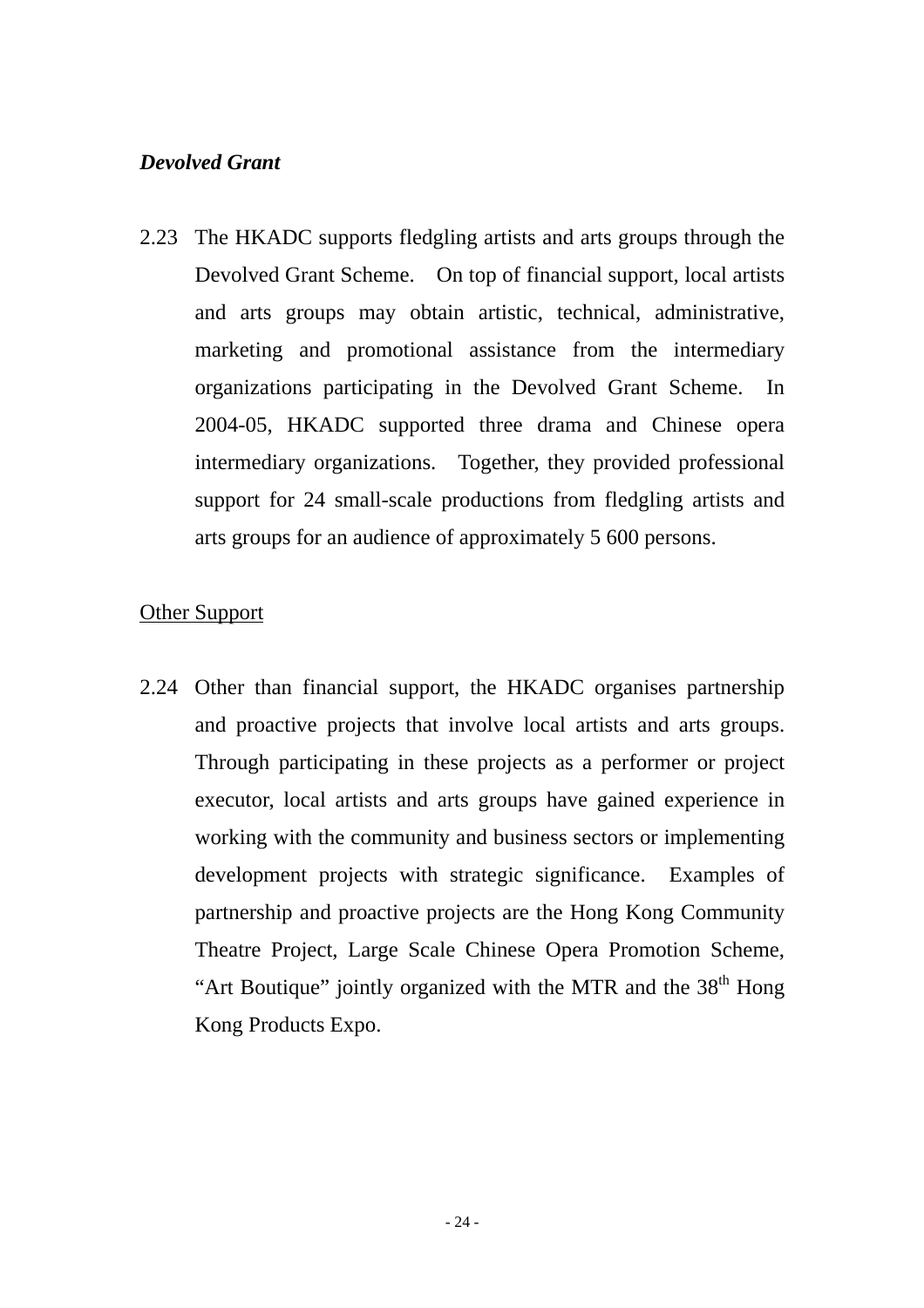***Devolved Grant***

2.23 The HKADC supports fledgling artists and arts groups through the Devolved Grant Scheme. On top of financial support, local artists and arts groups may obtain artistic, technical, administrative, marketing and promotional assistance from the intermediary organizations participating in the Devolved Grant Scheme. In 2004-05, HKADC supported three drama and Chinese opera intermediary organizations. Together, they provided professional support for 24 small-scale productions from fledgling artists and arts groups for an audience of approximately 5 600 persons.

Other Support

2.24 Other than financial support, the HKADC organises partnership and proactive projects that involve local artists and arts groups. Through participating in these projects as a performer or project executor, local artists and arts groups have gained experience in working with the community and business sectors or implementing development projects with strategic significance. Examples of partnership and proactive projects are the Hong Kong Community Theatre Project, Large Scale Chinese Opera Promotion Scheme, "Art Boutique" jointly organized with the MTR and the $38^{th}$ Hong Kong Products Expo.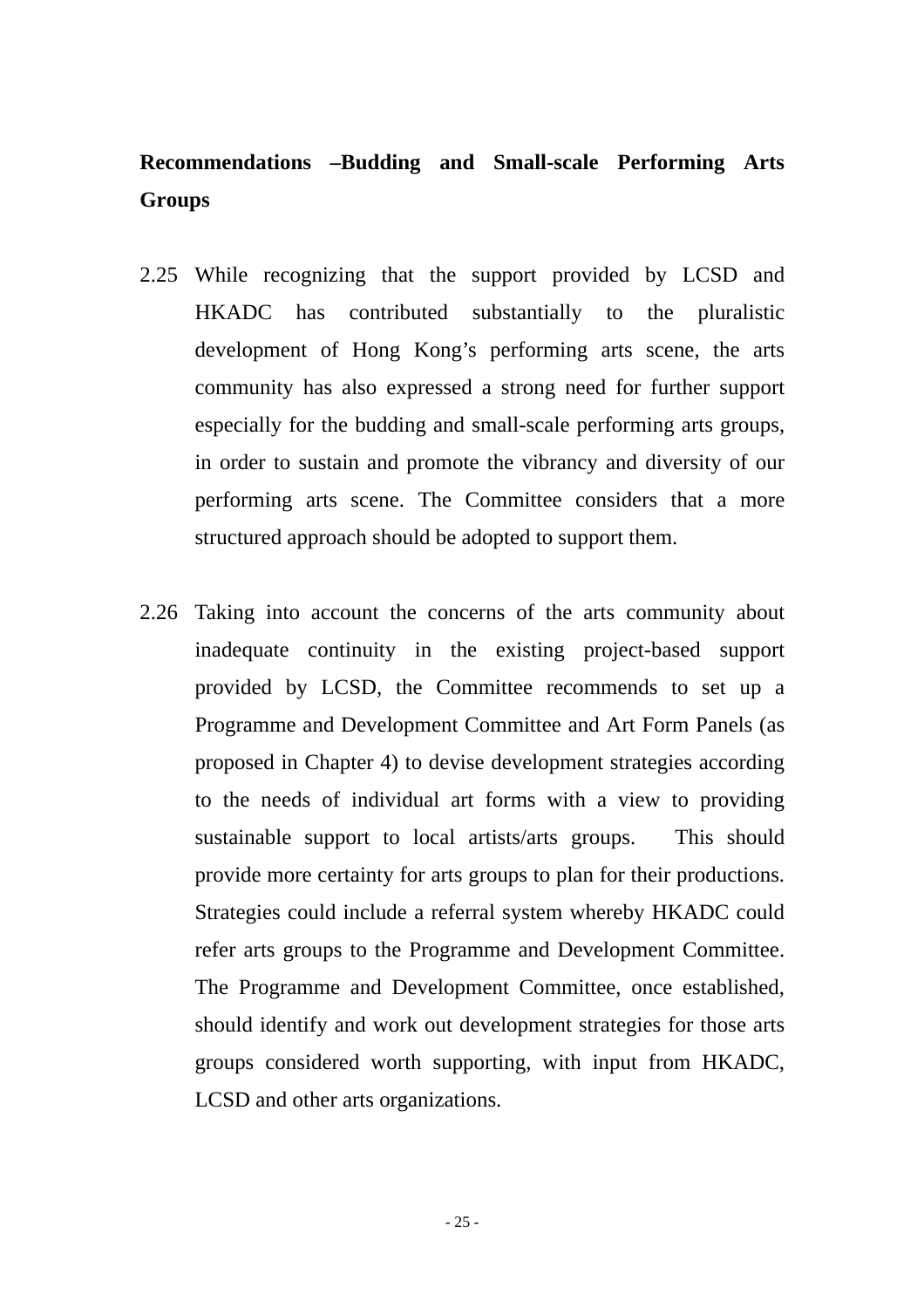**Recommendations –Budding and Small-scale Performing Arts Groups**

2.25 While recognizing that the support provided by LCSD and HKADC has contributed substantially to the pluralistic development of Hong Kong's performing arts scene, the arts community has also expressed a strong need for further support especially for the budding and small-scale performing arts groups, in order to sustain and promote the vibrancy and diversity of our performing arts scene. The Committee considers that a more structured approach should be adopted to support them.

2.26 Taking into account the concerns of the arts community about inadequate continuity in the existing project-based support provided by LCSD, the Committee recommends to set up a Programme and Development Committee and Art Form Panels (as proposed in Chapter 4) to devise development strategies according to the needs of individual art forms with a view to providing sustainable support to local artists/arts groups. This should provide more certainty for arts groups to plan for their productions. Strategies could include a referral system whereby HKADC could refer arts groups to the Programme and Development Committee. The Programme and Development Committee, once established, should identify and work out development strategies for those arts groups considered worth supporting, with input from HKADC, LCSD and other arts organizations.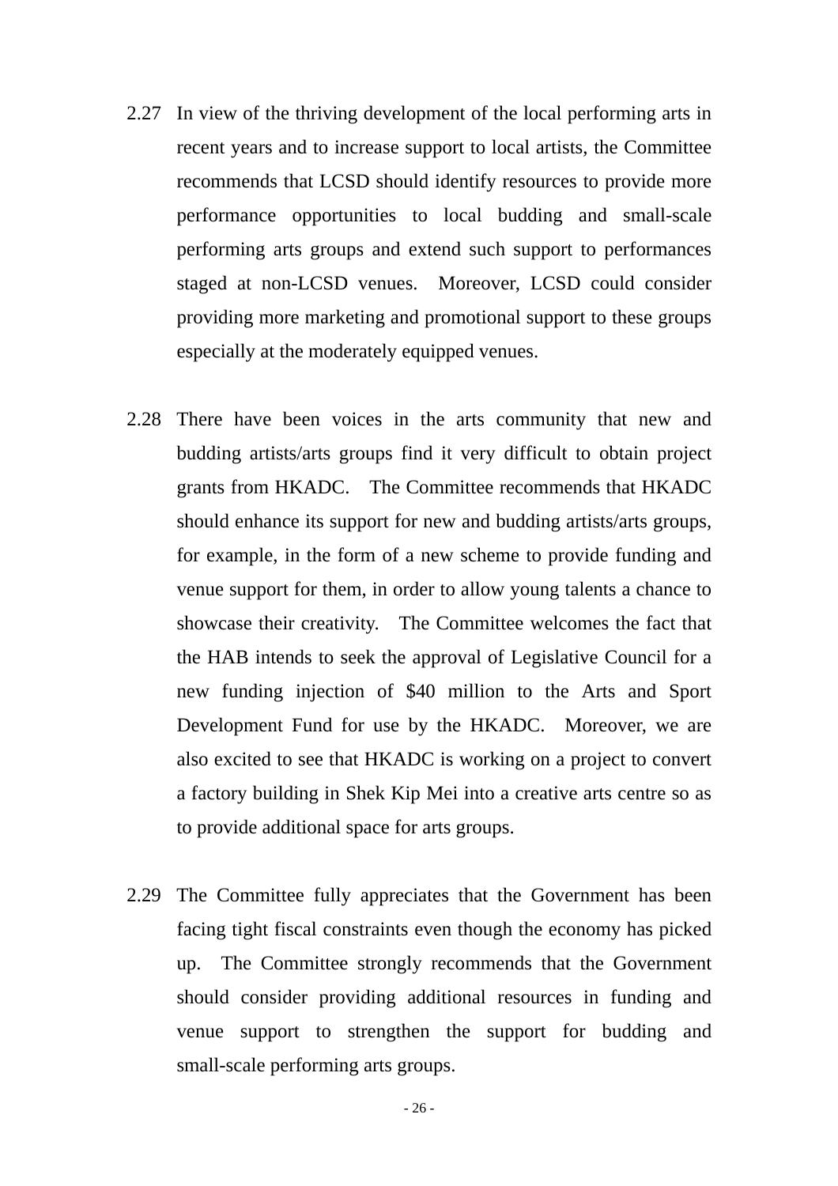2.27 In view of the thriving development of the local performing arts in recent years and to increase support to local artists, the Committee recommends that LCSD should identify resources to provide more performance opportunities to local budding and small-scale performing arts groups and extend such support to performances staged at non-LCSD venues. Moreover, LCSD could consider providing more marketing and promotional support to these groups especially at the moderately equipped venues.

2.28 There have been voices in the arts community that new and budding artists/arts groups find it very difficult to obtain project grants from HKADC. The Committee recommends that HKADC should enhance its support for new and budding artists/arts groups, for example, in the form of a new scheme to provide funding and venue support for them, in order to allow young talents a chance to showcase their creativity. The Committee welcomes the fact that the HAB intends to seek the approval of Legislative Council for a new funding injection of $40 million to the Arts and Sport Development Fund for use by the HKADC. Moreover, we are also excited to see that HKADC is working on a project to convert a factory building in Shek Kip Mei into a creative arts centre so as to provide additional space for arts groups.

2.29 The Committee fully appreciates that the Government has been facing tight fiscal constraints even though the economy has picked up. The Committee strongly recommends that the Government should consider providing additional resources in funding and venue support to strengthen the support for budding and small-scale performing arts groups.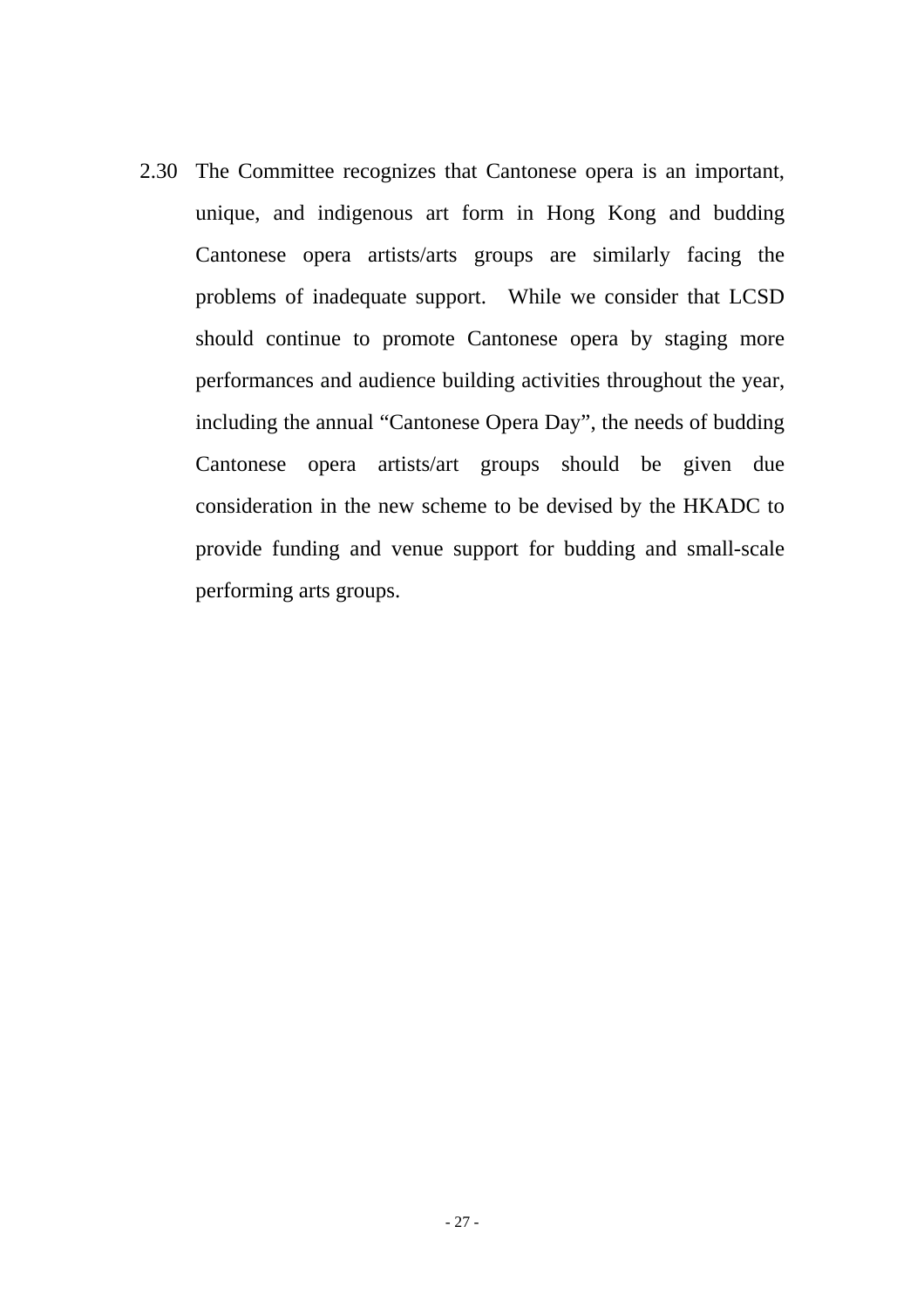2.30 The Committee recognizes that Cantonese opera is an important, unique, and indigenous art form in Hong Kong and budding Cantonese opera artists/arts groups are similarly facing the problems of inadequate support. While we consider that LCSD should continue to promote Cantonese opera by staging more performances and audience building activities throughout the year, including the annual “Cantonese Opera Day”, the needs of budding Cantonese opera artists/art groups should be given due consideration in the new scheme to be devised by the HKADC to provide funding and venue support for budding and small-scale performing arts groups.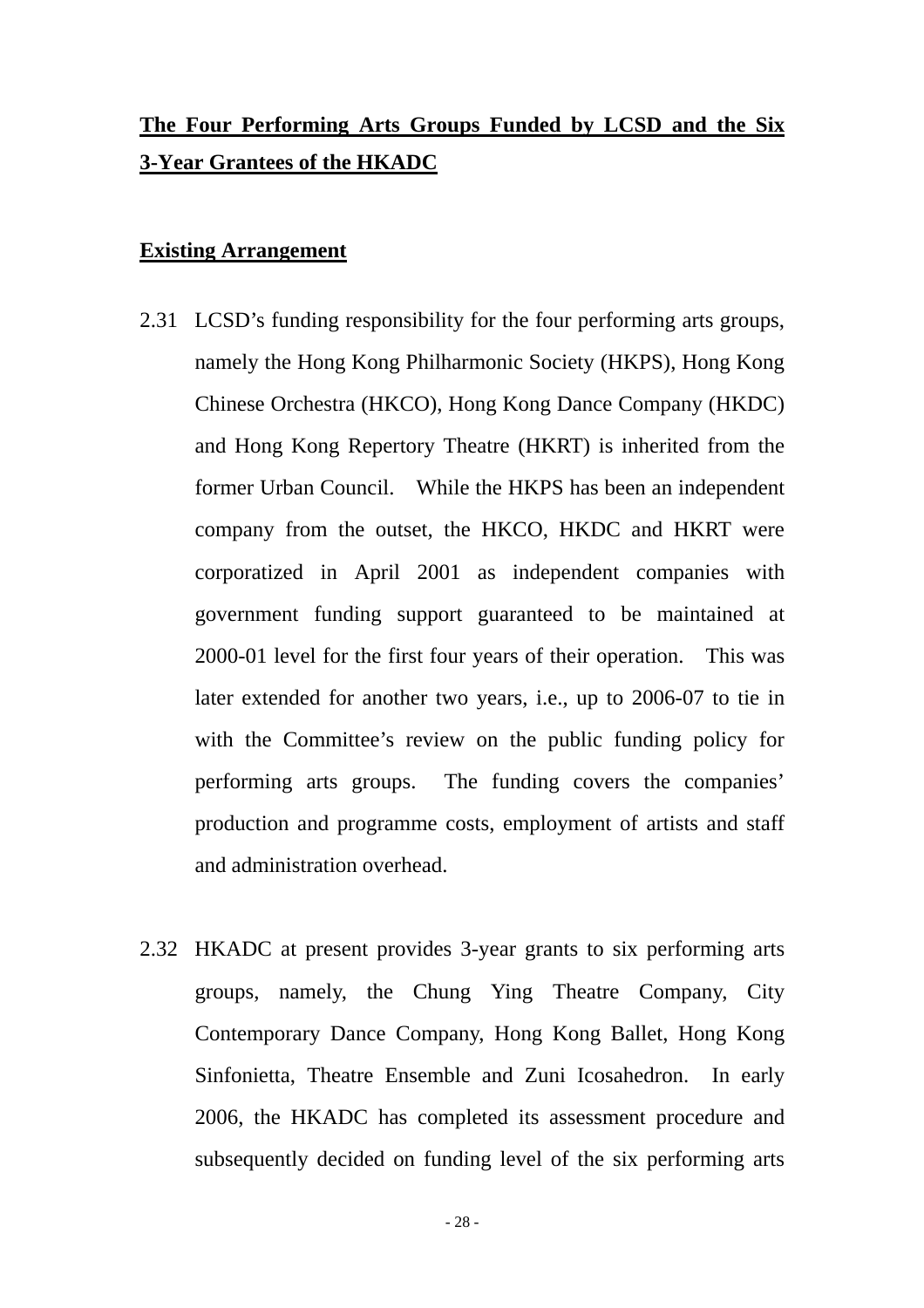## **The Four Performing Arts Groups Funded by LCSD and the Six 3-Year Grantees of the HKADC**

### **Existing Arrangement**

2.31 LCSD's funding responsibility for the four performing arts groups, namely the Hong Kong Philharmonic Society (HKPS), Hong Kong Chinese Orchestra (HKCO), Hong Kong Dance Company (HKDC) and Hong Kong Repertory Theatre (HKRT) is inherited from the former Urban Council. While the HKPS has been an independent company from the outset, the HKCO, HKDC and HKRT were corporatized in April 2001 as independent companies with government funding support guaranteed to be maintained at 2000-01 level for the first four years of their operation. This was later extended for another two years, i.e., up to 2006-07 to tie in with the Committee's review on the public funding policy for performing arts groups. The funding covers the companies' production and programme costs, employment of artists and staff and administration overhead.

2.32 HKADC at present provides 3-year grants to six performing arts groups, namely, the Chung Ying Theatre Company, City Contemporary Dance Company, Hong Kong Ballet, Hong Kong Sinfonietta, Theatre Ensemble and Zuni Icosahedron. In early 2006, the HKADC has completed its assessment procedure and subsequently decided on funding level of the six performing arts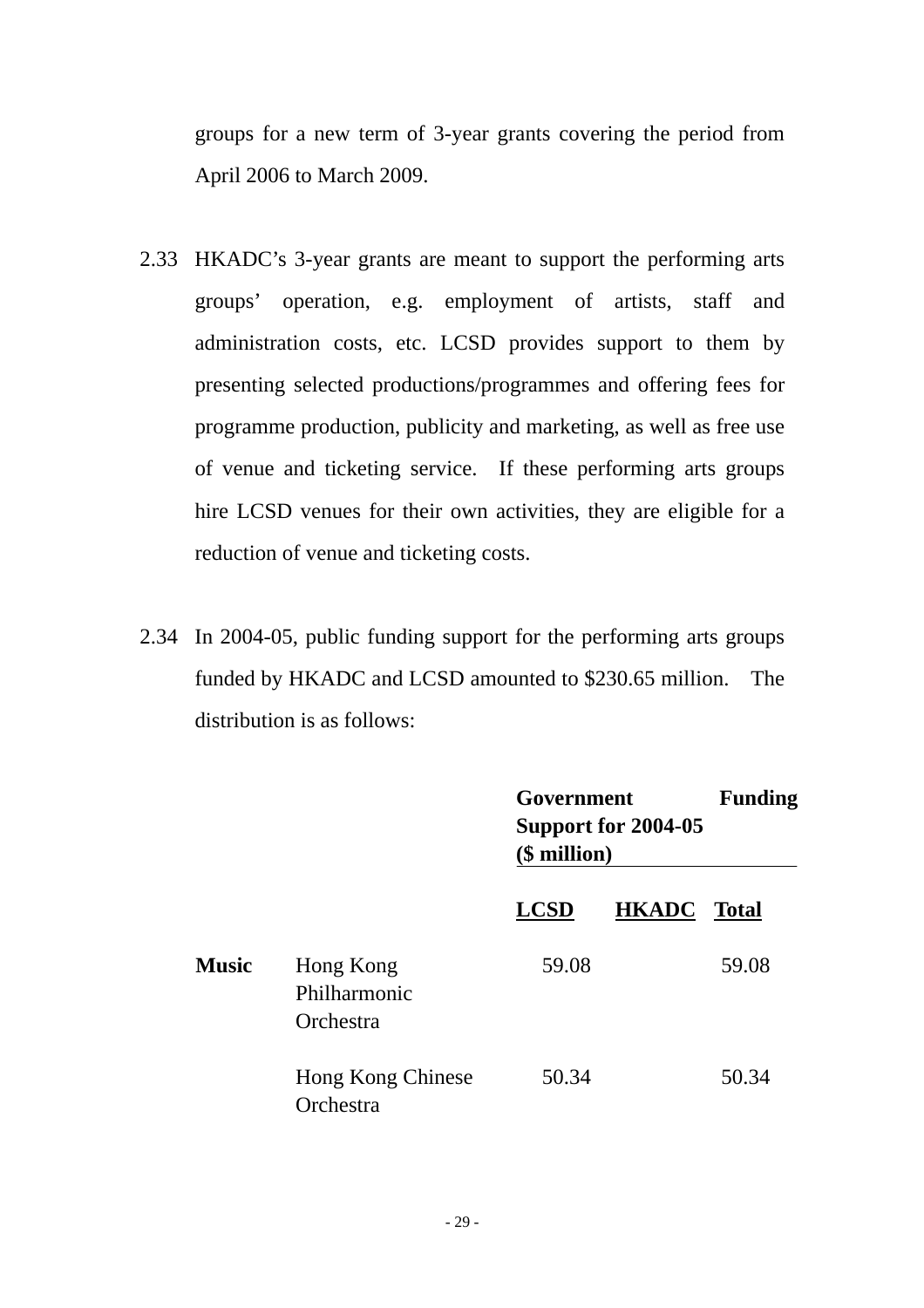groups for a new term of 3-year grants covering the period from April 2006 to March 2009.

2.33 HKADC's 3-year grants are meant to support the performing arts groups' operation, e.g. employment of artists, staff and administration costs, etc. LCSD provides support to them by presenting selected productions/programmes and offering fees for programme production, publicity and marketing, as well as free use of venue and ticketing service. If these performing arts groups hire LCSD venues for their own activities, they are eligible for a reduction of venue and ticketing costs.

2.34 In 2004-05, public funding support for the performing arts groups funded by HKADC and LCSD amounted to $230.65 million. The distribution is as follows:

| | | **Government Funding Support for 2004-05 ($ million)** | | |
|---|---|---|---|---|
| | | **LCSD** | **HKADC** | **Total** |
| **Music** | Hong Kong Philharmonic Orchestra | 59.08 | | 59.08 |
| | Hong Kong Chinese Orchestra | 50.34 | | 50.34 |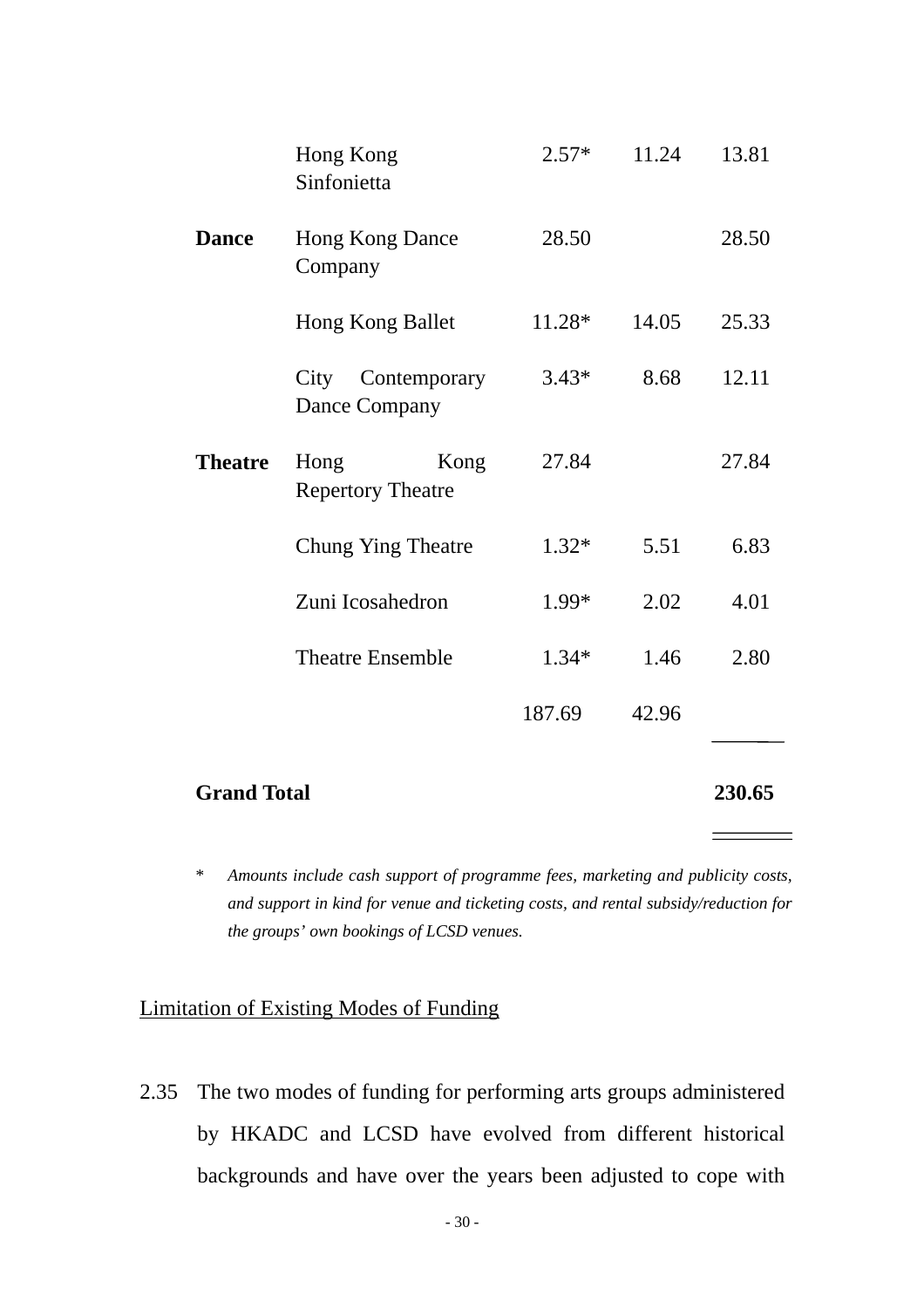| | | | | |
|---|---|---|---|---|
| | Hong Kong Sinfonietta | 2.57* | 11.24 | 13.81 |
| **Dance** | Hong Kong Dance Company | 28.50 | | 28.50 |
| | Hong Kong Ballet | 11.28* | 14.05 | 25.33 |
| | City Contemporary Dance Company | 3.43* | 8.68 | 12.11 |
| **Theatre** | Hong Kong Repertory Theatre | 27.84 | | 27.84 |
| | Chung Ying Theatre | 1.32* | 5.51 | 6.83 |
| | Zuni Icosahedron | 1.99* | 2.02 | 4.01 |
| | Theatre Ensemble | 1.34* | 1.46 | 2.80 |
| | | 187.69 | 42.96 | |
| **Grand Total** | | | | **230.65** |

\* *Amounts include cash support of programme fees, marketing and publicity costs, and support in kind for venue and ticketing costs, and rental subsidy/reduction for the groups' own bookings of LCSD venues.*

Limitation of Existing Modes of Funding

2.35 The two modes of funding for performing arts groups administered by HKADC and LCSD have evolved from different historical backgrounds and have over the years been adjusted to cope with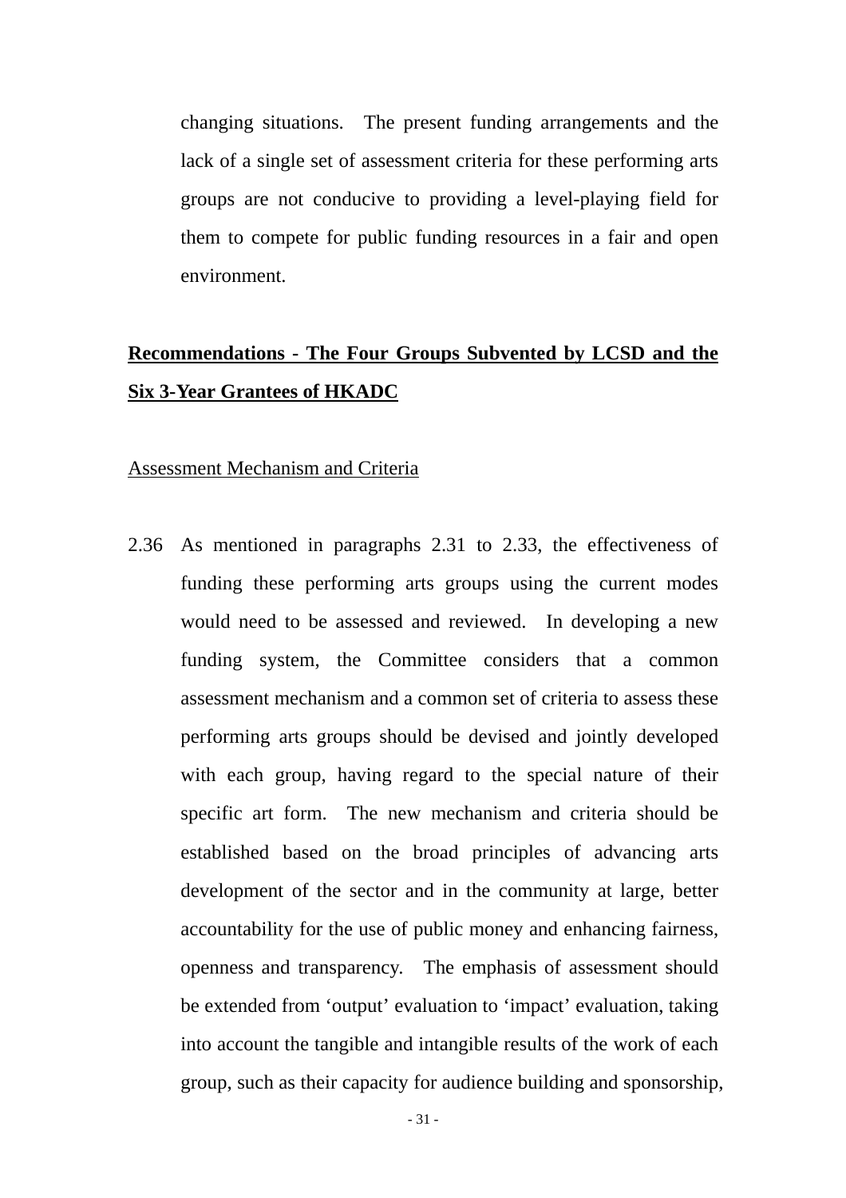changing situations. The present funding arrangements and the lack of a single set of assessment criteria for these performing arts groups are not conducive to providing a level-playing field for them to compete for public funding resources in a fair and open environment.

## **<u>Recommendations - The Four Groups Subvented by LCSD and the Six 3-Year Grantees of HKADC</u>**

### <u>Assessment Mechanism and Criteria</u>

2.36 As mentioned in paragraphs 2.31 to 2.33, the effectiveness of funding these performing arts groups using the current modes would need to be assessed and reviewed. In developing a new funding system, the Committee considers that a common assessment mechanism and a common set of criteria to assess these performing arts groups should be devised and jointly developed with each group, having regard to the special nature of their specific art form. The new mechanism and criteria should be established based on the broad principles of advancing arts development of the sector and in the community at large, better accountability for the use of public money and enhancing fairness, openness and transparency. The emphasis of assessment should be extended from 'output' evaluation to 'impact' evaluation, taking into account the tangible and intangible results of the work of each group, such as their capacity for audience building and sponsorship,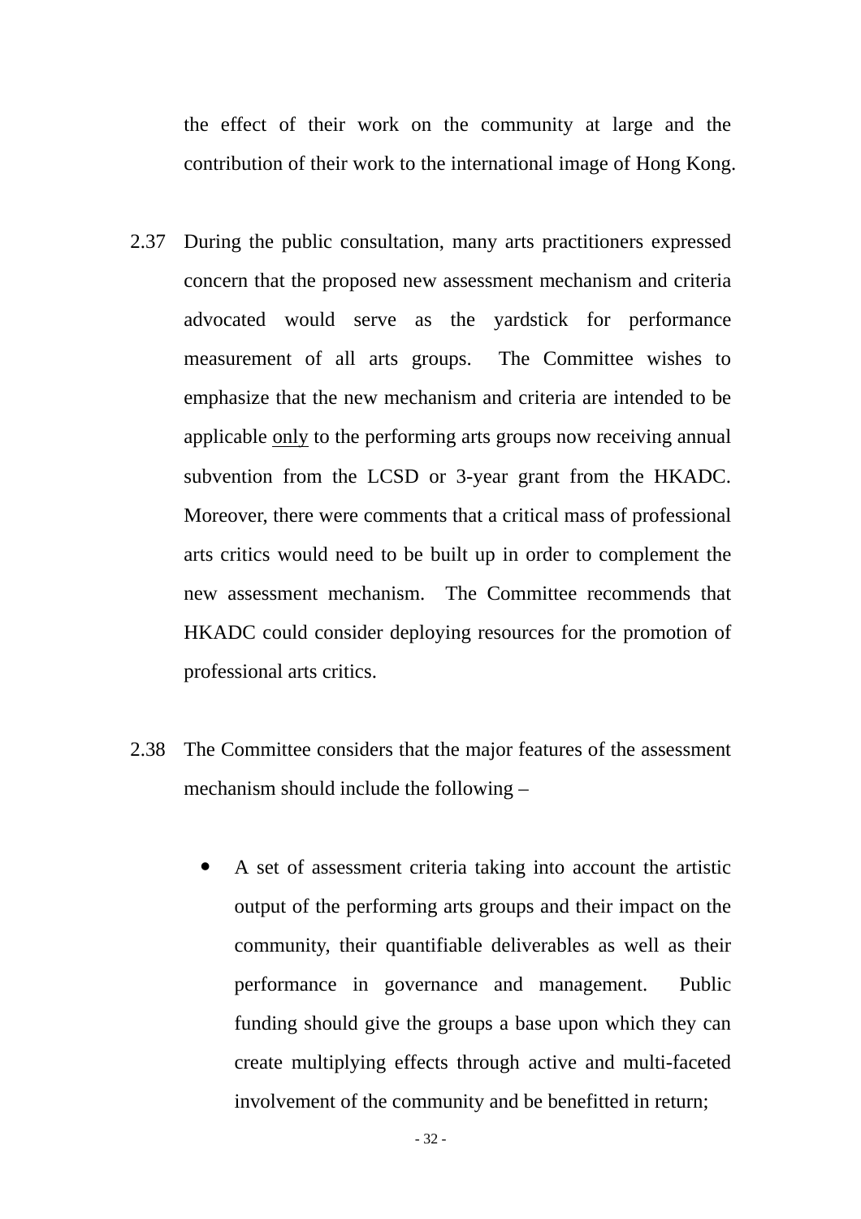the effect of their work on the community at large and the contribution of their work to the international image of Hong Kong.

2.37 During the public consultation, many arts practitioners expressed concern that the proposed new assessment mechanism and criteria advocated would serve as the yardstick for performance measurement of all arts groups. The Committee wishes to emphasize that the new mechanism and criteria are intended to be applicable <u>only</u> to the performing arts groups now receiving annual subvention from the LCSD or 3-year grant from the HKADC. Moreover, there were comments that a critical mass of professional arts critics would need to be built up in order to complement the new assessment mechanism. The Committee recommends that HKADC could consider deploying resources for the promotion of professional arts critics.

2.38 The Committee considers that the major features of the assessment mechanism should include the following –

- A set of assessment criteria taking into account the artistic output of the performing arts groups and their impact on the community, their quantifiable deliverables as well as their performance in governance and management. Public funding should give the groups a base upon which they can create multiplying effects through active and multi-faceted involvement of the community and be benefitted in return;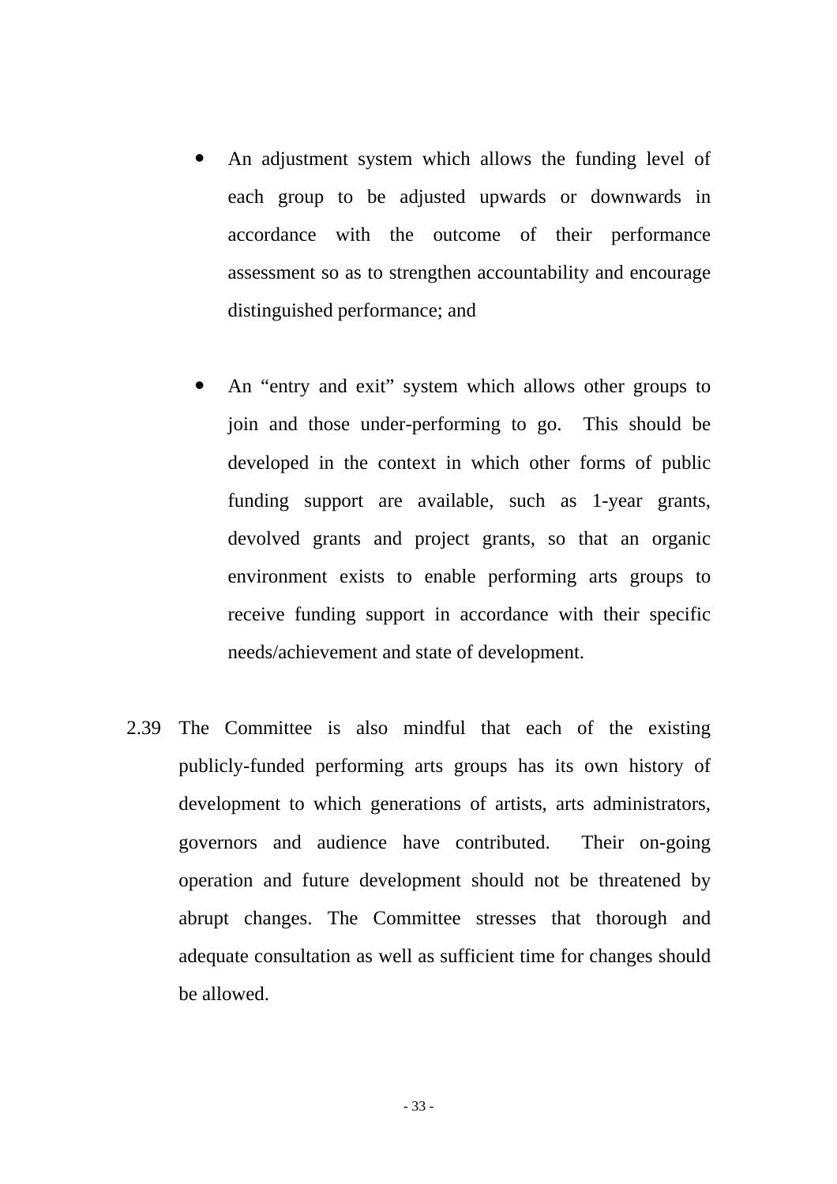- An adjustment system which allows the funding level of each group to be adjusted upwards or downwards in accordance with the outcome of their performance assessment so as to strengthen accountability and encourage distinguished performance; and

- An "entry and exit" system which allows other groups to join and those under-performing to go. This should be developed in the context in which other forms of public funding support are available, such as 1-year grants, devolved grants and project grants, so that an organic environment exists to enable performing arts groups to receive funding support in accordance with their specific needs/achievement and state of development.

2.39 The Committee is also mindful that each of the existing publicly-funded performing arts groups has its own history of development to which generations of artists, arts administrators, governors and audience have contributed. Their on-going operation and future development should not be threatened by abrupt changes. The Committee stresses that thorough and adequate consultation as well as sufficient time for changes should be allowed.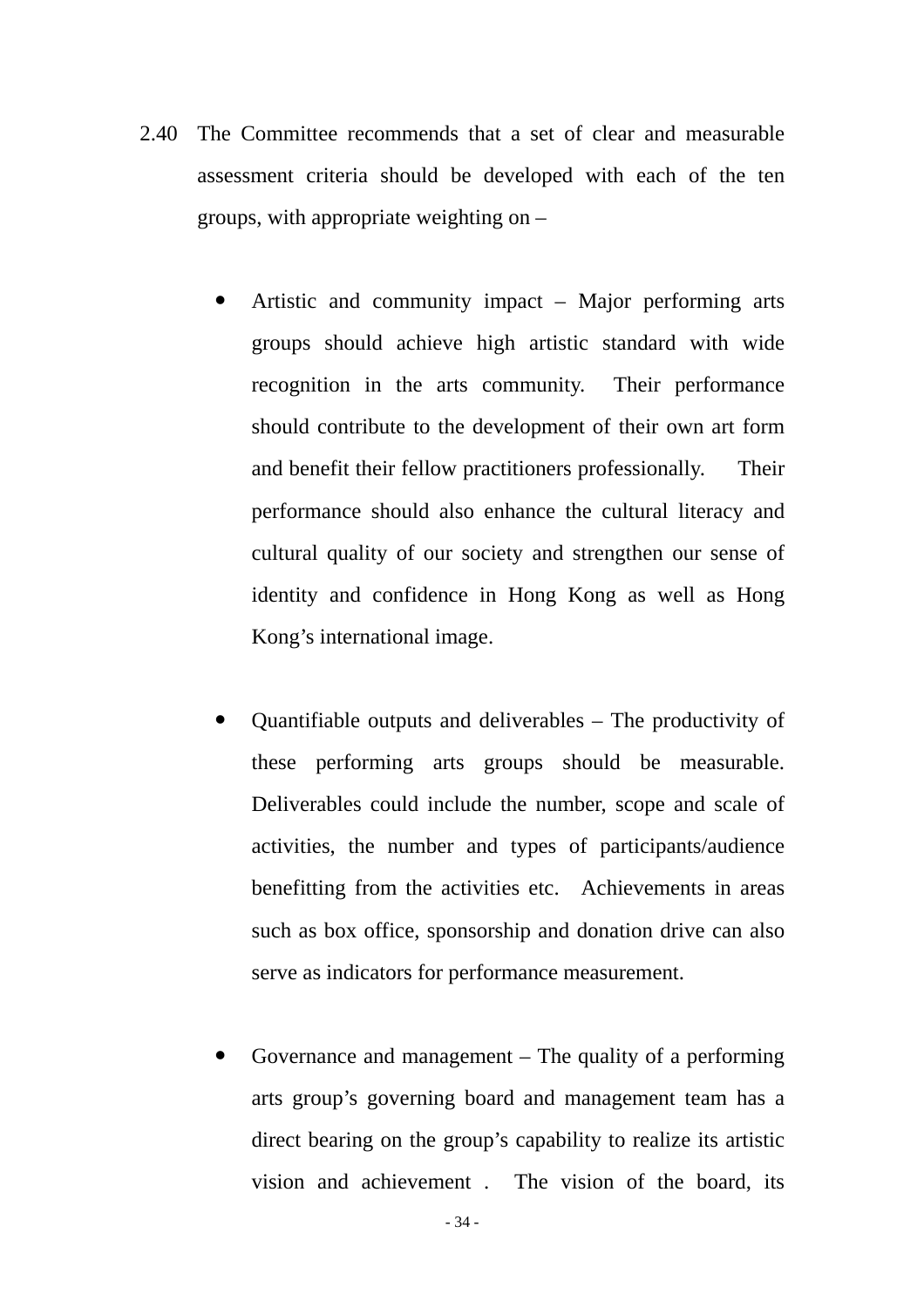2.40 The Committee recommends that a set of clear and measurable assessment criteria should be developed with each of the ten groups, with appropriate weighting on –

- Artistic and community impact – Major performing arts groups should achieve high artistic standard with wide recognition in the arts community. Their performance should contribute to the development of their own art form and benefit their fellow practitioners professionally. Their performance should also enhance the cultural literacy and cultural quality of our society and strengthen our sense of identity and confidence in Hong Kong as well as Hong Kong's international image.

- Quantifiable outputs and deliverables – The productivity of these performing arts groups should be measurable. Deliverables could include the number, scope and scale of activities, the number and types of participants/audience benefitting from the activities etc. Achievements in areas such as box office, sponsorship and donation drive can also serve as indicators for performance measurement.

- Governance and management – The quality of a performing arts group's governing board and management team has a direct bearing on the group's capability to realize its artistic vision and achievement . The vision of the board, its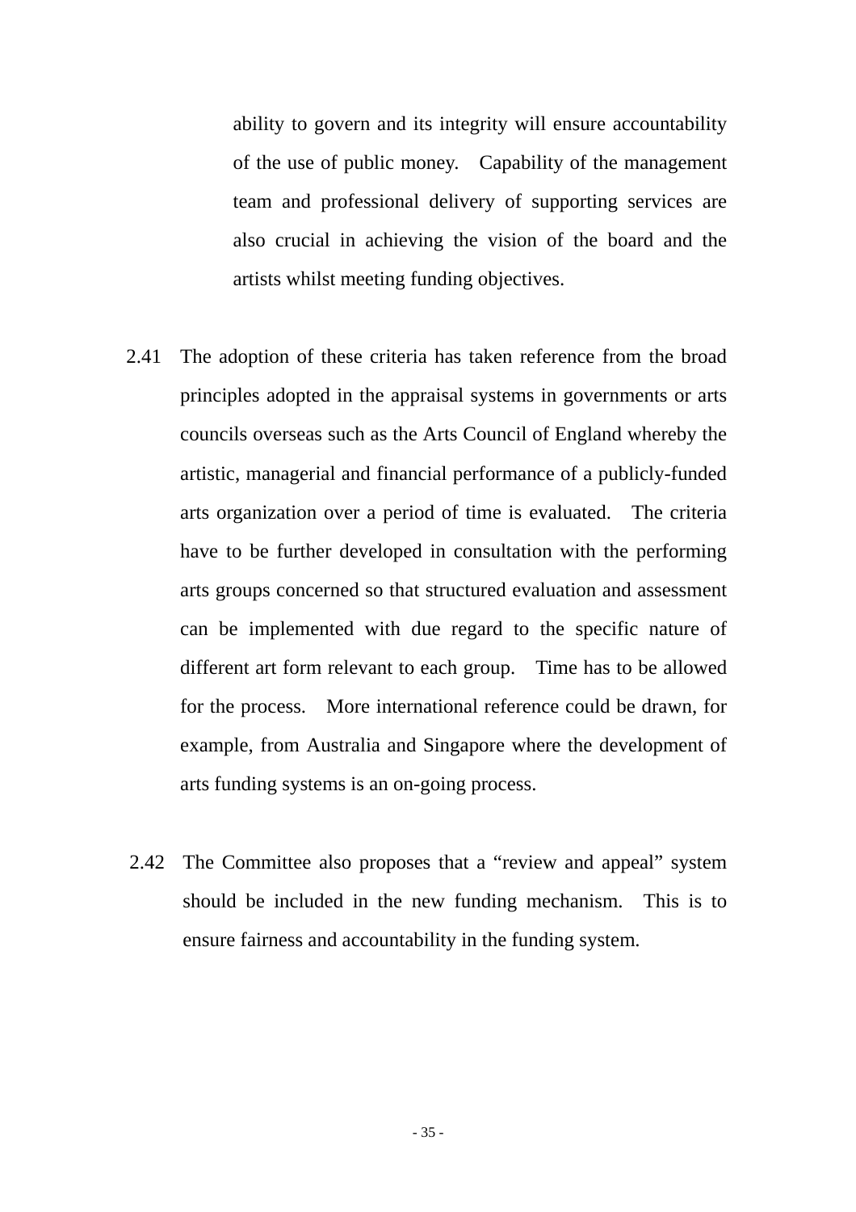ability to govern and its integrity will ensure accountability of the use of public money. Capability of the management team and professional delivery of supporting services are also crucial in achieving the vision of the board and the artists whilst meeting funding objectives.

2.41 The adoption of these criteria has taken reference from the broad principles adopted in the appraisal systems in governments or arts councils overseas such as the Arts Council of England whereby the artistic, managerial and financial performance of a publicly-funded arts organization over a period of time is evaluated. The criteria have to be further developed in consultation with the performing arts groups concerned so that structured evaluation and assessment can be implemented with due regard to the specific nature of different art form relevant to each group. Time has to be allowed for the process. More international reference could be drawn, for example, from Australia and Singapore where the development of arts funding systems is an on-going process.

2.42 The Committee also proposes that a “review and appeal” system should be included in the new funding mechanism. This is to ensure fairness and accountability in the funding system.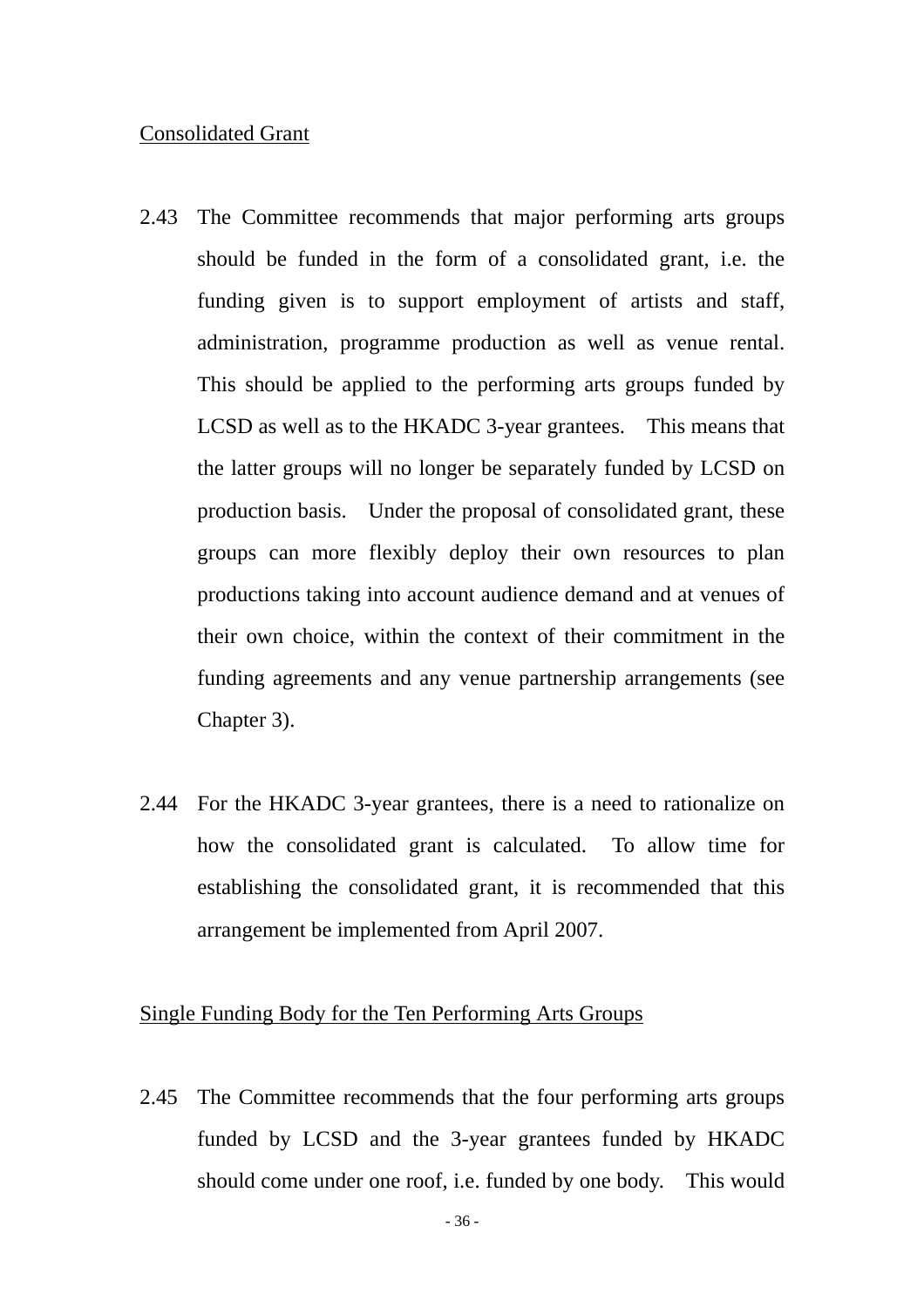<u>Consolidated Grant</u>

2.43 The Committee recommends that major performing arts groups should be funded in the form of a consolidated grant, i.e. the funding given is to support employment of artists and staff, administration, programme production as well as venue rental. This should be applied to the performing arts groups funded by LCSD as well as to the HKADC 3-year grantees. This means that the latter groups will no longer be separately funded by LCSD on production basis. Under the proposal of consolidated grant, these groups can more flexibly deploy their own resources to plan productions taking into account audience demand and at venues of their own choice, within the context of their commitment in the funding agreements and any venue partnership arrangements (see Chapter 3).

2.44 For the HKADC 3-year grantees, there is a need to rationalize on how the consolidated grant is calculated. To allow time for establishing the consolidated grant, it is recommended that this arrangement be implemented from April 2007.

<u>Single Funding Body for the Ten Performing Arts Groups</u>

2.45 The Committee recommends that the four performing arts groups funded by LCSD and the 3-year grantees funded by HKADC should come under one roof, i.e. funded by one body. This would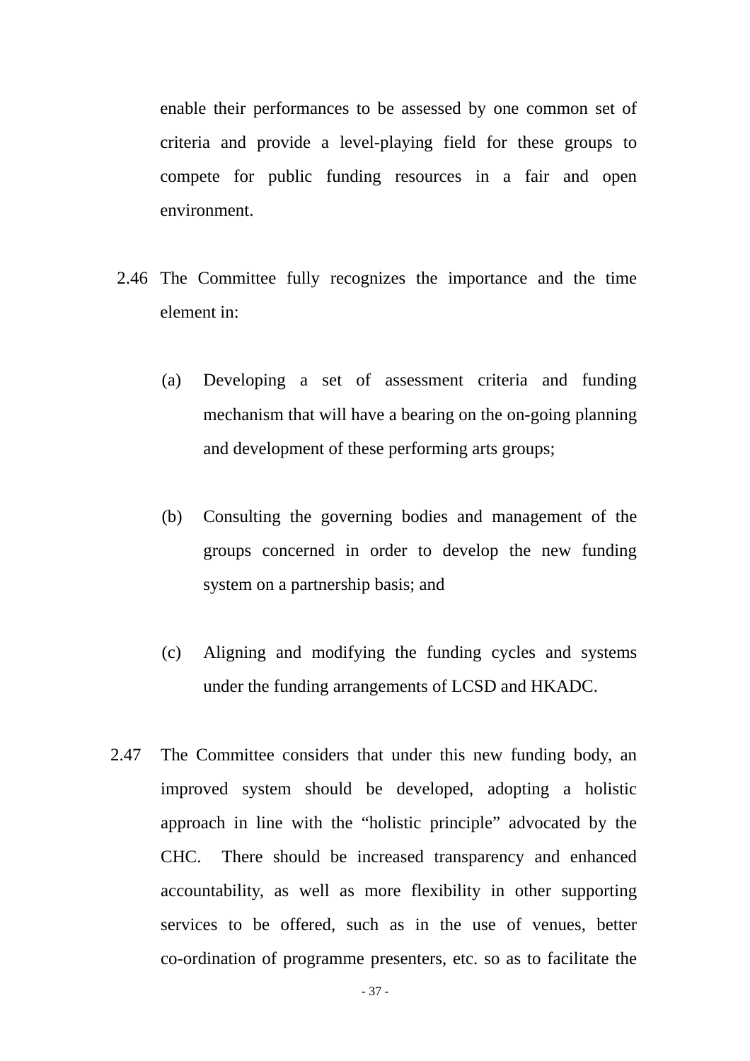enable their performances to be assessed by one common set of criteria and provide a level-playing field for these groups to compete for public funding resources in a fair and open environment.

2.46 The Committee fully recognizes the importance and the time element in:

(a) Developing a set of assessment criteria and funding mechanism that will have a bearing on the on-going planning and development of these performing arts groups;

(b) Consulting the governing bodies and management of the groups concerned in order to develop the new funding system on a partnership basis; and

(c) Aligning and modifying the funding cycles and systems under the funding arrangements of LCSD and HKADC.

2.47 The Committee considers that under this new funding body, an improved system should be developed, adopting a holistic approach in line with the "holistic principle" advocated by the CHC. There should be increased transparency and enhanced accountability, as well as more flexibility in other supporting services to be offered, such as in the use of venues, better co-ordination of programme presenters, etc. so as to facilitate the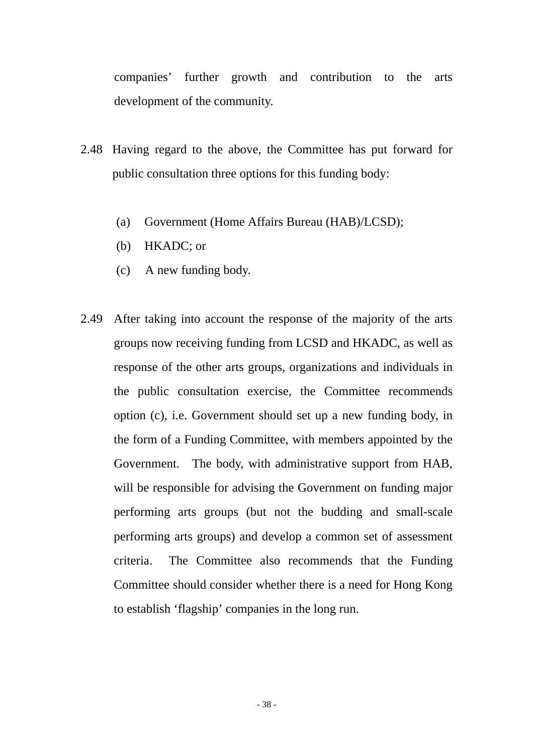companies' further growth and contribution to the arts development of the community.

2.48 Having regard to the above, the Committee has put forward for public consultation three options for this funding body:

(a) Government (Home Affairs Bureau (HAB)/LCSD);

(b) HKADC; or

(c) A new funding body.

2.49 After taking into account the response of the majority of the arts groups now receiving funding from LCSD and HKADC, as well as response of the other arts groups, organizations and individuals in the public consultation exercise, the Committee recommends option (c), i.e. Government should set up a new funding body, in the form of a Funding Committee, with members appointed by the Government. The body, with administrative support from HAB, will be responsible for advising the Government on funding major performing arts groups (but not the budding and small-scale performing arts groups) and develop a common set of assessment criteria. The Committee also recommends that the Funding Committee should consider whether there is a need for Hong Kong to establish 'flagship' companies in the long run.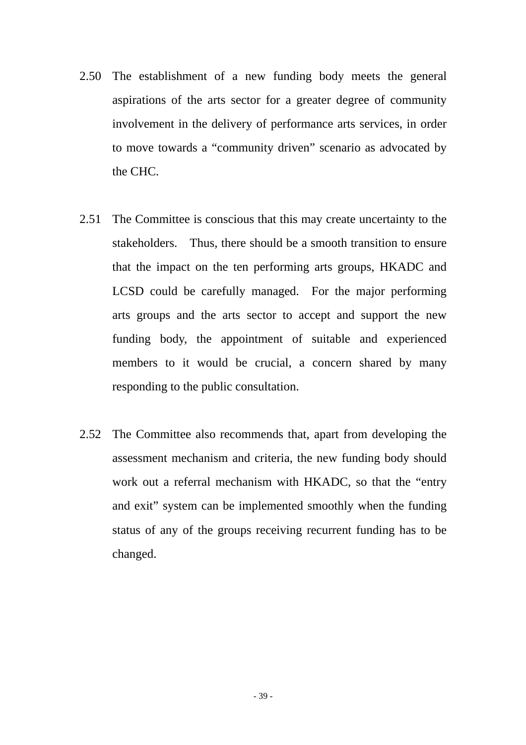2.50 The establishment of a new funding body meets the general aspirations of the arts sector for a greater degree of community involvement in the delivery of performance arts services, in order to move towards a "community driven" scenario as advocated by the CHC.

2.51 The Committee is conscious that this may create uncertainty to the stakeholders. Thus, there should be a smooth transition to ensure that the impact on the ten performing arts groups, HKADC and LCSD could be carefully managed. For the major performing arts groups and the arts sector to accept and support the new funding body, the appointment of suitable and experienced members to it would be crucial, a concern shared by many responding to the public consultation.

2.52 The Committee also recommends that, apart from developing the assessment mechanism and criteria, the new funding body should work out a referral mechanism with HKADC, so that the "entry and exit" system can be implemented smoothly when the funding status of any of the groups receiving recurrent funding has to be changed.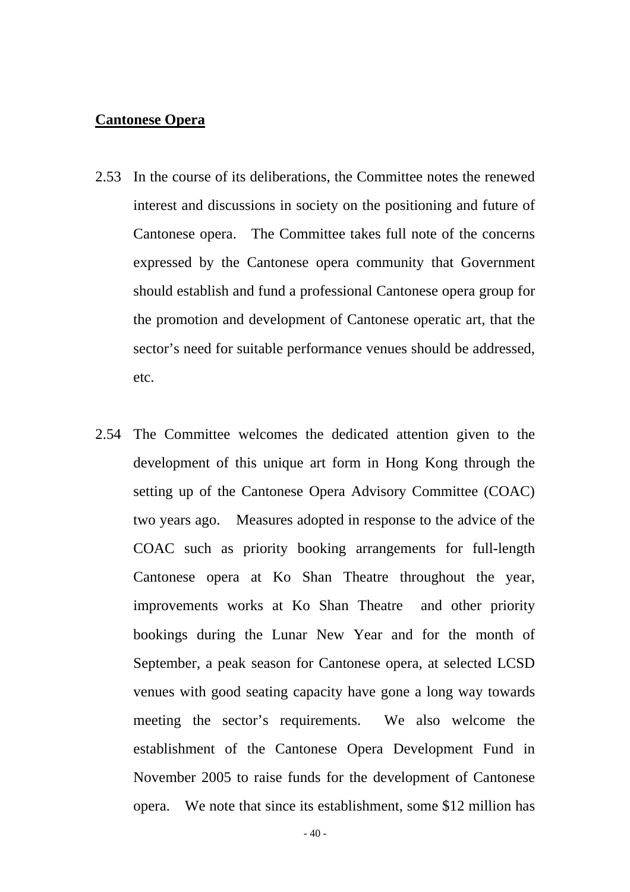**Cantonese Opera**

2.53 In the course of its deliberations, the Committee notes the renewed interest and discussions in society on the positioning and future of Cantonese opera. The Committee takes full note of the concerns expressed by the Cantonese opera community that Government should establish and fund a professional Cantonese opera group for the promotion and development of Cantonese operatic art, that the sector's need for suitable performance venues should be addressed, etc.

2.54 The Committee welcomes the dedicated attention given to the development of this unique art form in Hong Kong through the setting up of the Cantonese Opera Advisory Committee (COAC) two years ago. Measures adopted in response to the advice of the COAC such as priority booking arrangements for full-length Cantonese opera at Ko Shan Theatre throughout the year, improvements works at Ko Shan Theatre and other priority bookings during the Lunar New Year and for the month of September, a peak season for Cantonese opera, at selected LCSD venues with good seating capacity have gone a long way towards meeting the sector's requirements. We also welcome the establishment of the Cantonese Opera Development Fund in November 2005 to raise funds for the development of Cantonese opera. We note that since its establishment, some $12 million has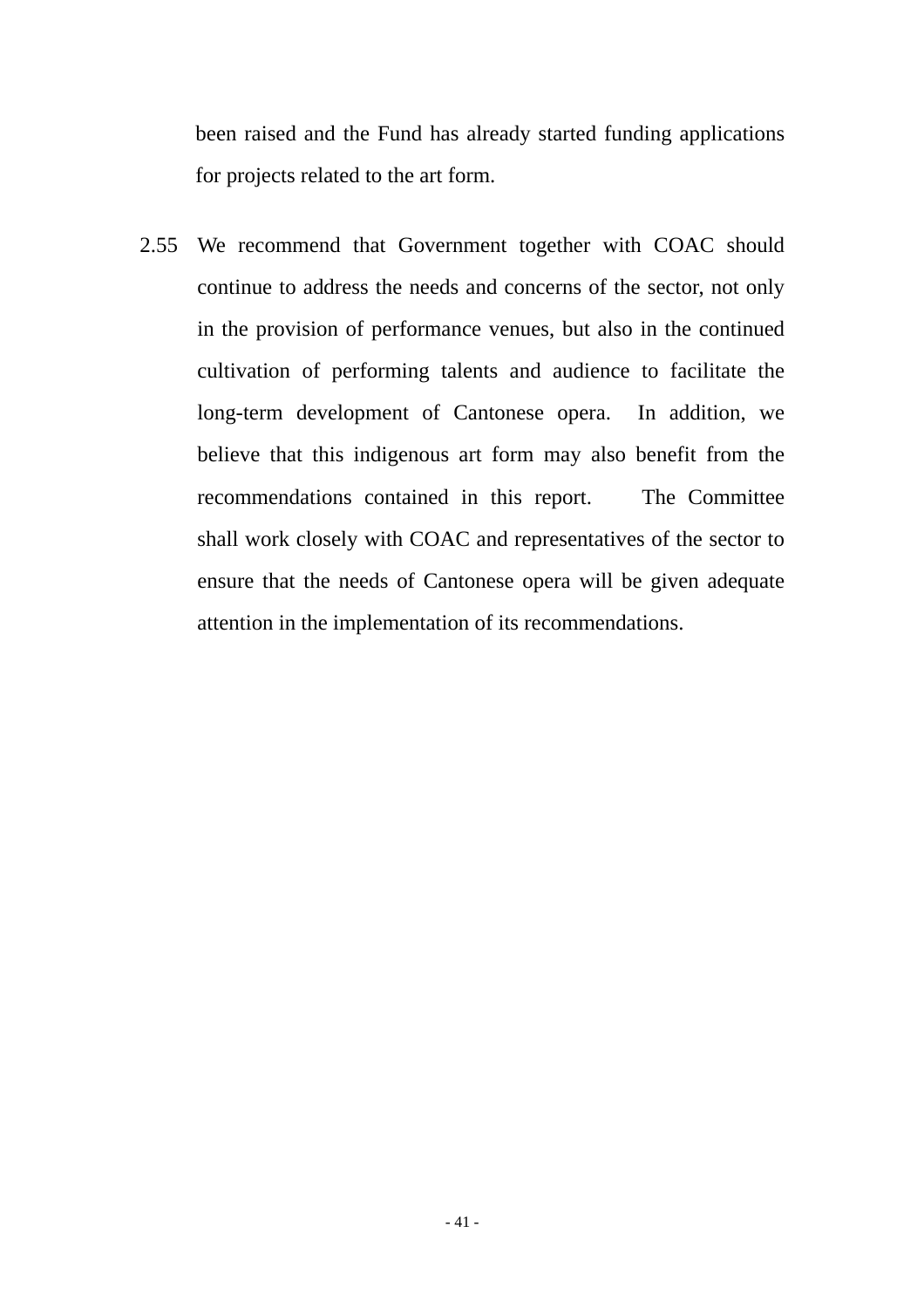been raised and the Fund has already started funding applications for projects related to the art form.

2.55 We recommend that Government together with COAC should continue to address the needs and concerns of the sector, not only in the provision of performance venues, but also in the continued cultivation of performing talents and audience to facilitate the long-term development of Cantonese opera. In addition, we believe that this indigenous art form may also benefit from the recommendations contained in this report. The Committee shall work closely with COAC and representatives of the sector to ensure that the needs of Cantonese opera will be given adequate attention in the implementation of its recommendations.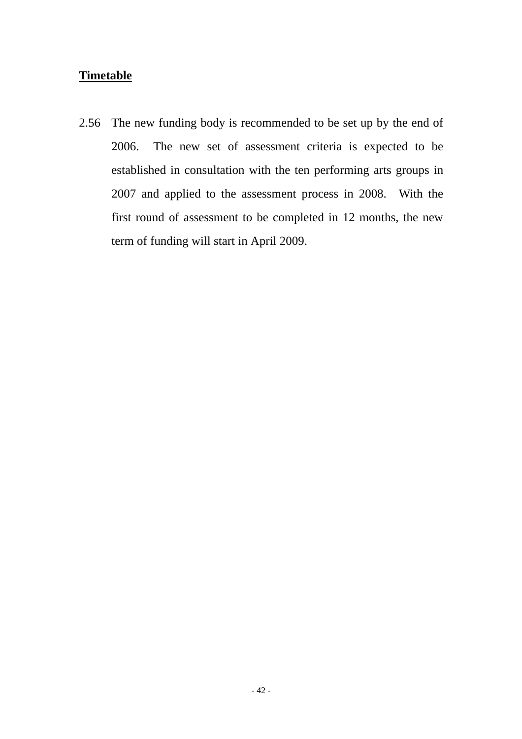**Timetable**

2.56 The new funding body is recommended to be set up by the end of 2006. The new set of assessment criteria is expected to be established in consultation with the ten performing arts groups in 2007 and applied to the assessment process in 2008. With the first round of assessment to be completed in 12 months, the new term of funding will start in April 2009.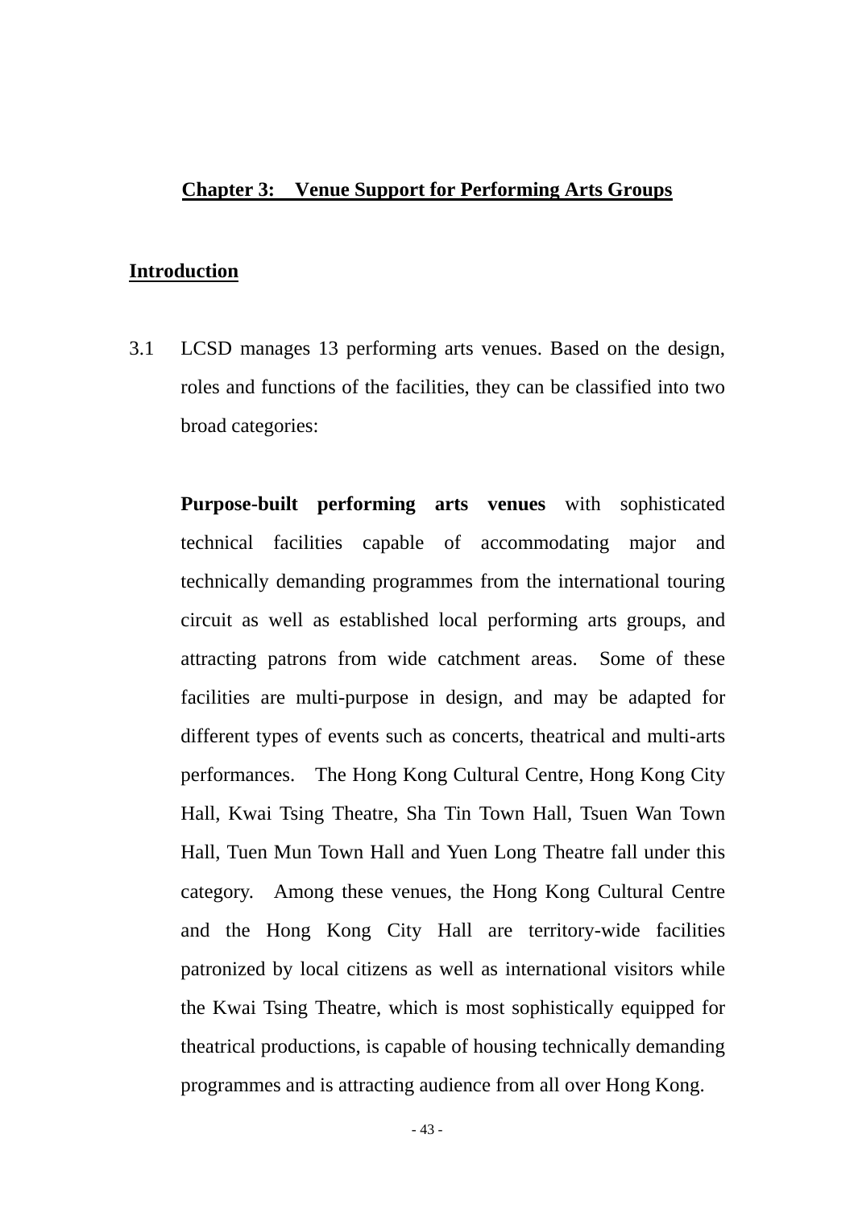## Chapter 3: Venue Support for Performing Arts Groups

### Introduction

3.1 LCSD manages 13 performing arts venues. Based on the design, roles and functions of the facilities, they can be classified into two broad categories:

**Purpose-built performing arts venues** with sophisticated technical facilities capable of accommodating major and technically demanding programmes from the international touring circuit as well as established local performing arts groups, and attracting patrons from wide catchment areas. Some of these facilities are multi-purpose in design, and may be adapted for different types of events such as concerts, theatrical and multi-arts performances. The Hong Kong Cultural Centre, Hong Kong City Hall, Kwai Tsing Theatre, Sha Tin Town Hall, Tsuen Wan Town Hall, Tuen Mun Town Hall and Yuen Long Theatre fall under this category. Among these venues, the Hong Kong Cultural Centre and the Hong Kong City Hall are territory-wide facilities patronized by local citizens as well as international visitors while the Kwai Tsing Theatre, which is most sophistically equipped for theatrical productions, is capable of housing technically demanding programmes and is attracting audience from all over Hong Kong.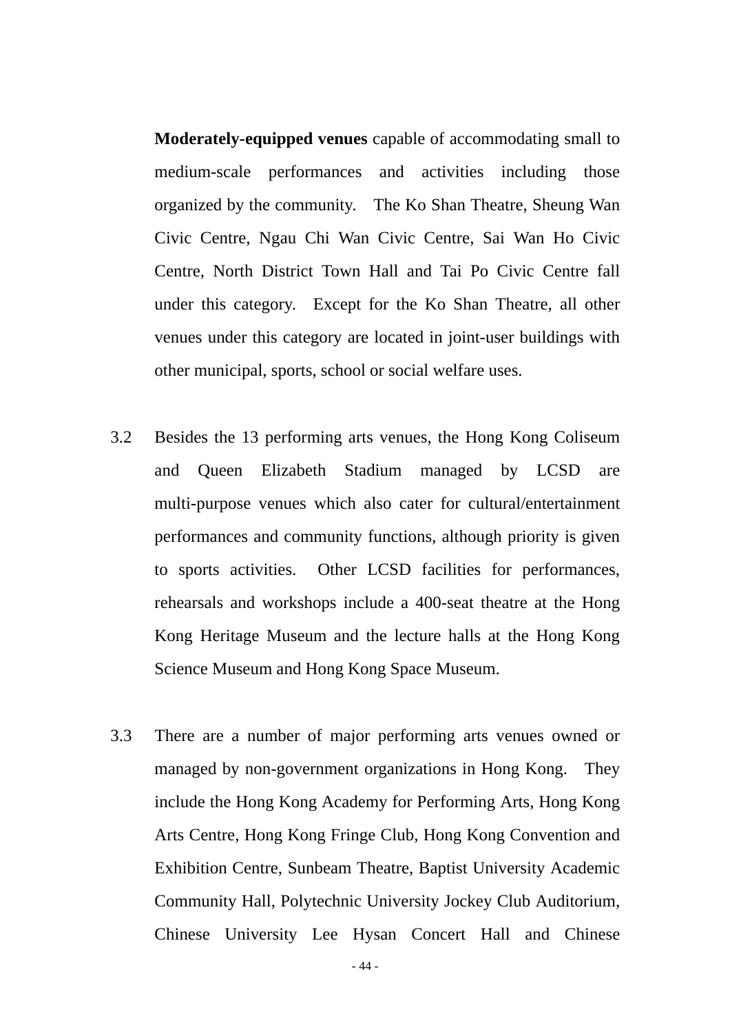**Moderately-equipped venues** capable of accommodating small to medium-scale performances and activities including those organized by the community. The Ko Shan Theatre, Sheung Wan Civic Centre, Ngau Chi Wan Civic Centre, Sai Wan Ho Civic Centre, North District Town Hall and Tai Po Civic Centre fall under this category. Except for the Ko Shan Theatre, all other venues under this category are located in joint-user buildings with other municipal, sports, school or social welfare uses.

3.2 Besides the 13 performing arts venues, the Hong Kong Coliseum and Queen Elizabeth Stadium managed by LCSD are multi-purpose venues which also cater for cultural/entertainment performances and community functions, although priority is given to sports activities. Other LCSD facilities for performances, rehearsals and workshops include a 400-seat theatre at the Hong Kong Heritage Museum and the lecture halls at the Hong Kong Science Museum and Hong Kong Space Museum.

3.3 There are a number of major performing arts venues owned or managed by non-government organizations in Hong Kong. They include the Hong Kong Academy for Performing Arts, Hong Kong Arts Centre, Hong Kong Fringe Club, Hong Kong Convention and Exhibition Centre, Sunbeam Theatre, Baptist University Academic Community Hall, Polytechnic University Jockey Club Auditorium, Chinese University Lee Hysan Concert Hall and Chinese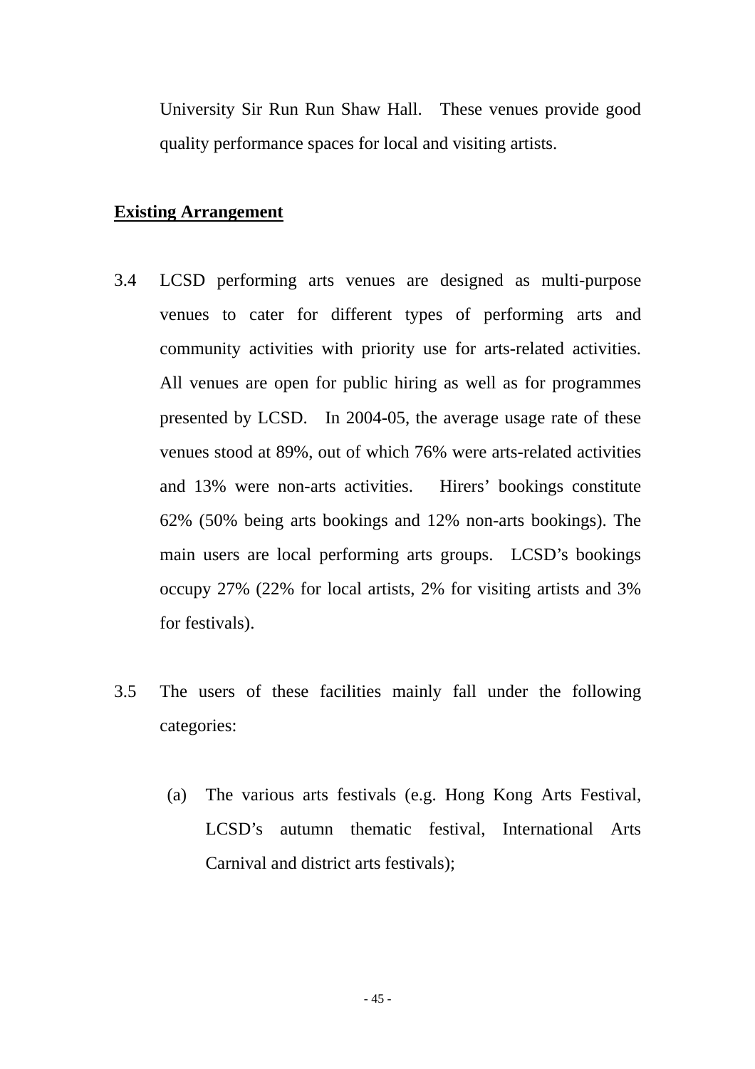University Sir Run Run Shaw Hall. These venues provide good quality performance spaces for local and visiting artists.

**<u>Existing Arrangement</u>**

3.4 LCSD performing arts venues are designed as multi-purpose venues to cater for different types of performing arts and community activities with priority use for arts-related activities. All venues are open for public hiring as well as for programmes presented by LCSD. In 2004-05, the average usage rate of these venues stood at 89%, out of which 76% were arts-related activities and 13% were non-arts activities. Hirers' bookings constitute 62% (50% being arts bookings and 12% non-arts bookings). The main users are local performing arts groups. LCSD's bookings occupy 27% (22% for local artists, 2% for visiting artists and 3% for festivals).

3.5 The users of these facilities mainly fall under the following categories:

(a) The various arts festivals (e.g. Hong Kong Arts Festival, LCSD's autumn thematic festival, International Arts Carnival and district arts festivals);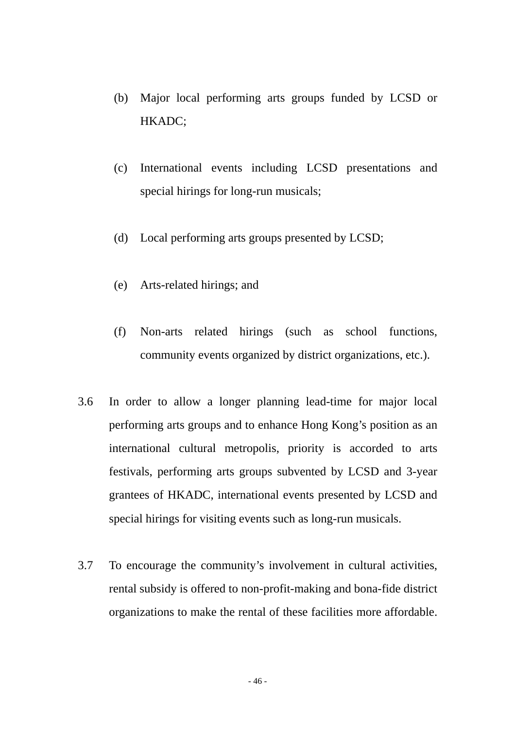(b) Major local performing arts groups funded by LCSD or HKADC;

(c) International events including LCSD presentations and special hirings for long-run musicals;

(d) Local performing arts groups presented by LCSD;

(e) Arts-related hirings; and

(f) Non-arts related hirings (such as school functions, community events organized by district organizations, etc.).

3.6 In order to allow a longer planning lead-time for major local performing arts groups and to enhance Hong Kong's position as an international cultural metropolis, priority is accorded to arts festivals, performing arts groups subvented by LCSD and 3-year grantees of HKADC, international events presented by LCSD and special hirings for visiting events such as long-run musicals.

3.7 To encourage the community's involvement in cultural activities, rental subsidy is offered to non-profit-making and bona-fide district organizations to make the rental of these facilities more affordable.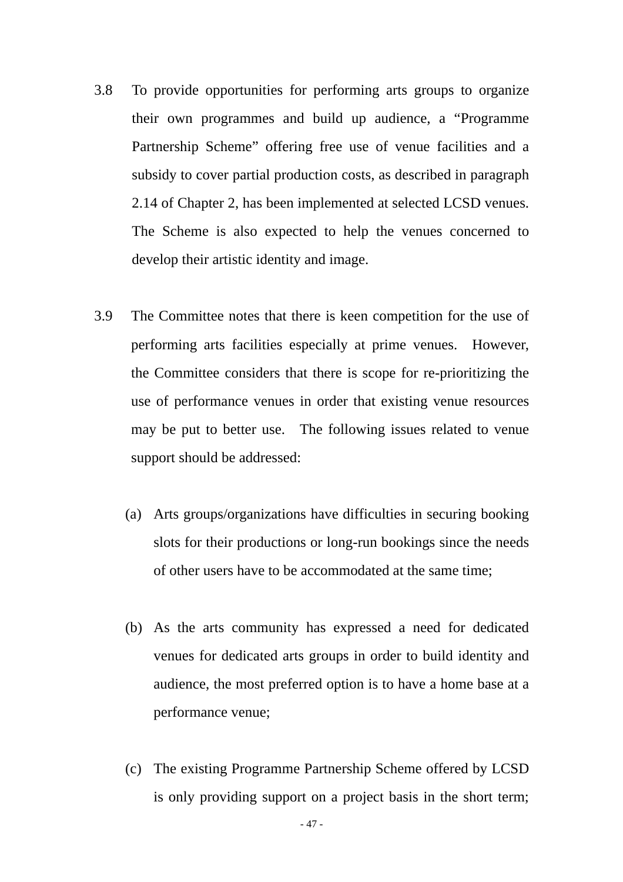3.8 To provide opportunities for performing arts groups to organize their own programmes and build up audience, a "Programme Partnership Scheme" offering free use of venue facilities and a subsidy to cover partial production costs, as described in paragraph 2.14 of Chapter 2, has been implemented at selected LCSD venues. The Scheme is also expected to help the venues concerned to develop their artistic identity and image.

3.9 The Committee notes that there is keen competition for the use of performing arts facilities especially at prime venues. However, the Committee considers that there is scope for re-prioritizing the use of performance venues in order that existing venue resources may be put to better use. The following issues related to venue support should be addressed:

(a) Arts groups/organizations have difficulties in securing booking slots for their productions or long-run bookings since the needs of other users have to be accommodated at the same time;

(b) As the arts community has expressed a need for dedicated venues for dedicated arts groups in order to build identity and audience, the most preferred option is to have a home base at a performance venue;

(c) The existing Programme Partnership Scheme offered by LCSD is only providing support on a project basis in the short term;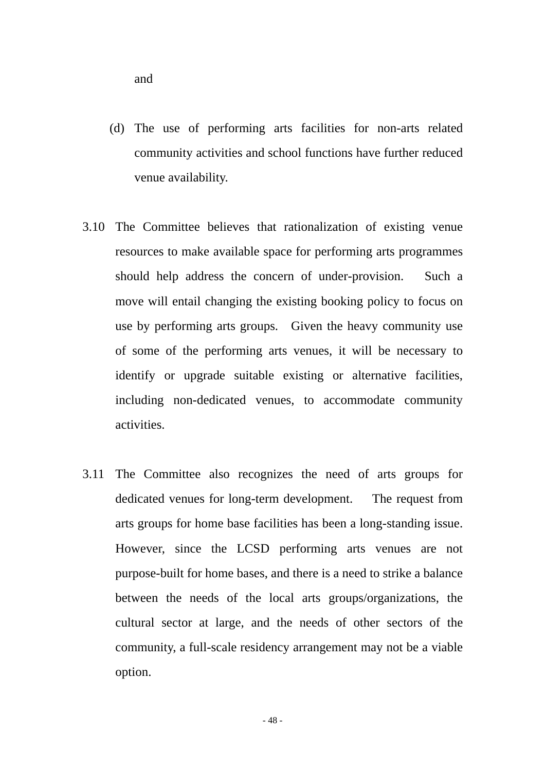and

(d) The use of performing arts facilities for non-arts related community activities and school functions have further reduced venue availability.

3.10 The Committee believes that rationalization of existing venue resources to make available space for performing arts programmes should help address the concern of under-provision. Such a move will entail changing the existing booking policy to focus on use by performing arts groups. Given the heavy community use of some of the performing arts venues, it will be necessary to identify or upgrade suitable existing or alternative facilities, including non-dedicated venues, to accommodate community activities.

3.11 The Committee also recognizes the need of arts groups for dedicated venues for long-term development. The request from arts groups for home base facilities has been a long-standing issue. However, since the LCSD performing arts venues are not purpose-built for home bases, and there is a need to strike a balance between the needs of the local arts groups/organizations, the cultural sector at large, and the needs of other sectors of the community, a full-scale residency arrangement may not be a viable option.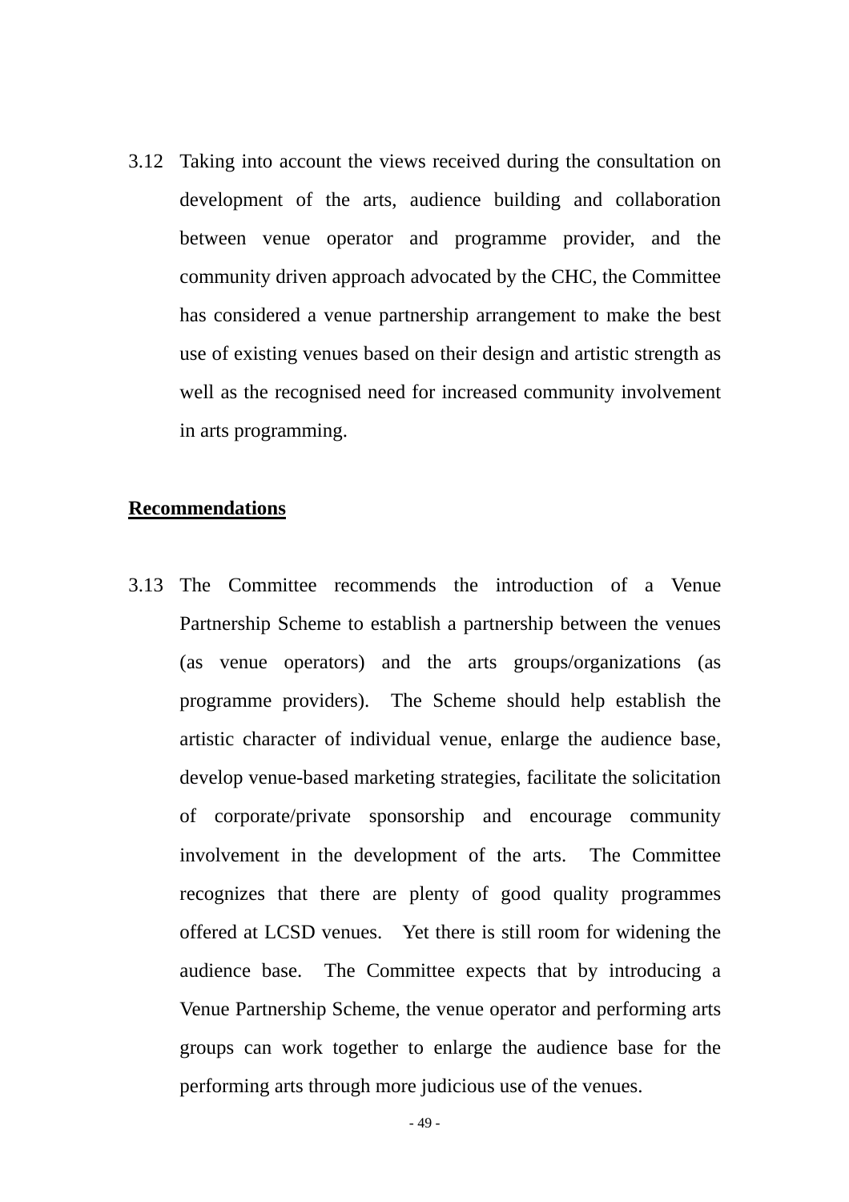3.12 Taking into account the views received during the consultation on development of the arts, audience building and collaboration between venue operator and programme provider, and the community driven approach advocated by the CHC, the Committee has considered a venue partnership arrangement to make the best use of existing venues based on their design and artistic strength as well as the recognised need for increased community involvement in arts programming.

**Recommendations**

3.13 The Committee recommends the introduction of a Venue Partnership Scheme to establish a partnership between the venues (as venue operators) and the arts groups/organizations (as programme providers). The Scheme should help establish the artistic character of individual venue, enlarge the audience base, develop venue-based marketing strategies, facilitate the solicitation of corporate/private sponsorship and encourage community involvement in the development of the arts. The Committee recognizes that there are plenty of good quality programmes offered at LCSD venues. Yet there is still room for widening the audience base. The Committee expects that by introducing a Venue Partnership Scheme, the venue operator and performing arts groups can work together to enlarge the audience base for the performing arts through more judicious use of the venues.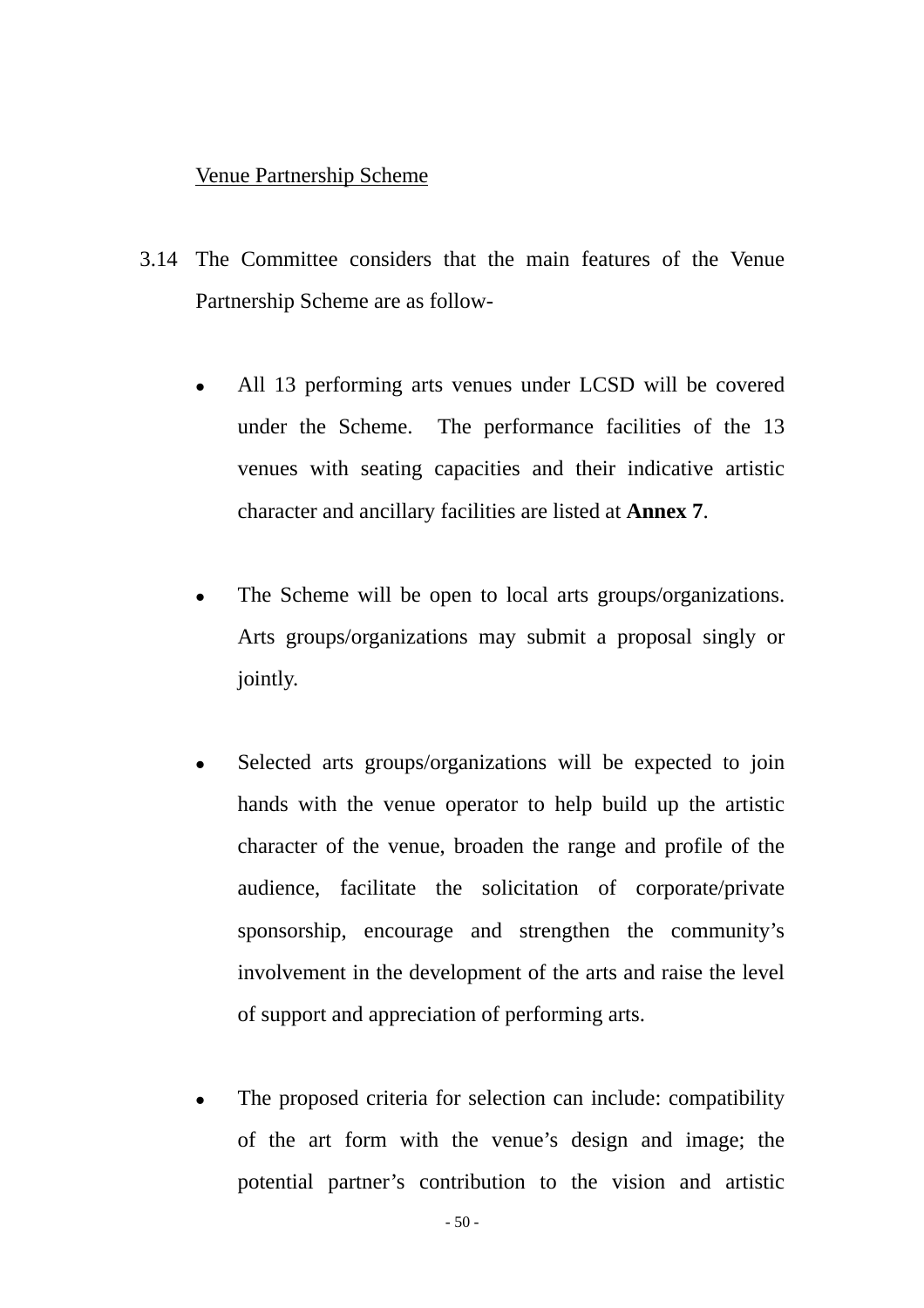Venue Partnership Scheme

3.14 The Committee considers that the main features of the Venue Partnership Scheme are as follow-

- All 13 performing arts venues under LCSD will be covered under the Scheme. The performance facilities of the 13 venues with seating capacities and their indicative artistic character and ancillary facilities are listed at **Annex 7**.

- The Scheme will be open to local arts groups/organizations. Arts groups/organizations may submit a proposal singly or jointly.

- Selected arts groups/organizations will be expected to join hands with the venue operator to help build up the artistic character of the venue, broaden the range and profile of the audience, facilitate the solicitation of corporate/private sponsorship, encourage and strengthen the community's involvement in the development of the arts and raise the level of support and appreciation of performing arts.

- The proposed criteria for selection can include: compatibility of the art form with the venue's design and image; the potential partner's contribution to the vision and artistic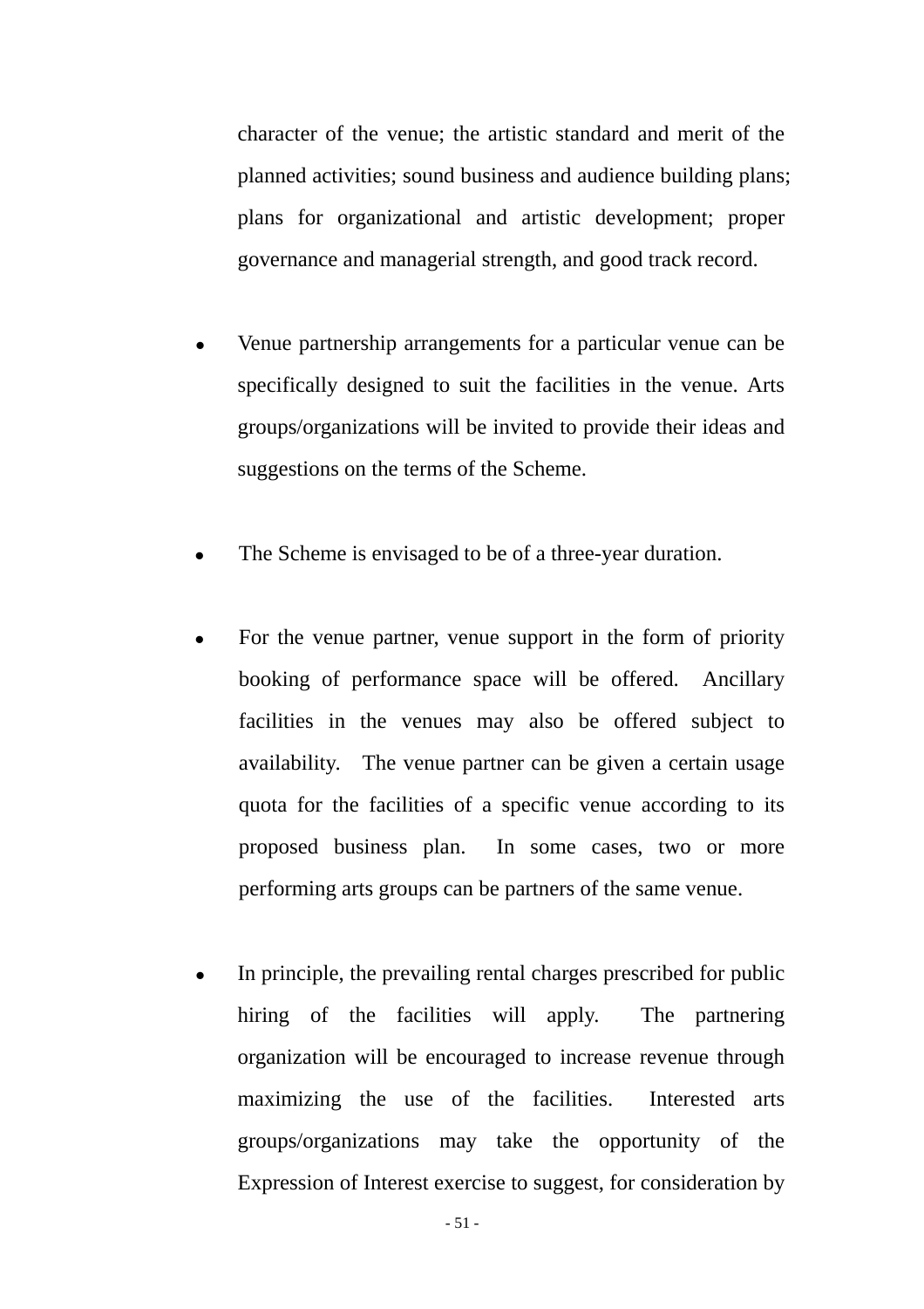character of the venue; the artistic standard and merit of the planned activities; sound business and audience building plans; plans for organizational and artistic development; proper governance and managerial strength, and good track record.

- Venue partnership arrangements for a particular venue can be specifically designed to suit the facilities in the venue. Arts groups/organizations will be invited to provide their ideas and suggestions on the terms of the Scheme.

- The Scheme is envisaged to be of a three-year duration.

- For the venue partner, venue support in the form of priority booking of performance space will be offered. Ancillary facilities in the venues may also be offered subject to availability. The venue partner can be given a certain usage quota for the facilities of a specific venue according to its proposed business plan. In some cases, two or more performing arts groups can be partners of the same venue.

- In principle, the prevailing rental charges prescribed for public hiring of the facilities will apply. The partnering organization will be encouraged to increase revenue through maximizing the use of the facilities. Interested arts groups/organizations may take the opportunity of the Expression of Interest exercise to suggest, for consideration by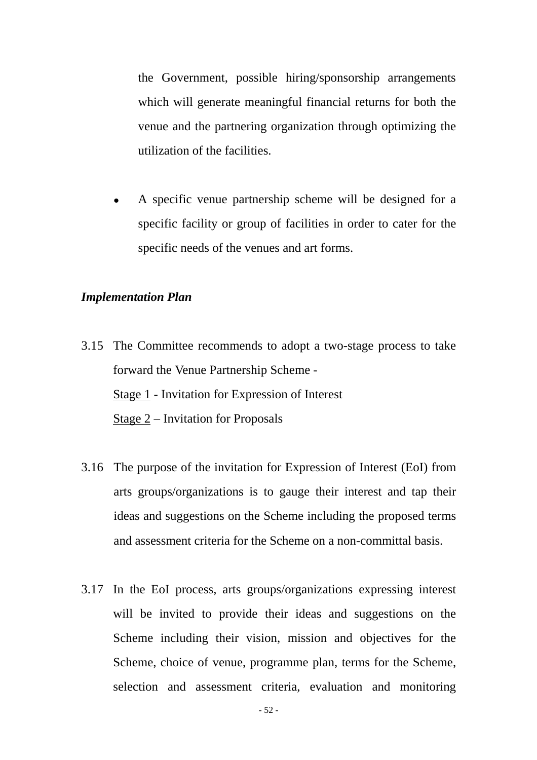the Government, possible hiring/sponsorship arrangements which will generate meaningful financial returns for both the venue and the partnering organization through optimizing the utilization of the facilities.

- A specific venue partnership scheme will be designed for a specific facility or group of facilities in order to cater for the specific needs of the venues and art forms.

***Implementation Plan***

3.15 The Committee recommends to adopt a two-stage process to take forward the Venue Partnership Scheme -
<u>Stage 1</u> - Invitation for Expression of Interest
<u>Stage 2</u> – Invitation for Proposals

3.16 The purpose of the invitation for Expression of Interest (EoI) from arts groups/organizations is to gauge their interest and tap their ideas and suggestions on the Scheme including the proposed terms and assessment criteria for the Scheme on a non-committal basis.

3.17 In the EoI process, arts groups/organizations expressing interest will be invited to provide their ideas and suggestions on the Scheme including their vision, mission and objectives for the Scheme, choice of venue, programme plan, terms for the Scheme, selection and assessment criteria, evaluation and monitoring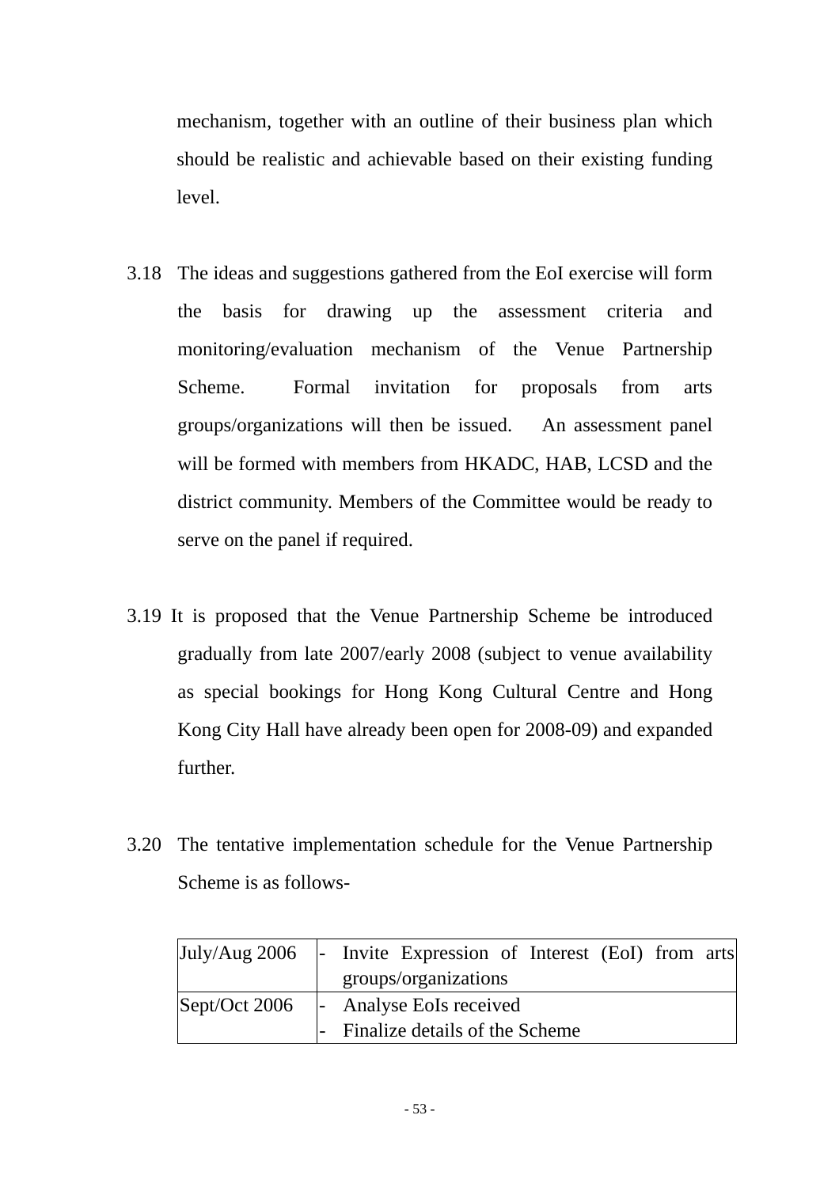mechanism, together with an outline of their business plan which should be realistic and achievable based on their existing funding level.

3.18 The ideas and suggestions gathered from the EoI exercise will form the basis for drawing up the assessment criteria and monitoring/evaluation mechanism of the Venue Partnership Scheme. Formal invitation for proposals from arts groups/organizations will then be issued. An assessment panel will be formed with members from HKADC, HAB, LCSD and the district community. Members of the Committee would be ready to serve on the panel if required.

3.19 It is proposed that the Venue Partnership Scheme be introduced gradually from late 2007/early 2008 (subject to venue availability as special bookings for Hong Kong Cultural Centre and Hong Kong City Hall have already been open for 2008-09) and expanded further.

3.20 The tentative implementation schedule for the Venue Partnership Scheme is as follows-

| | |
|---|---|
| July/Aug 2006 | - Invite Expression of Interest (EoI) from arts groups/organizations |
| Sept/Oct 2006 | - Analyse EoIs received<br>- Finalize details of the Scheme |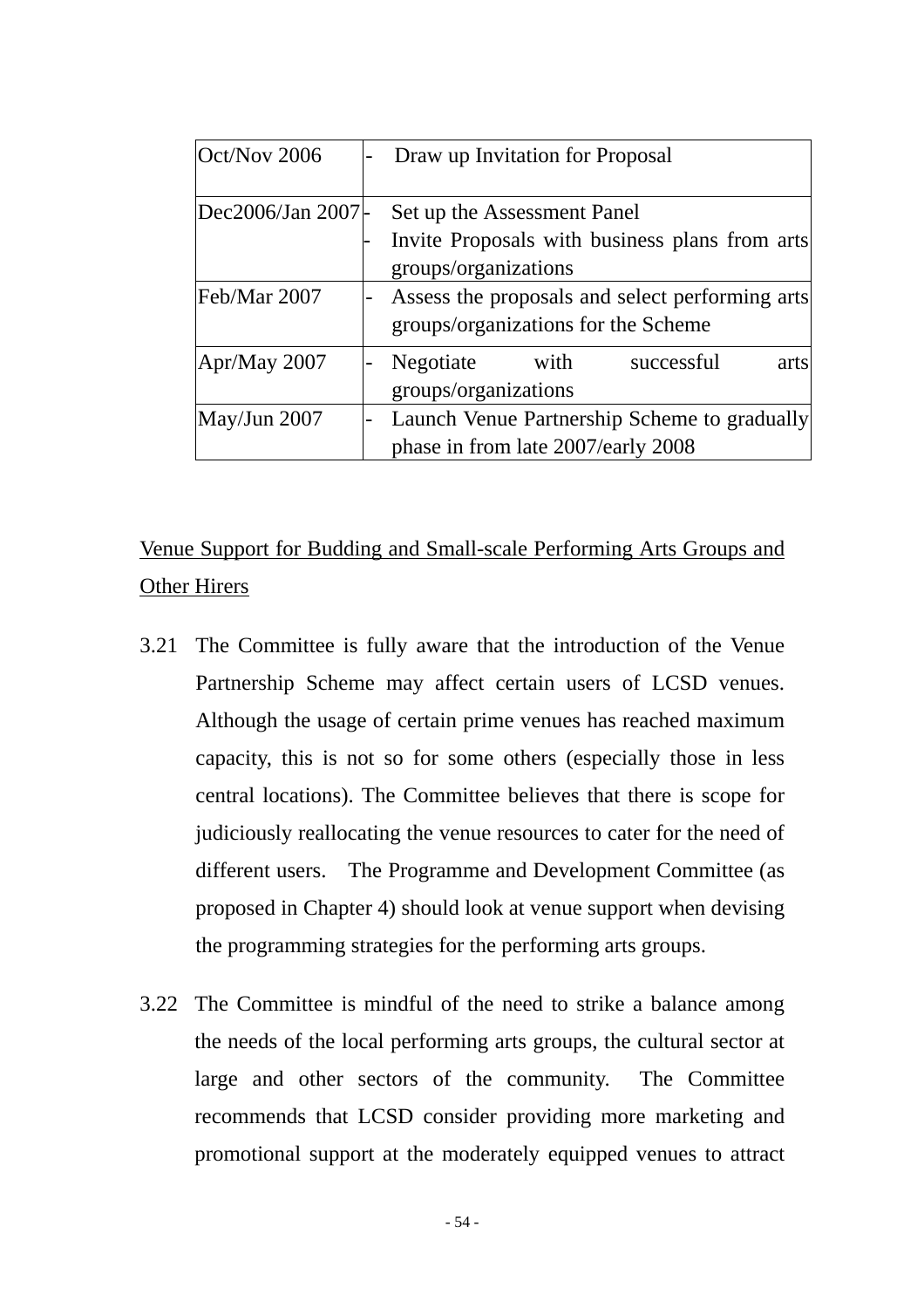| | |
|---|---|
| Oct/Nov 2006 | - Draw up Invitation for Proposal |
| Dec2006/Jan 2007 | - Set up the Assessment Panel<br>- Invite Proposals with business plans from arts groups/organizations |
| Feb/Mar 2007 | - Assess the proposals and select performing arts groups/organizations for the Scheme |
| Apr/May 2007 | - Negotiate with successful arts groups/organizations |
| May/Jun 2007 | - Launch Venue Partnership Scheme to gradually phase in from late 2007/early 2008 |

<u>Venue Support for Budding and Small-scale Performing Arts Groups and Other Hirers</u>

3.21 The Committee is fully aware that the introduction of the Venue Partnership Scheme may affect certain users of LCSD venues. Although the usage of certain prime venues has reached maximum capacity, this is not so for some others (especially those in less central locations). The Committee believes that there is scope for judiciously reallocating the venue resources to cater for the need of different users. The Programme and Development Committee (as proposed in Chapter 4) should look at venue support when devising the programming strategies for the performing arts groups.

3.22 The Committee is mindful of the need to strike a balance among the needs of the local performing arts groups, the cultural sector at large and other sectors of the community. The Committee recommends that LCSD consider providing more marketing and promotional support at the moderately equipped venues to attract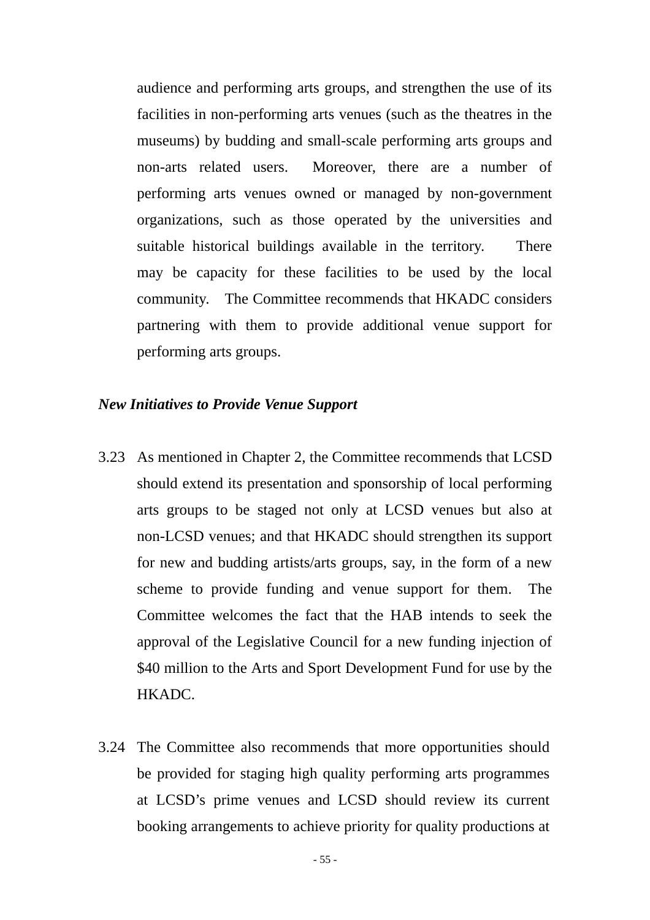audience and performing arts groups, and strengthen the use of its facilities in non-performing arts venues (such as the theatres in the museums) by budding and small-scale performing arts groups and non-arts related users. Moreover, there are a number of performing arts venues owned or managed by non-government organizations, such as those operated by the universities and suitable historical buildings available in the territory. There may be capacity for these facilities to be used by the local community. The Committee recommends that HKADC considers partnering with them to provide additional venue support for performing arts groups.

***New Initiatives to Provide Venue Support***

3.23 As mentioned in Chapter 2, the Committee recommends that LCSD should extend its presentation and sponsorship of local performing arts groups to be staged not only at LCSD venues but also at non-LCSD venues; and that HKADC should strengthen its support for new and budding artists/arts groups, say, in the form of a new scheme to provide funding and venue support for them. The Committee welcomes the fact that the HAB intends to seek the approval of the Legislative Council for a new funding injection of $40 million to the Arts and Sport Development Fund for use by the HKADC.

3.24 The Committee also recommends that more opportunities should be provided for staging high quality performing arts programmes at LCSD's prime venues and LCSD should review its current booking arrangements to achieve priority for quality productions at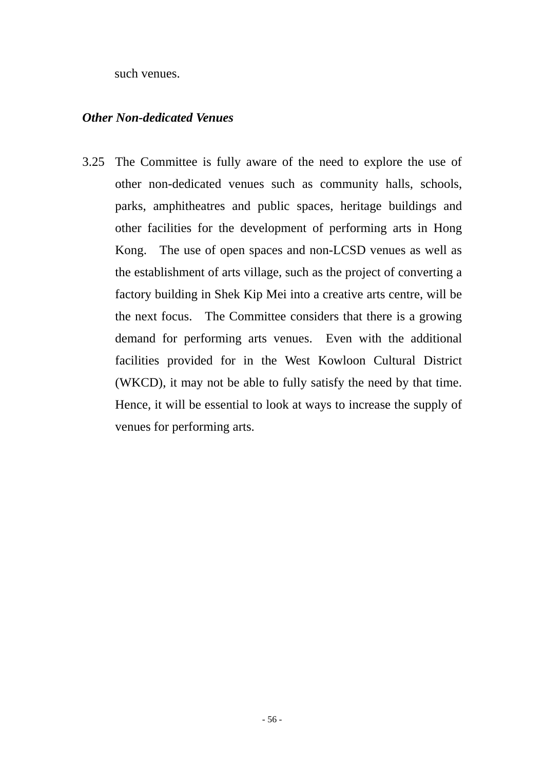such venues.

***Other Non-dedicated Venues***

3.25 The Committee is fully aware of the need to explore the use of other non-dedicated venues such as community halls, schools, parks, amphitheatres and public spaces, heritage buildings and other facilities for the development of performing arts in Hong Kong. The use of open spaces and non-LCSD venues as well as the establishment of arts village, such as the project of converting a factory building in Shek Kip Mei into a creative arts centre, will be the next focus. The Committee considers that there is a growing demand for performing arts venues. Even with the additional facilities provided for in the West Kowloon Cultural District (WKCD), it may not be able to fully satisfy the need by that time. Hence, it will be essential to look at ways to increase the supply of venues for performing arts.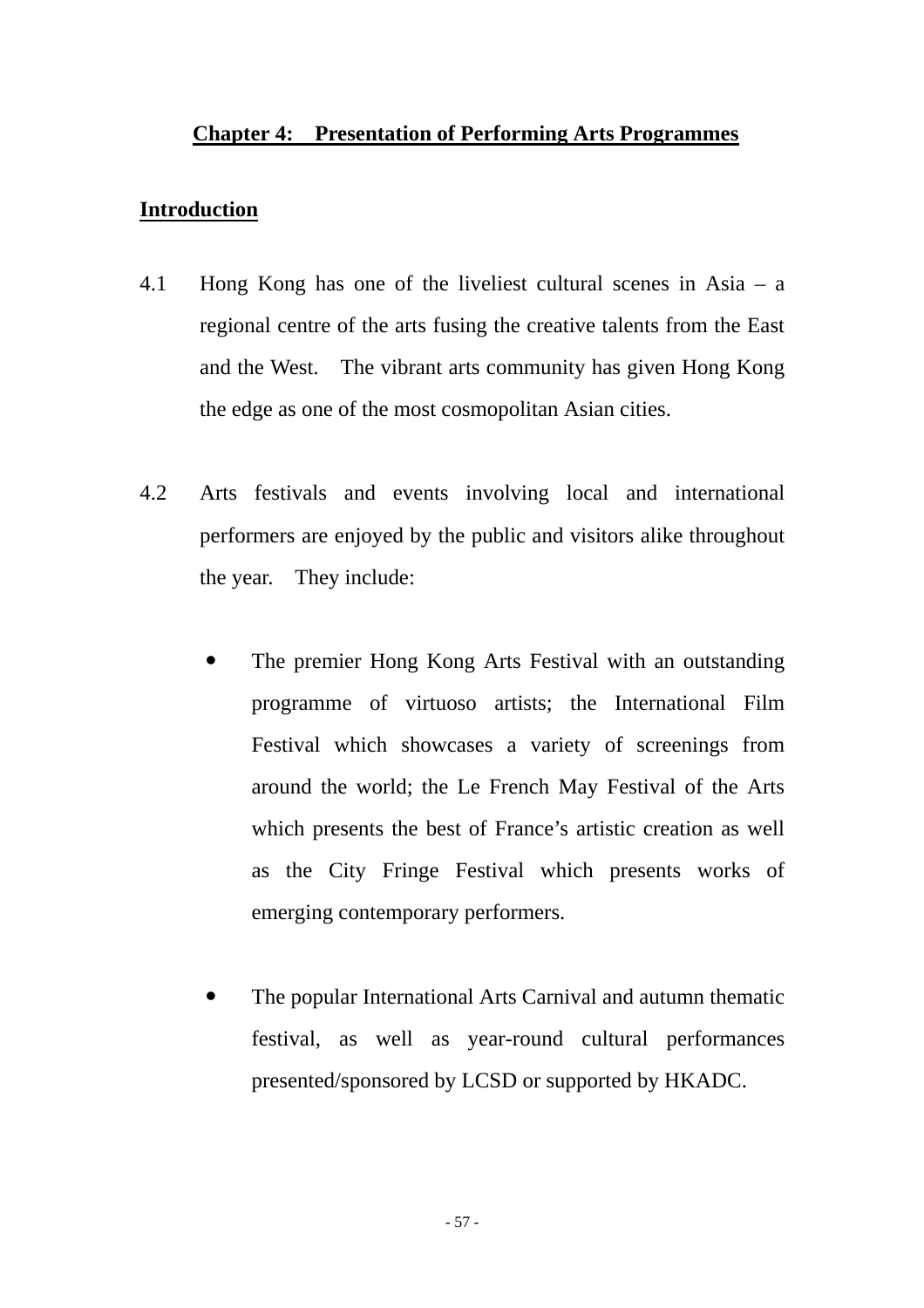## Chapter 4: Presentation of Performing Arts Programmes

### Introduction

4.1 Hong Kong has one of the liveliest cultural scenes in Asia – a regional centre of the arts fusing the creative talents from the East and the West. The vibrant arts community has given Hong Kong the edge as one of the most cosmopolitan Asian cities.

4.2 Arts festivals and events involving local and international performers are enjoyed by the public and visitors alike throughout the year. They include:

- The premier Hong Kong Arts Festival with an outstanding programme of virtuoso artists; the International Film Festival which showcases a variety of screenings from around the world; the Le French May Festival of the Arts which presents the best of France's artistic creation as well as the City Fringe Festival which presents works of emerging contemporary performers.

- The popular International Arts Carnival and autumn thematic festival, as well as year-round cultural performances presented/sponsored by LCSD or supported by HKADC.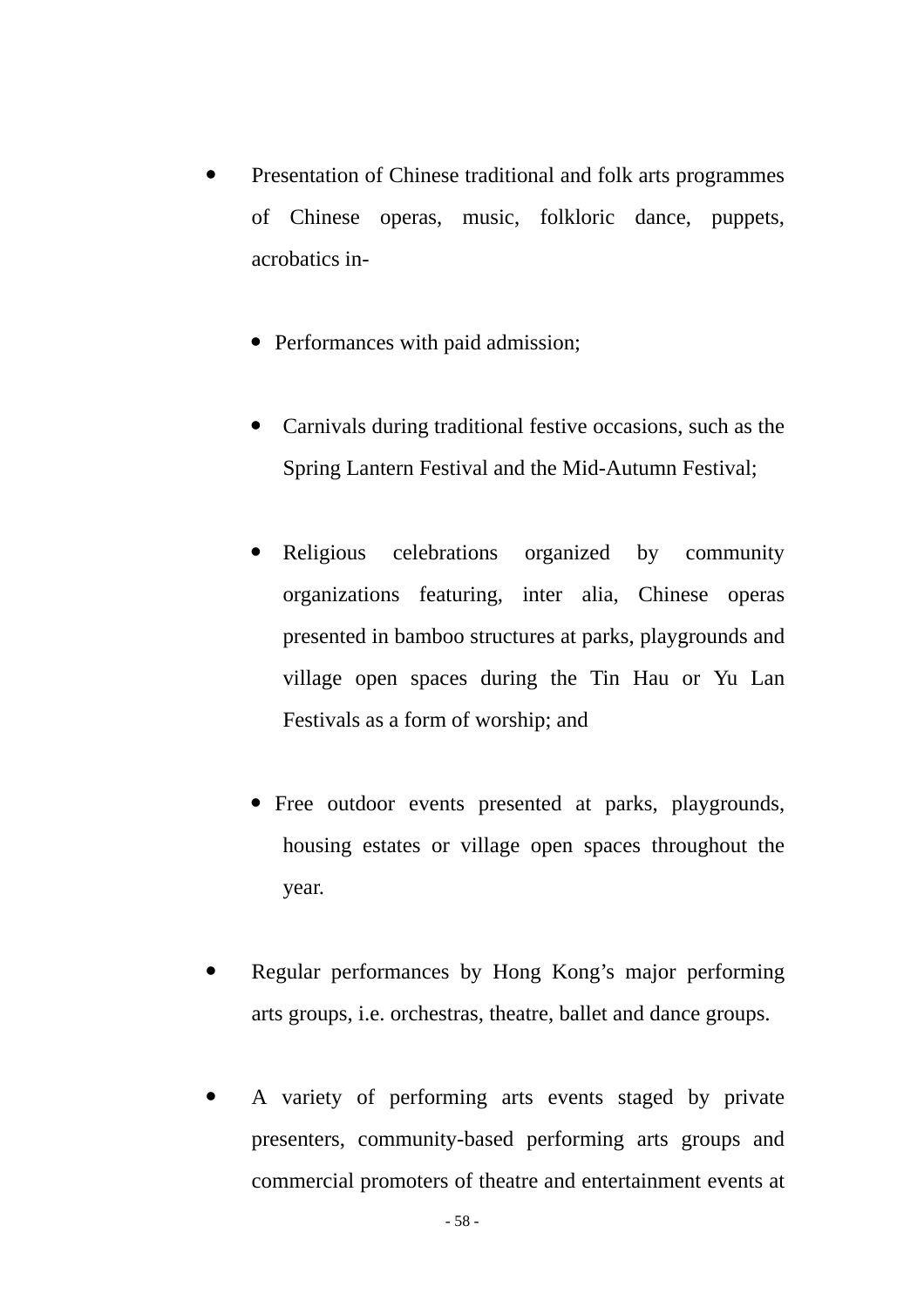- Presentation of Chinese traditional and folk arts programmes of Chinese operas, music, folkloric dance, puppets, acrobatics in-

  - Performances with paid admission;

  - Carnivals during traditional festive occasions, such as the Spring Lantern Festival and the Mid-Autumn Festival;

  - Religious celebrations organized by community organizations featuring, inter alia, Chinese operas presented in bamboo structures at parks, playgrounds and village open spaces during the Tin Hau or Yu Lan Festivals as a form of worship; and

  - Free outdoor events presented at parks, playgrounds, housing estates or village open spaces throughout the year.

- Regular performances by Hong Kong's major performing arts groups, i.e. orchestras, theatre, ballet and dance groups.

- A variety of performing arts events staged by private presenters, community-based performing arts groups and commercial promoters of theatre and entertainment events at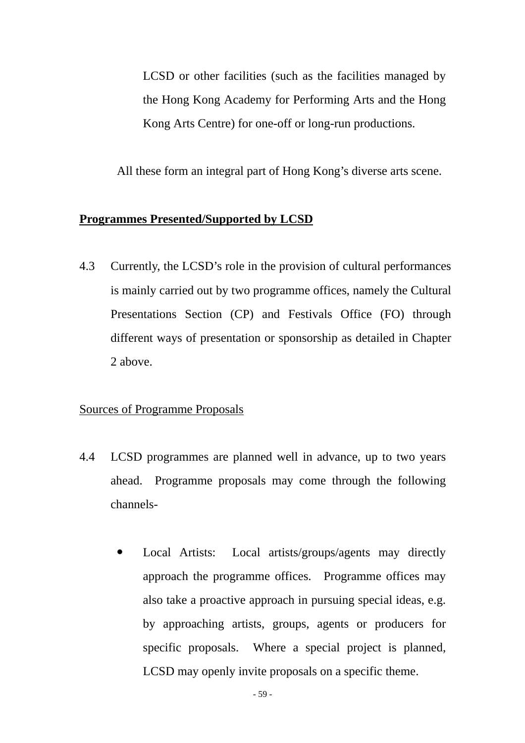LCSD or other facilities (such as the facilities managed by the Hong Kong Academy for Performing Arts and the Hong Kong Arts Centre) for one-off or long-run productions.

All these form an integral part of Hong Kong's diverse arts scene.

**Programmes Presented/Supported by LCSD**

4.3 Currently, the LCSD's role in the provision of cultural performances is mainly carried out by two programme offices, namely the Cultural Presentations Section (CP) and Festivals Office (FO) through different ways of presentation or sponsorship as detailed in Chapter 2 above.

Sources of Programme Proposals

4.4 LCSD programmes are planned well in advance, up to two years ahead. Programme proposals may come through the following channels-

- Local Artists: Local artists/groups/agents may directly approach the programme offices. Programme offices may also take a proactive approach in pursuing special ideas, e.g. by approaching artists, groups, agents or producers for specific proposals. Where a special project is planned, LCSD may openly invite proposals on a specific theme.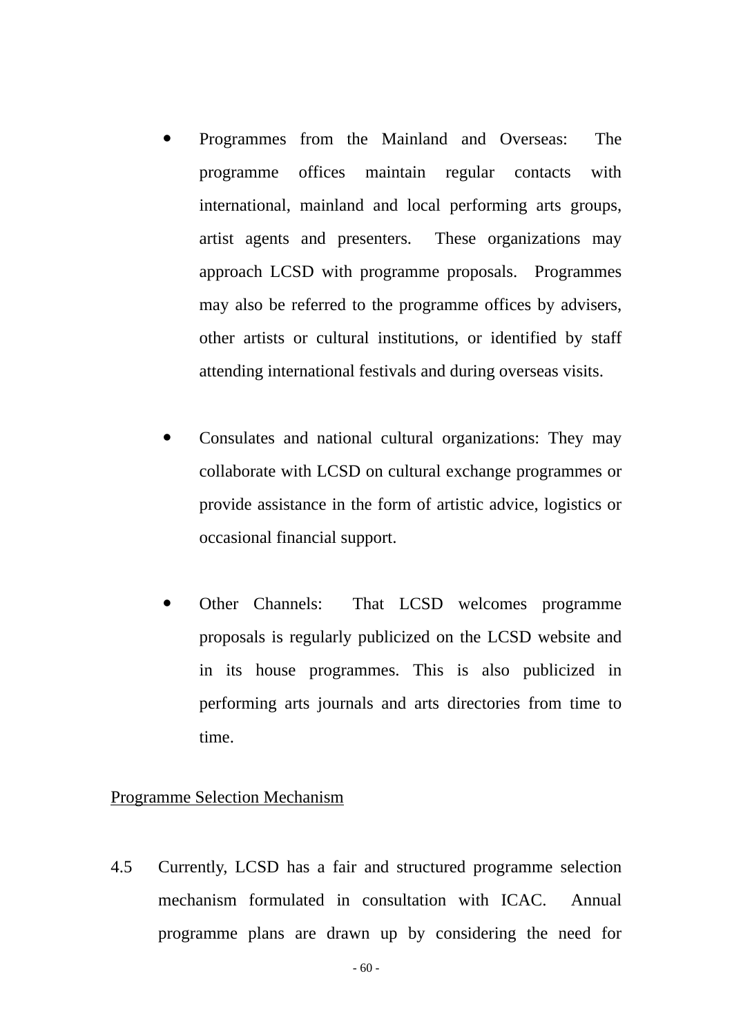- Programmes from the Mainland and Overseas: The programme offices maintain regular contacts with international, mainland and local performing arts groups, artist agents and presenters. These organizations may approach LCSD with programme proposals. Programmes may also be referred to the programme offices by advisers, other artists or cultural institutions, or identified by staff attending international festivals and during overseas visits.

- Consulates and national cultural organizations: They may collaborate with LCSD on cultural exchange programmes or provide assistance in the form of artistic advice, logistics or occasional financial support.

- Other Channels: That LCSD welcomes programme proposals is regularly publicized on the LCSD website and in its house programmes. This is also publicized in performing arts journals and arts directories from time to time.

Programme Selection Mechanism

4.5 Currently, LCSD has a fair and structured programme selection mechanism formulated in consultation with ICAC. Annual programme plans are drawn up by considering the need for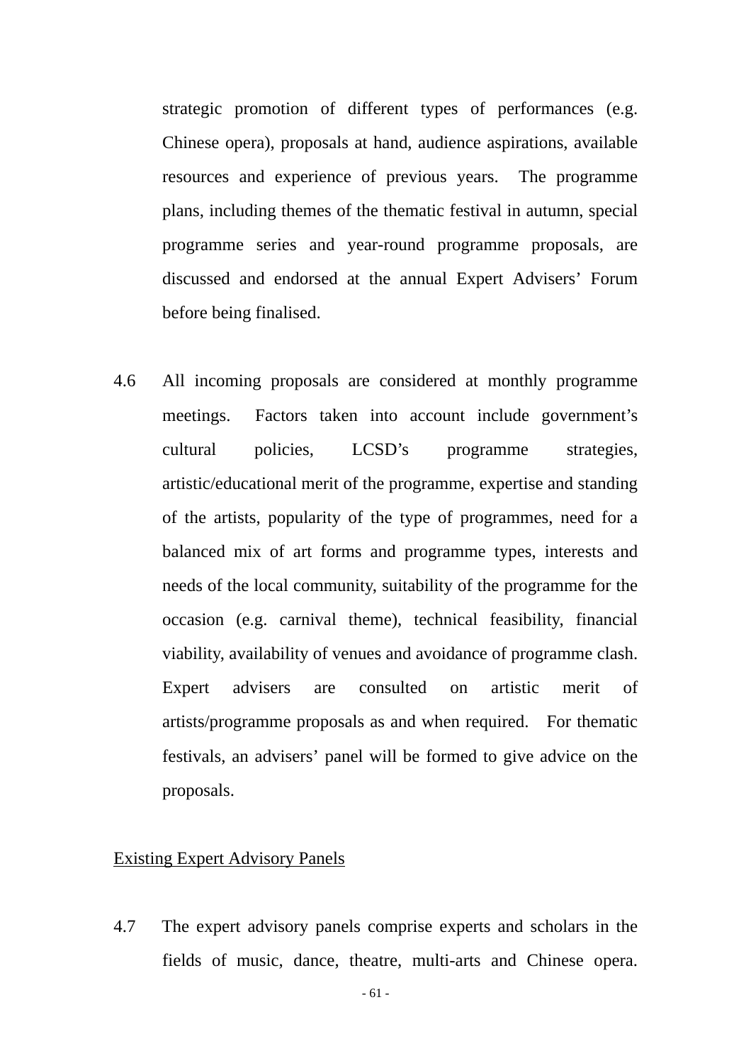strategic promotion of different types of performances (e.g. Chinese opera), proposals at hand, audience aspirations, available resources and experience of previous years. The programme plans, including themes of the thematic festival in autumn, special programme series and year-round programme proposals, are discussed and endorsed at the annual Expert Advisers' Forum before being finalised.

4.6 All incoming proposals are considered at monthly programme meetings. Factors taken into account include government's cultural policies, LCSD's programme strategies, artistic/educational merit of the programme, expertise and standing of the artists, popularity of the type of programmes, need for a balanced mix of art forms and programme types, interests and needs of the local community, suitability of the programme for the occasion (e.g. carnival theme), technical feasibility, financial viability, availability of venues and avoidance of programme clash. Expert advisers are consulted on artistic merit of artists/programme proposals as and when required. For thematic festivals, an advisers' panel will be formed to give advice on the proposals.

<u>Existing Expert Advisory Panels</u>

4.7 The expert advisory panels comprise experts and scholars in the fields of music, dance, theatre, multi-arts and Chinese opera.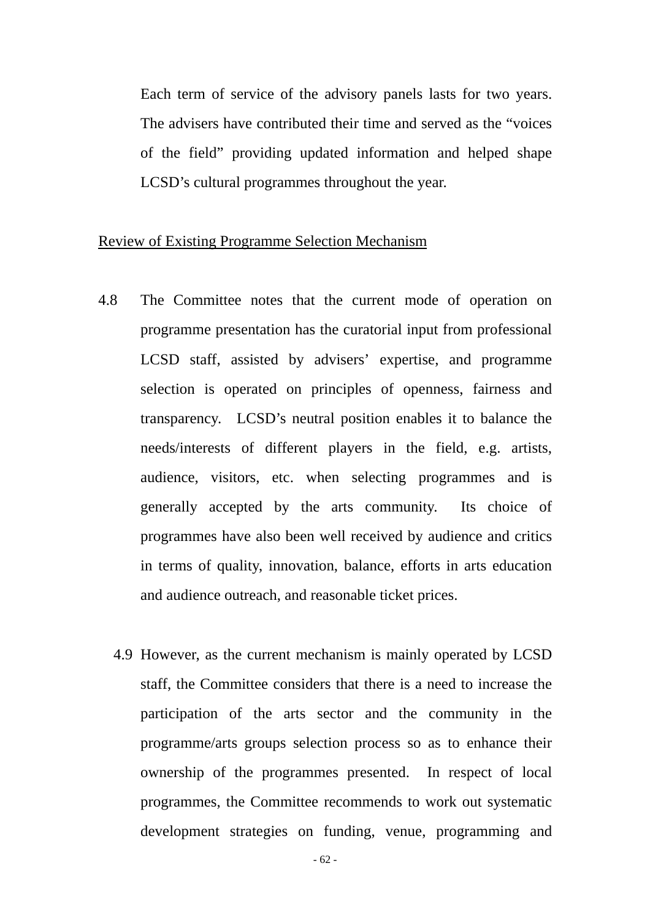Each term of service of the advisory panels lasts for two years. The advisers have contributed their time and served as the "voices of the field" providing updated information and helped shape LCSD's cultural programmes throughout the year.

Review of Existing Programme Selection Mechanism

4.8 The Committee notes that the current mode of operation on programme presentation has the curatorial input from professional LCSD staff, assisted by advisers' expertise, and programme selection is operated on principles of openness, fairness and transparency. LCSD's neutral position enables it to balance the needs/interests of different players in the field, e.g. artists, audience, visitors, etc. when selecting programmes and is generally accepted by the arts community. Its choice of programmes have also been well received by audience and critics in terms of quality, innovation, balance, efforts in arts education and audience outreach, and reasonable ticket prices.

4.9 However, as the current mechanism is mainly operated by LCSD staff, the Committee considers that there is a need to increase the participation of the arts sector and the community in the programme/arts groups selection process so as to enhance their ownership of the programmes presented. In respect of local programmes, the Committee recommends to work out systematic development strategies on funding, venue, programming and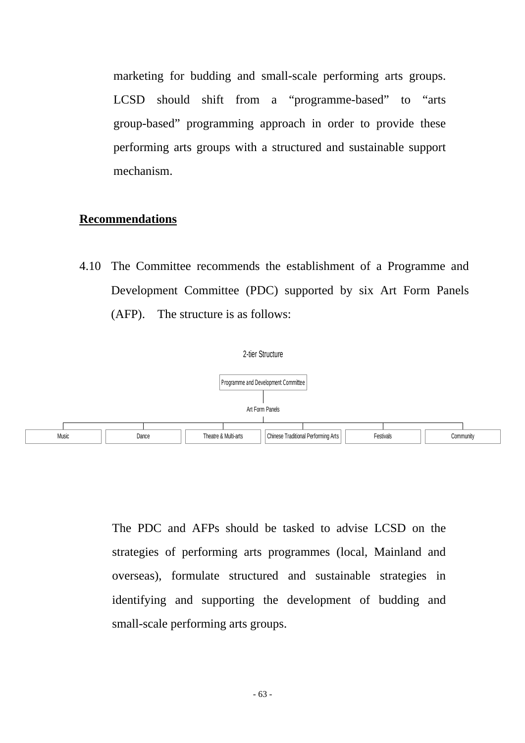marketing for budding and small-scale performing arts groups. LCSD should shift from a "programme-based" to "arts group-based" programming approach in order to provide these performing arts groups with a structured and sustainable support mechanism.

**Recommendations**

4.10 The Committee recommends the establishment of a Programme and Development Committee (PDC) supported by six Art Form Panels (AFP). The structure is as follows:

2-tier Structure

Programme and Development Committee

Art Form Panels

| Music | Dance | Theatre & Multi-arts | Chinese Traditional Performing Arts | Festivals | Community |
|---|---|---|---|---|---|

The PDC and AFPs should be tasked to advise LCSD on the strategies of performing arts programmes (local, Mainland and overseas), formulate structured and sustainable strategies in identifying and supporting the development of budding and small-scale performing arts groups.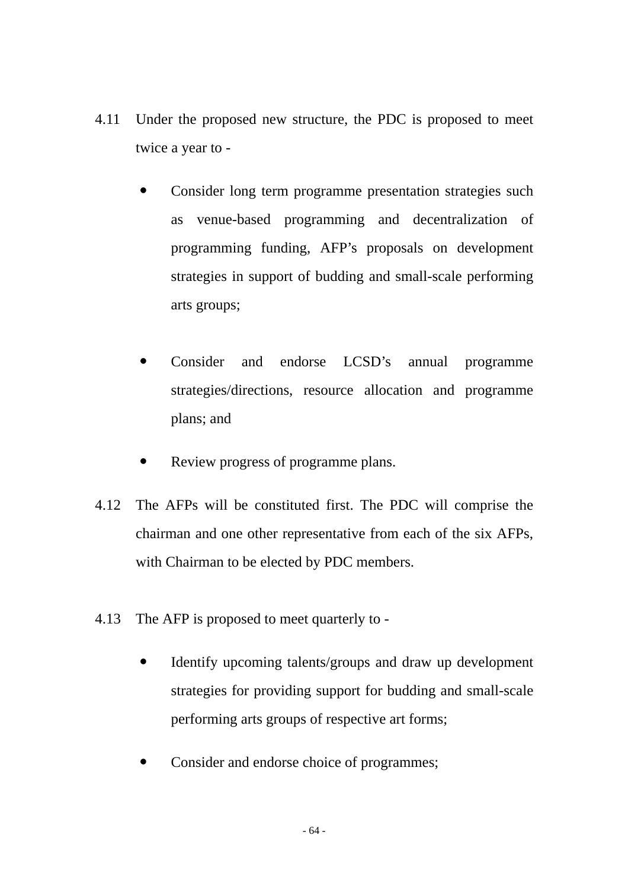4.11 Under the proposed new structure, the PDC is proposed to meet twice a year to -

- Consider long term programme presentation strategies such as venue-based programming and decentralization of programming funding, AFP's proposals on development strategies in support of budding and small-scale performing arts groups;

- Consider and endorse LCSD's annual programme strategies/directions, resource allocation and programme plans; and

- Review progress of programme plans.

4.12 The AFPs will be constituted first. The PDC will comprise the chairman and one other representative from each of the six AFPs, with Chairman to be elected by PDC members.

4.13 The AFP is proposed to meet quarterly to -

- Identify upcoming talents/groups and draw up development strategies for providing support for budding and small-scale performing arts groups of respective art forms;

- Consider and endorse choice of programmes;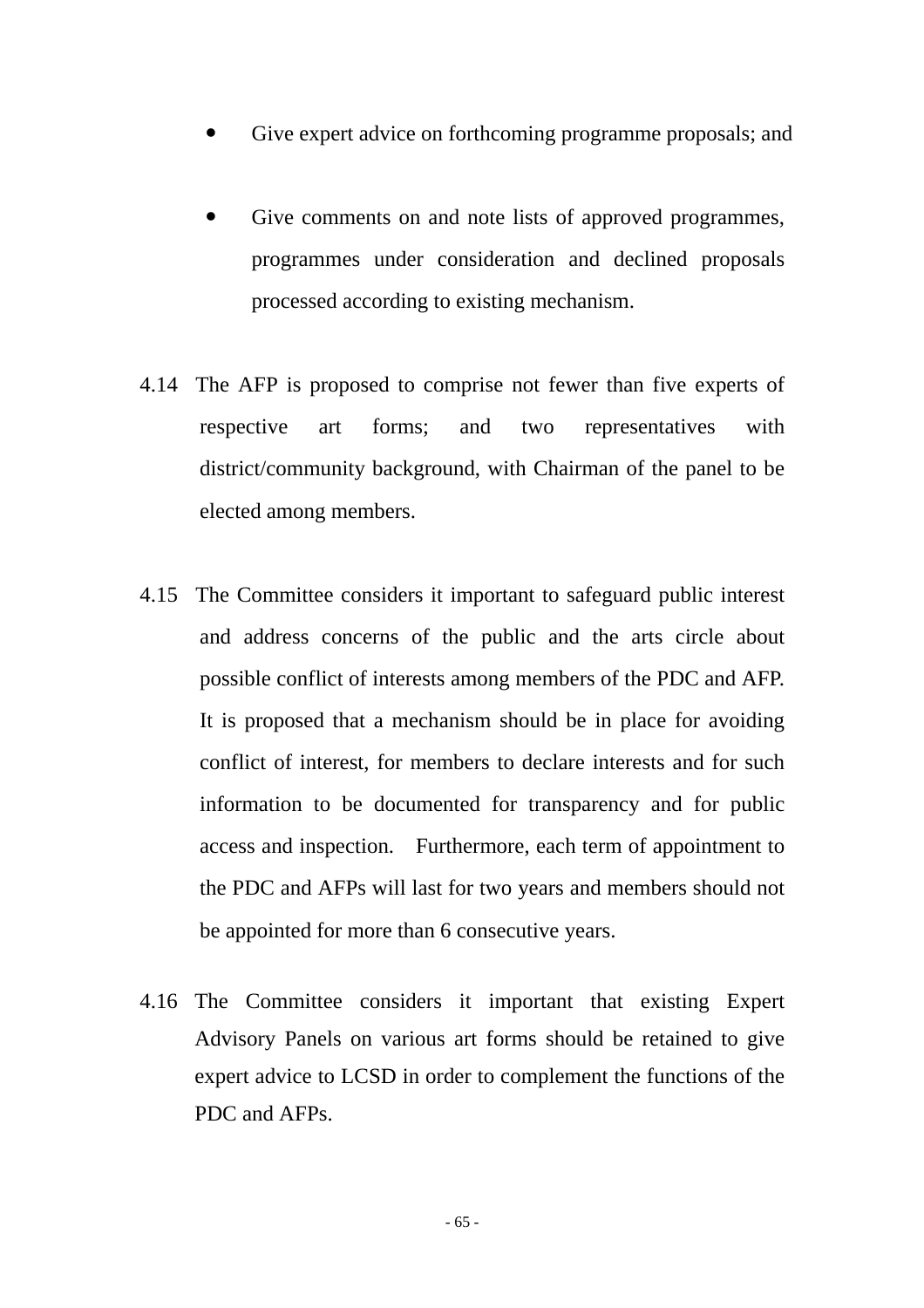- Give expert advice on forthcoming programme proposals; and

- Give comments on and note lists of approved programmes, programmes under consideration and declined proposals processed according to existing mechanism.

4.14 The AFP is proposed to comprise not fewer than five experts of respective art forms; and two representatives with district/community background, with Chairman of the panel to be elected among members.

4.15 The Committee considers it important to safeguard public interest and address concerns of the public and the arts circle about possible conflict of interests among members of the PDC and AFP. It is proposed that a mechanism should be in place for avoiding conflict of interest, for members to declare interests and for such information to be documented for transparency and for public access and inspection. Furthermore, each term of appointment to the PDC and AFPs will last for two years and members should not be appointed for more than 6 consecutive years.

4.16 The Committee considers it important that existing Expert Advisory Panels on various art forms should be retained to give expert advice to LCSD in order to complement the functions of the PDC and AFPs.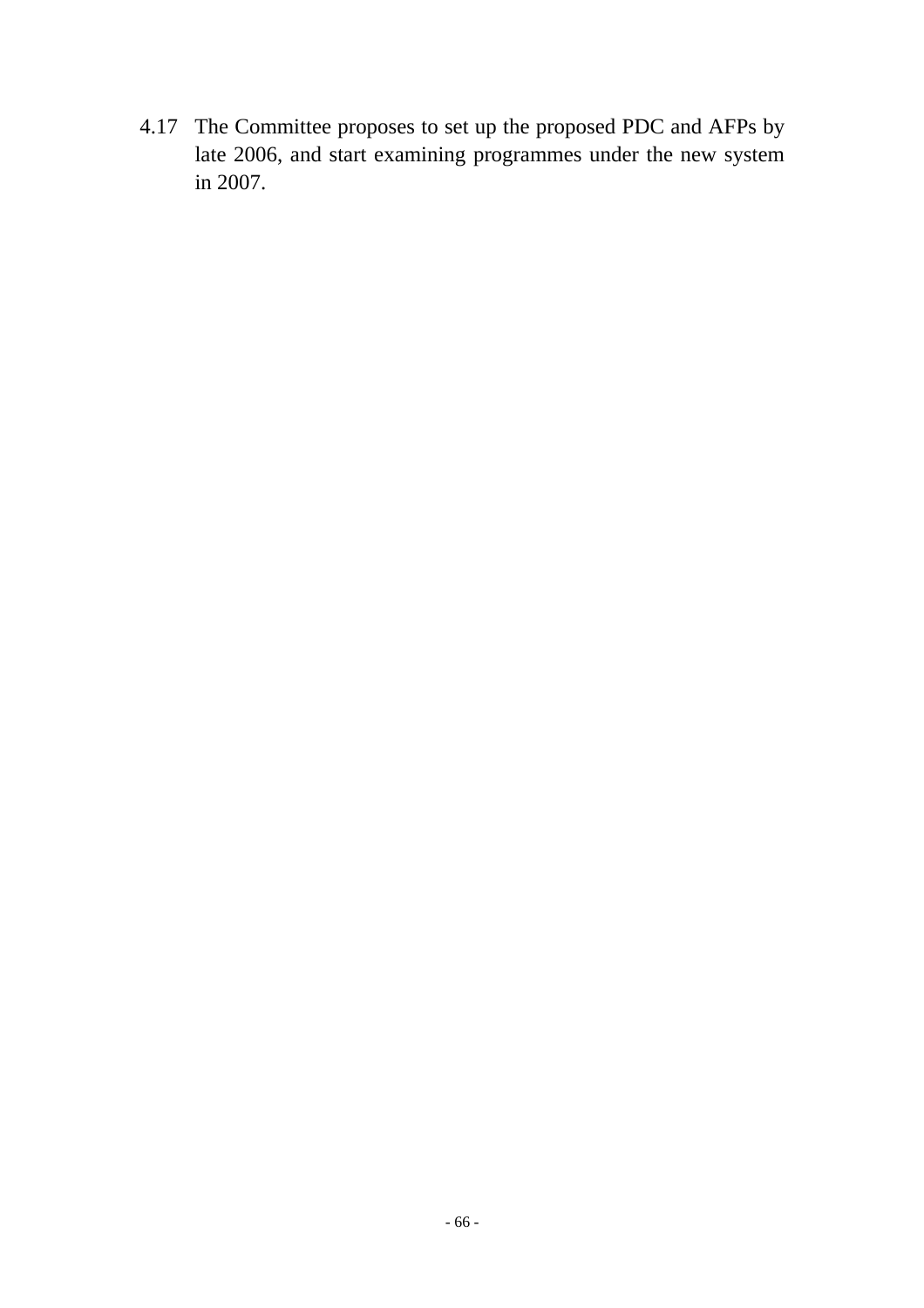4.17 The Committee proposes to set up the proposed PDC and AFPs by late 2006, and start examining programmes under the new system in 2007.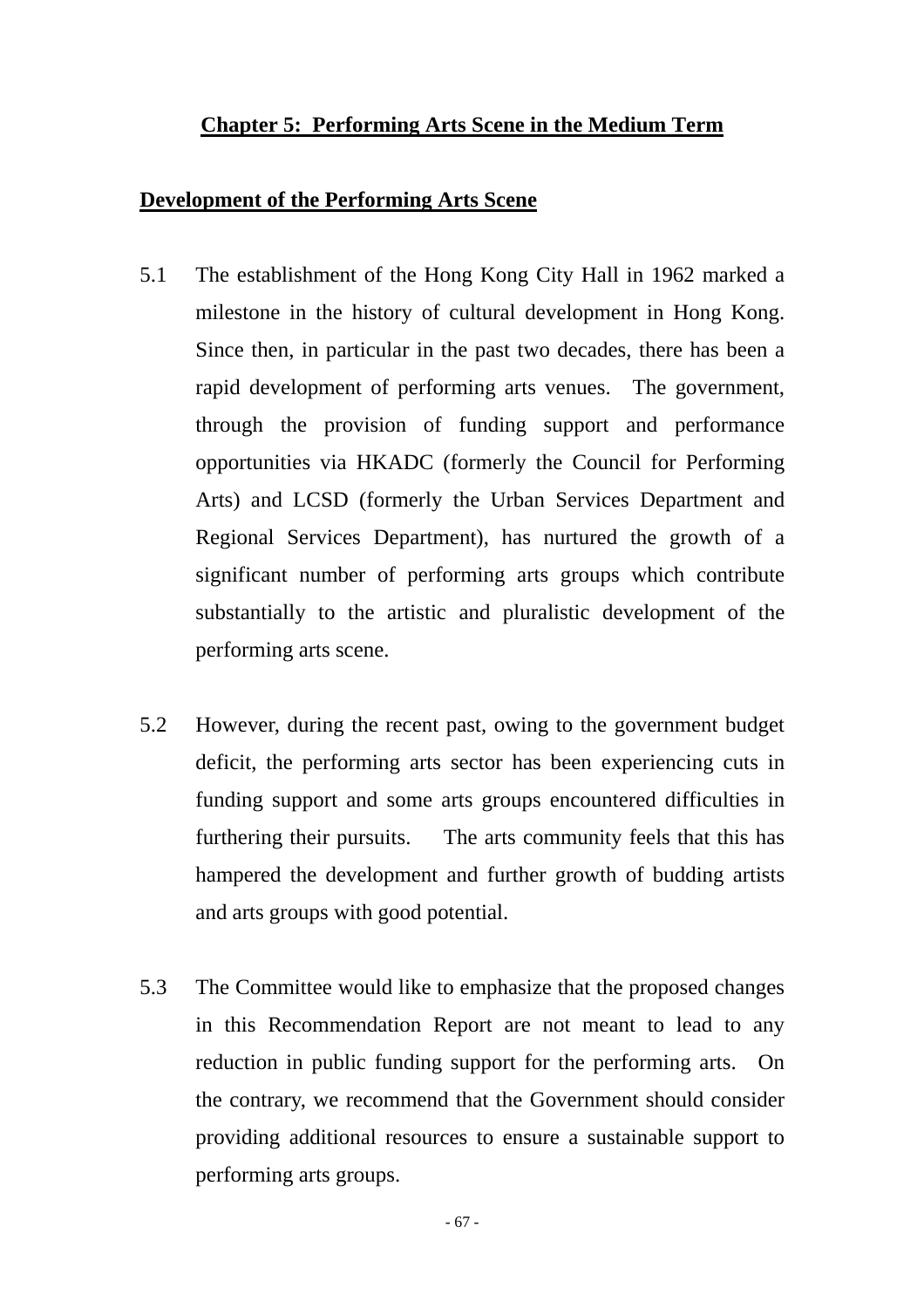# Chapter 5: Performing Arts Scene in the Medium Term

## Development of the Performing Arts Scene

5.1 The establishment of the Hong Kong City Hall in 1962 marked a milestone in the history of cultural development in Hong Kong. Since then, in particular in the past two decades, there has been a rapid development of performing arts venues. The government, through the provision of funding support and performance opportunities via HKADC (formerly the Council for Performing Arts) and LCSD (formerly the Urban Services Department and Regional Services Department), has nurtured the growth of a significant number of performing arts groups which contribute substantially to the artistic and pluralistic development of the performing arts scene.

5.2 However, during the recent past, owing to the government budget deficit, the performing arts sector has been experiencing cuts in funding support and some arts groups encountered difficulties in furthering their pursuits. The arts community feels that this has hampered the development and further growth of budding artists and arts groups with good potential.

5.3 The Committee would like to emphasize that the proposed changes in this Recommendation Report are not meant to lead to any reduction in public funding support for the performing arts. On the contrary, we recommend that the Government should consider providing additional resources to ensure a sustainable support to performing arts groups.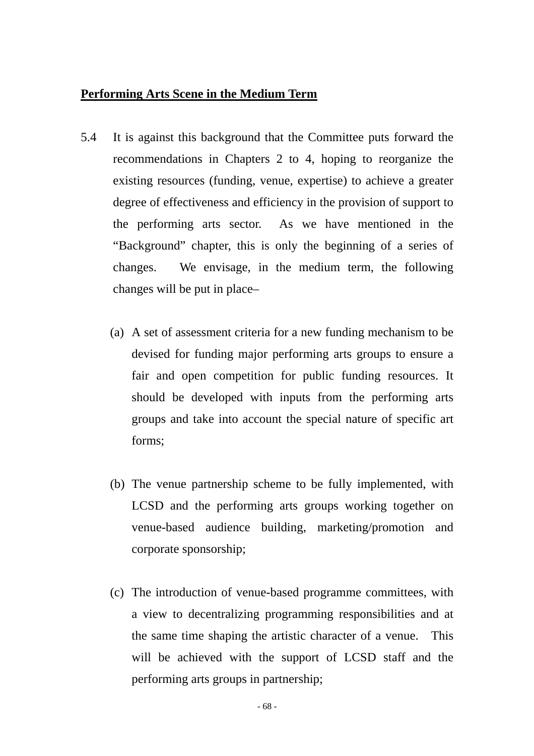**<u>Performing Arts Scene in the Medium Term</u>**

5.4 It is against this background that the Committee puts forward the recommendations in Chapters 2 to 4, hoping to reorganize the existing resources (funding, venue, expertise) to achieve a greater degree of effectiveness and efficiency in the provision of support to the performing arts sector. As we have mentioned in the "Background" chapter, this is only the beginning of a series of changes. We envisage, in the medium term, the following changes will be put in place–

(a) A set of assessment criteria for a new funding mechanism to be devised for funding major performing arts groups to ensure a fair and open competition for public funding resources. It should be developed with inputs from the performing arts groups and take into account the special nature of specific art forms;

(b) The venue partnership scheme to be fully implemented, with LCSD and the performing arts groups working together on venue-based audience building, marketing/promotion and corporate sponsorship;

(c) The introduction of venue-based programme committees, with a view to decentralizing programming responsibilities and at the same time shaping the artistic character of a venue. This will be achieved with the support of LCSD staff and the performing arts groups in partnership;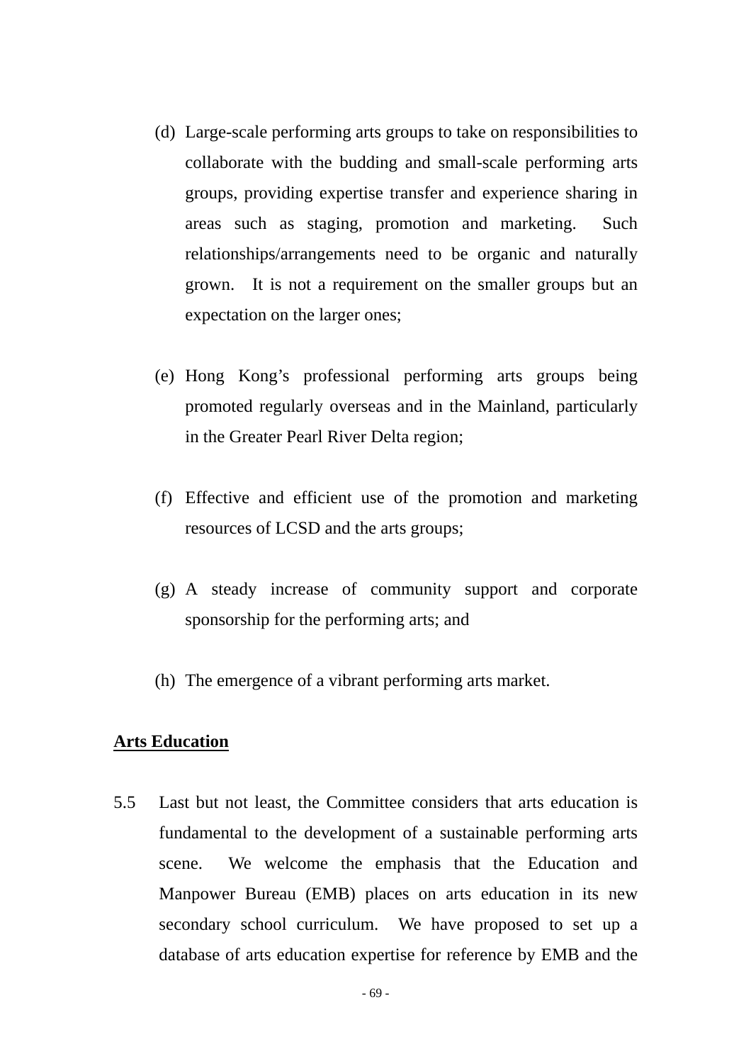(d) Large-scale performing arts groups to take on responsibilities to collaborate with the budding and small-scale performing arts groups, providing expertise transfer and experience sharing in areas such as staging, promotion and marketing. Such relationships/arrangements need to be organic and naturally grown. It is not a requirement on the smaller groups but an expectation on the larger ones;

(e) Hong Kong's professional performing arts groups being promoted regularly overseas and in the Mainland, particularly in the Greater Pearl River Delta region;

(f) Effective and efficient use of the promotion and marketing resources of LCSD and the arts groups;

(g) A steady increase of community support and corporate sponsorship for the performing arts; and

(h) The emergence of a vibrant performing arts market.

**<u>Arts Education</u>**

5.5 Last but not least, the Committee considers that arts education is fundamental to the development of a sustainable performing arts scene. We welcome the emphasis that the Education and Manpower Bureau (EMB) places on arts education in its new secondary school curriculum. We have proposed to set up a database of arts education expertise for reference by EMB and the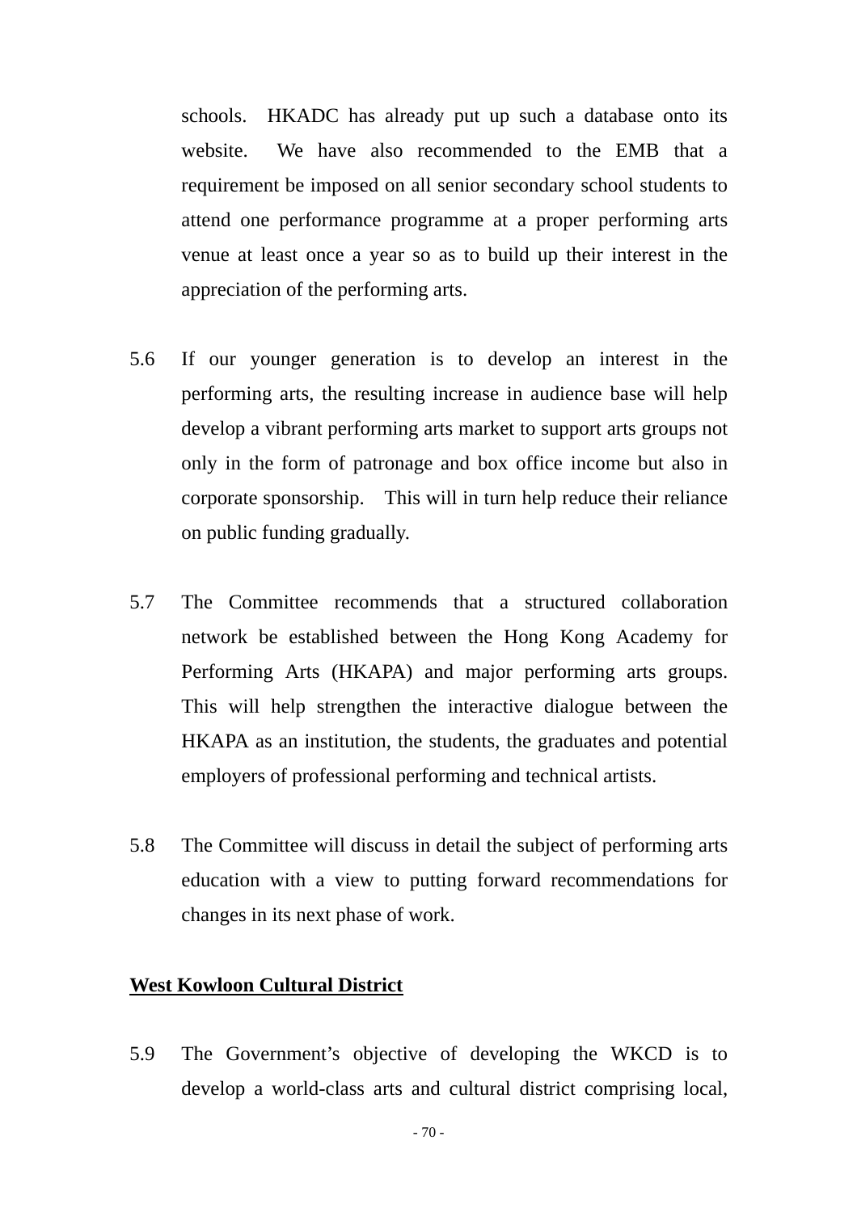schools. HKADC has already put up such a database onto its website. We have also recommended to the EMB that a requirement be imposed on all senior secondary school students to attend one performance programme at a proper performing arts venue at least once a year so as to build up their interest in the appreciation of the performing arts.

5.6 If our younger generation is to develop an interest in the performing arts, the resulting increase in audience base will help develop a vibrant performing arts market to support arts groups not only in the form of patronage and box office income but also in corporate sponsorship. This will in turn help reduce their reliance on public funding gradually.

5.7 The Committee recommends that a structured collaboration network be established between the Hong Kong Academy for Performing Arts (HKAPA) and major performing arts groups. This will help strengthen the interactive dialogue between the HKAPA as an institution, the students, the graduates and potential employers of professional performing and technical artists.

5.8 The Committee will discuss in detail the subject of performing arts education with a view to putting forward recommendations for changes in its next phase of work.

**West Kowloon Cultural District**

5.9 The Government's objective of developing the WKCD is to develop a world-class arts and cultural district comprising local,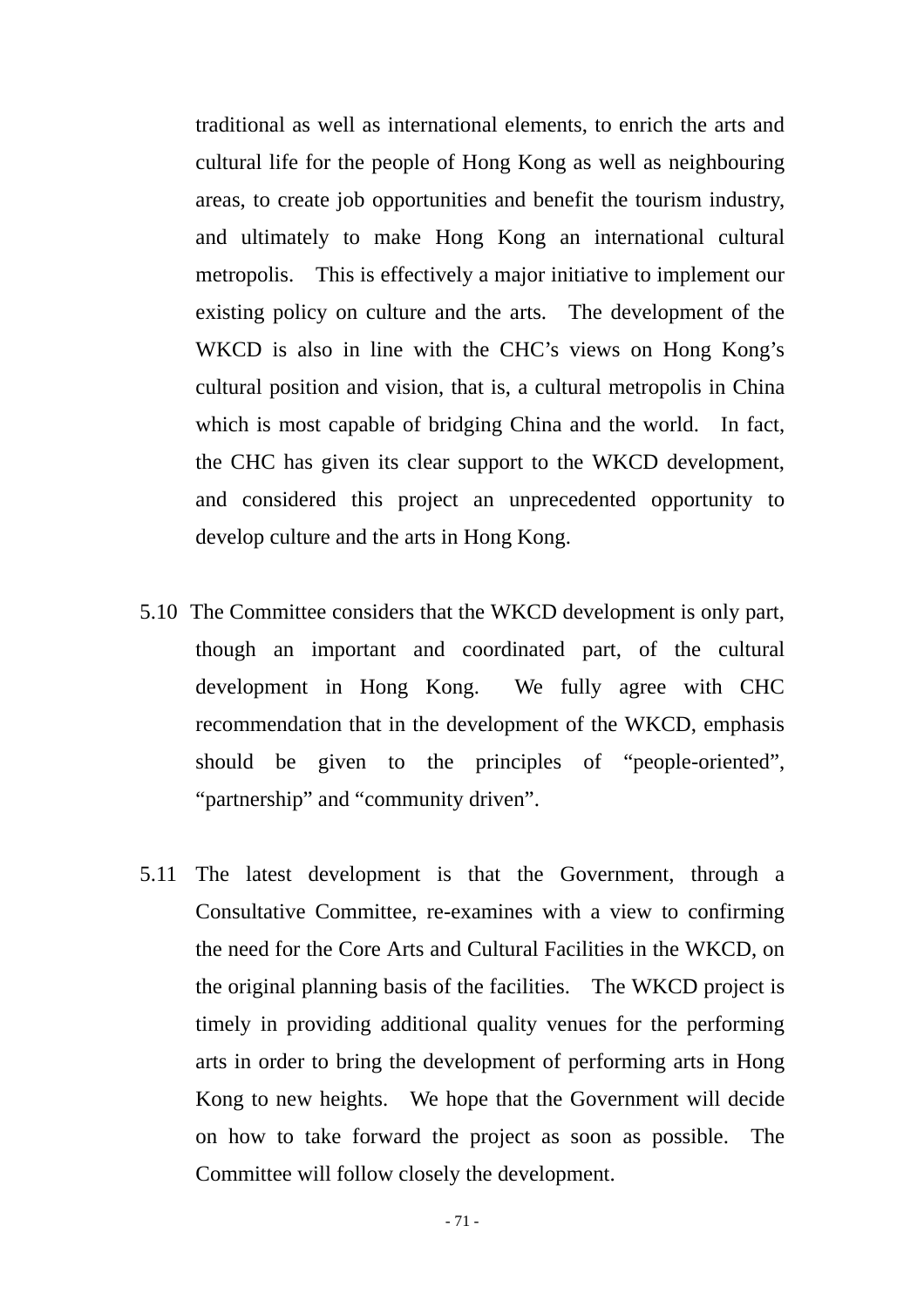traditional as well as international elements, to enrich the arts and cultural life for the people of Hong Kong as well as neighbouring areas, to create job opportunities and benefit the tourism industry, and ultimately to make Hong Kong an international cultural metropolis. This is effectively a major initiative to implement our existing policy on culture and the arts. The development of the WKCD is also in line with the CHC's views on Hong Kong's cultural position and vision, that is, a cultural metropolis in China which is most capable of bridging China and the world. In fact, the CHC has given its clear support to the WKCD development, and considered this project an unprecedented opportunity to develop culture and the arts in Hong Kong.

5.10 The Committee considers that the WKCD development is only part, though an important and coordinated part, of the cultural development in Hong Kong. We fully agree with CHC recommendation that in the development of the WKCD, emphasis should be given to the principles of "people-oriented", "partnership" and "community driven".

5.11 The latest development is that the Government, through a Consultative Committee, re-examines with a view to confirming the need for the Core Arts and Cultural Facilities in the WKCD, on the original planning basis of the facilities. The WKCD project is timely in providing additional quality venues for the performing arts in order to bring the development of performing arts in Hong Kong to new heights. We hope that the Government will decide on how to take forward the project as soon as possible. The Committee will follow closely the development.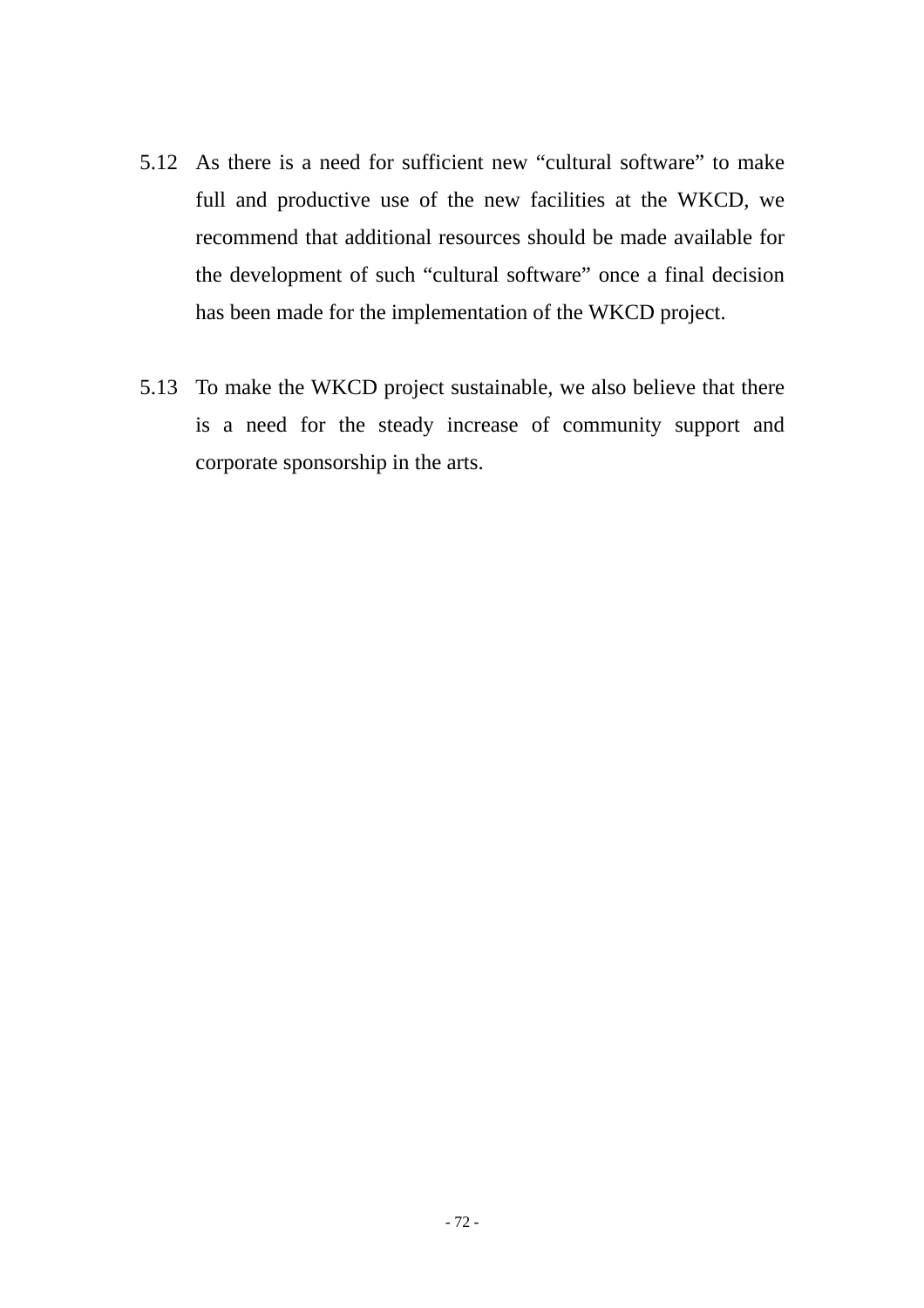5.12 As there is a need for sufficient new “cultural software” to make full and productive use of the new facilities at the WKCD, we recommend that additional resources should be made available for the development of such “cultural software” once a final decision has been made for the implementation of the WKCD project.

5.13 To make the WKCD project sustainable, we also believe that there is a need for the steady increase of community support and corporate sponsorship in the arts.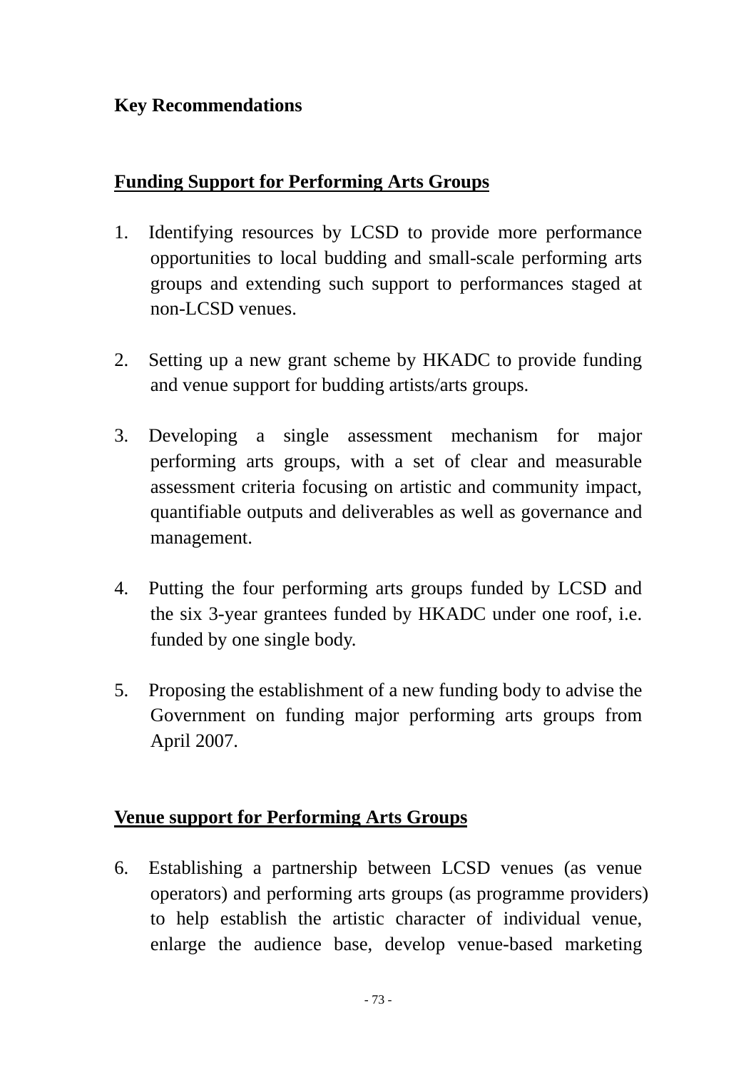**Key Recommendations**

**Funding Support for Performing Arts Groups**

1. Identifying resources by LCSD to provide more performance opportunities to local budding and small-scale performing arts groups and extending such support to performances staged at non-LCSD venues.

2. Setting up a new grant scheme by HKADC to provide funding and venue support for budding artists/arts groups.

3. Developing a single assessment mechanism for major performing arts groups, with a set of clear and measurable assessment criteria focusing on artistic and community impact, quantifiable outputs and deliverables as well as governance and management.

4. Putting the four performing arts groups funded by LCSD and the six 3-year grantees funded by HKADC under one roof, i.e. funded by one single body.

5. Proposing the establishment of a new funding body to advise the Government on funding major performing arts groups from April 2007.

**Venue support for Performing Arts Groups**

6. Establishing a partnership between LCSD venues (as venue operators) and performing arts groups (as programme providers) to help establish the artistic character of individual venue, enlarge the audience base, develop venue-based marketing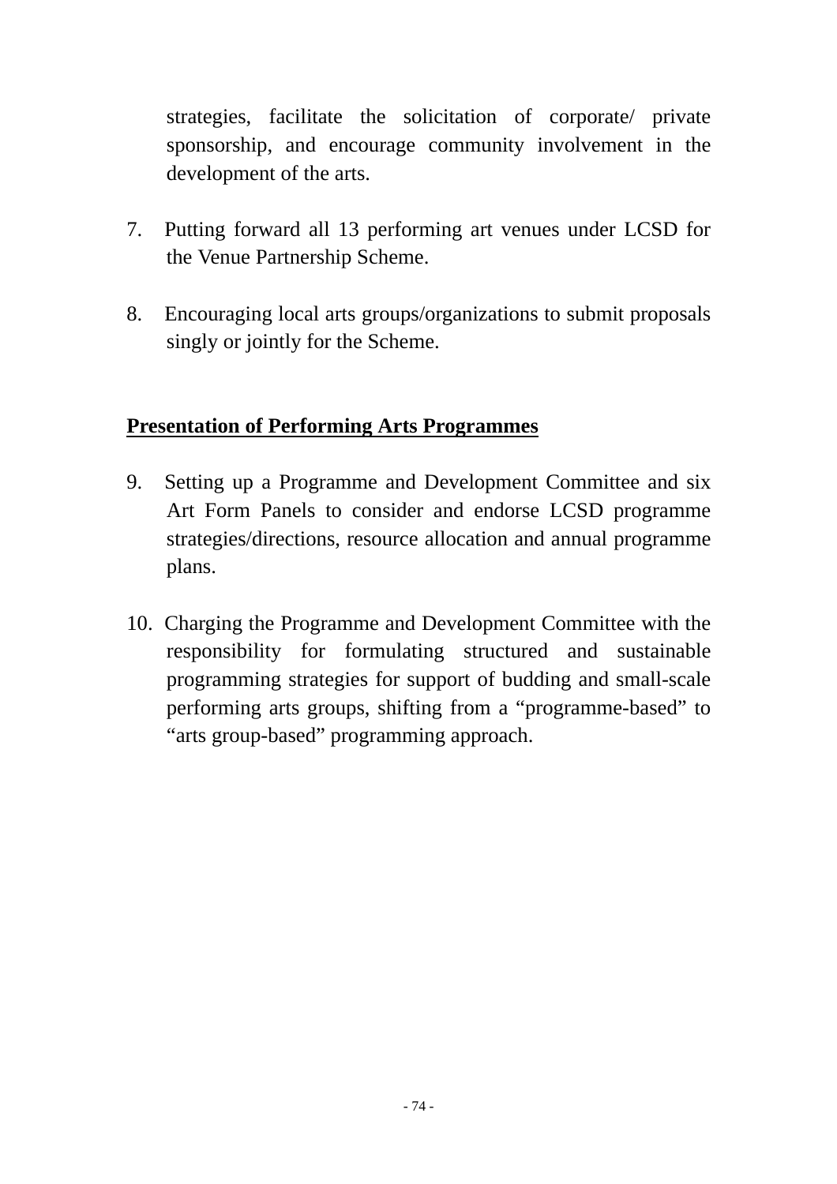strategies, facilitate the solicitation of corporate/ private sponsorship, and encourage community involvement in the development of the arts.

7. Putting forward all 13 performing art venues under LCSD for the Venue Partnership Scheme.

8. Encouraging local arts groups/organizations to submit proposals singly or jointly for the Scheme.

**Presentation of Performing Arts Programmes**

9. Setting up a Programme and Development Committee and six Art Form Panels to consider and endorse LCSD programme strategies/directions, resource allocation and annual programme plans.

10. Charging the Programme and Development Committee with the responsibility for formulating structured and sustainable programming strategies for support of budding and small-scale performing arts groups, shifting from a "programme-based" to "arts group-based" programming approach.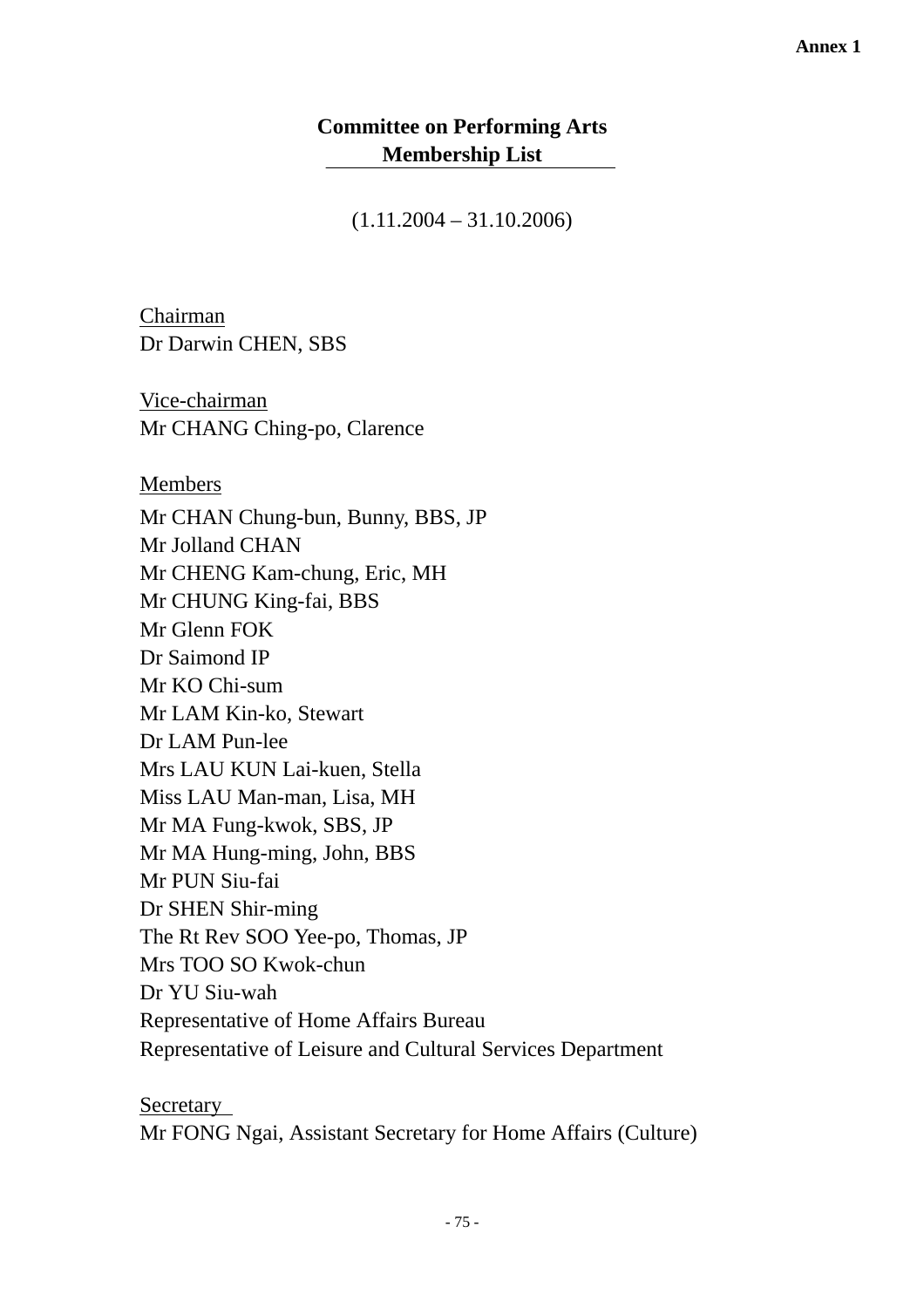**Annex 1**

# Committee on Performing Arts
## Membership List

(1.11.2004 – 31.10.2006)

Chairman
Dr Darwin CHEN, SBS

Vice-chairman
Mr CHANG Ching-po, Clarence

Members
Mr CHAN Chung-bun, Bunny, BBS, JP
Mr Jolland CHAN
Mr CHENG Kam-chung, Eric, MH
Mr CHUNG King-fai, BBS
Mr Glenn FOK
Dr Saimond IP
Mr KO Chi-sum
Mr LAM Kin-ko, Stewart
Dr LAM Pun-lee
Mrs LAU KUN Lai-kuen, Stella
Miss LAU Man-man, Lisa, MH
Mr MA Fung-kwok, SBS, JP
Mr MA Hung-ming, John, BBS
Mr PUN Siu-fai
Dr SHEN Shir-ming
The Rt Rev SOO Yee-po, Thomas, JP
Mrs TOO SO Kwok-chun
Dr YU Siu-wah
Representative of Home Affairs Bureau
Representative of Leisure and Cultural Services Department

Secretary
Mr FONG Ngai, Assistant Secretary for Home Affairs (Culture)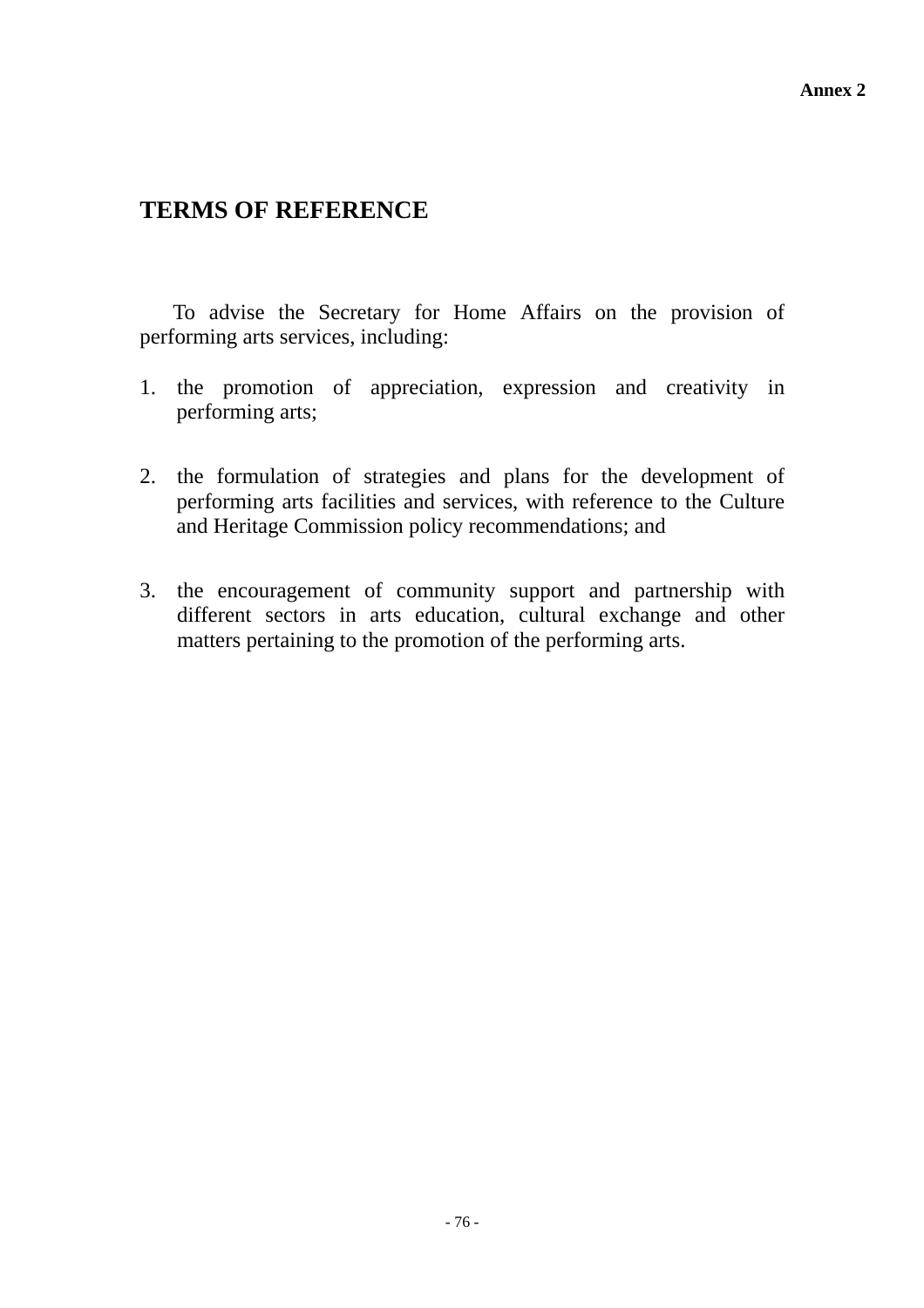**Annex 2**

## TERMS OF REFERENCE

To advise the Secretary for Home Affairs on the provision of performing arts services, including:

1. the promotion of appreciation, expression and creativity in performing arts;

2. the formulation of strategies and plans for the development of performing arts facilities and services, with reference to the Culture and Heritage Commission policy recommendations; and

3. the encouragement of community support and partnership with different sectors in arts education, cultural exchange and other matters pertaining to the promotion of the performing arts.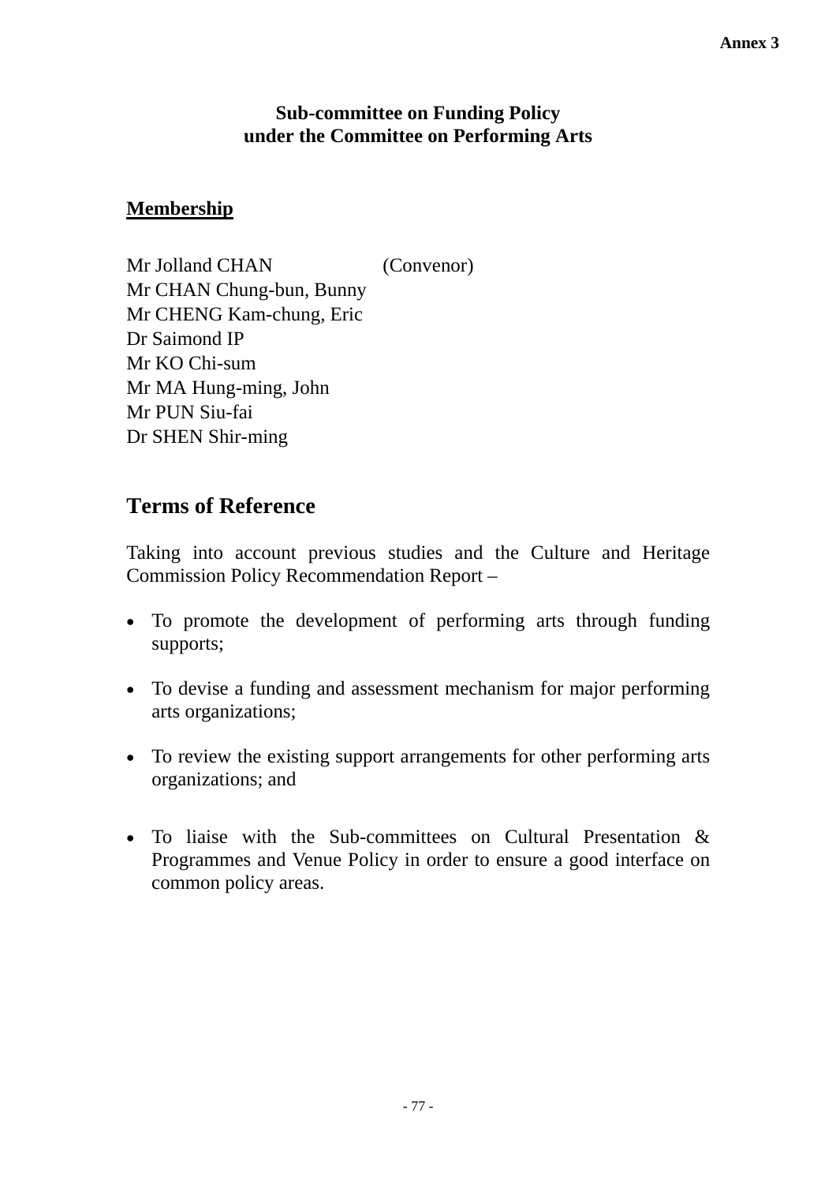Annex 3

**Sub-committee on Funding Policy**
**under the Committee on Performing Arts**

**Membership**

Mr Jolland CHAN (Convenor)
Mr CHAN Chung-bun, Bunny
Mr CHENG Kam-chung, Eric
Dr Saimond IP
Mr KO Chi-sum
Mr MA Hung-ming, John
Mr PUN Siu-fai
Dr SHEN Shir-ming

## Terms of Reference

Taking into account previous studies and the Culture and Heritage Commission Policy Recommendation Report –

- To promote the development of performing arts through funding supports;
- To devise a funding and assessment mechanism for major performing arts organizations;
- To review the existing support arrangements for other performing arts organizations; and
- To liaise with the Sub-committees on Cultural Presentation & Programmes and Venue Policy in order to ensure a good interface on common policy areas.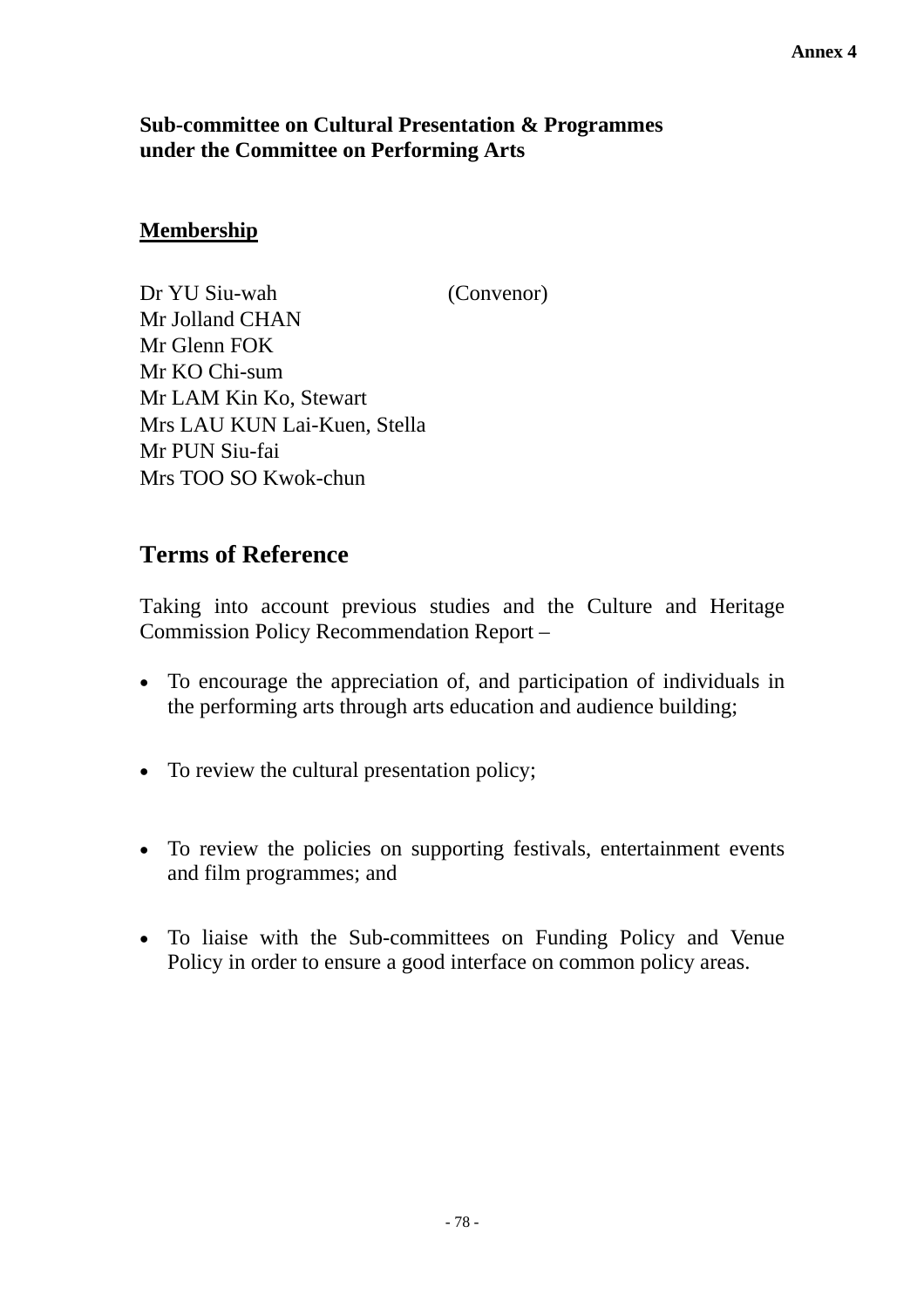**Annex 4**

**Sub-committee on Cultural Presentation & Programmes under the Committee on Performing Arts**

**<u>Membership</u>**

| | |
|---|---|
| Dr YU Siu-wah | (Convenor) |
| Mr Jolland CHAN | |
| Mr Glenn FOK | |
| Mr KO Chi-sum | |
| Mr LAM Kin Ko, Stewart | |
| Mrs LAU KUN Lai-Kuen, Stella | |
| Mr PUN Siu-fai | |
| Mrs TOO SO Kwok-chun | |

## Terms of Reference

Taking into account previous studies and the Culture and Heritage Commission Policy Recommendation Report –

- To encourage the appreciation of, and participation of individuals in the performing arts through arts education and audience building;
- To review the cultural presentation policy;
- To review the policies on supporting festivals, entertainment events and film programmes; and
- To liaise with the Sub-committees on Funding Policy and Venue Policy in order to ensure a good interface on common policy areas.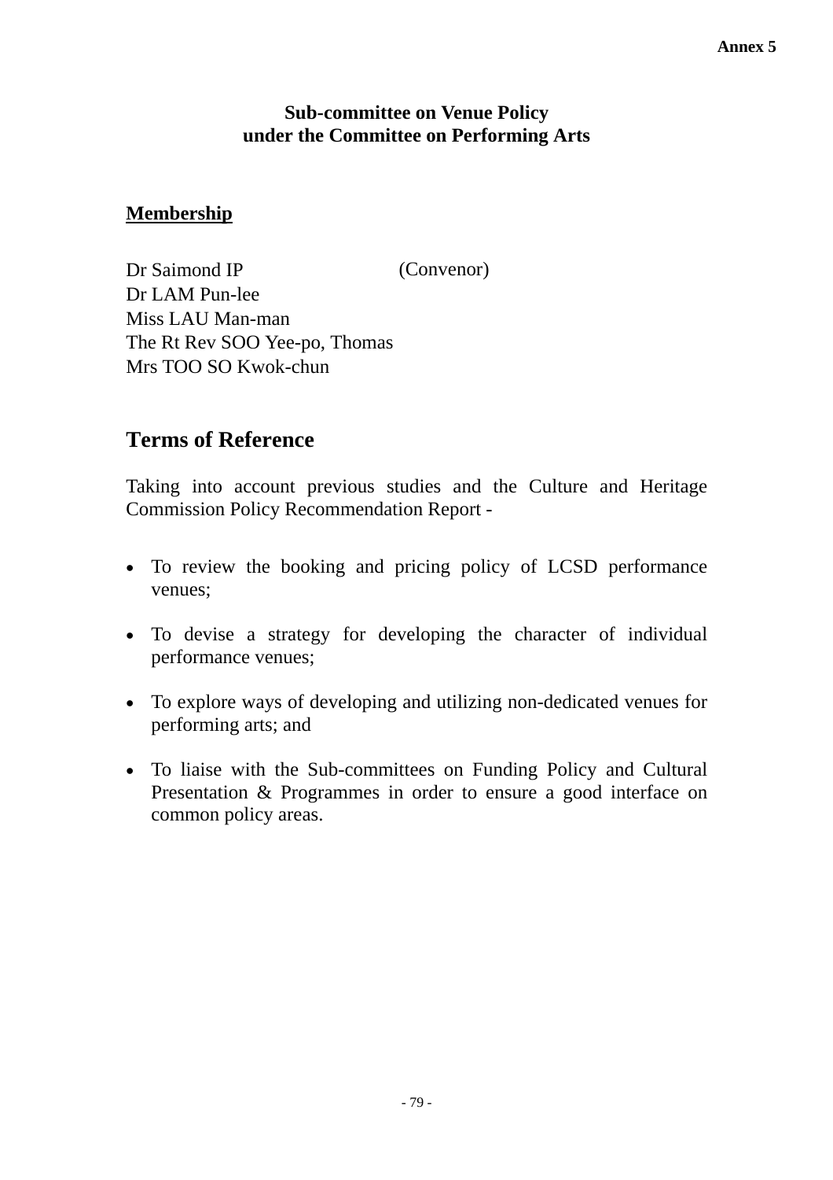Annex 5

# Sub-committee on Venue Policy under the Committee on Performing Arts

**Membership**

Dr Saimond IP (Convenor)
Dr LAM Pun-lee
Miss LAU Man-man
The Rt Rev SOO Yee-po, Thomas
Mrs TOO SO Kwok-chun

## Terms of Reference

Taking into account previous studies and the Culture and Heritage Commission Policy Recommendation Report -

- To review the booking and pricing policy of LCSD performance venues;
- To devise a strategy for developing the character of individual performance venues;
- To explore ways of developing and utilizing non-dedicated venues for performing arts; and
- To liaise with the Sub-committees on Funding Policy and Cultural Presentation & Programmes in order to ensure a good interface on common policy areas.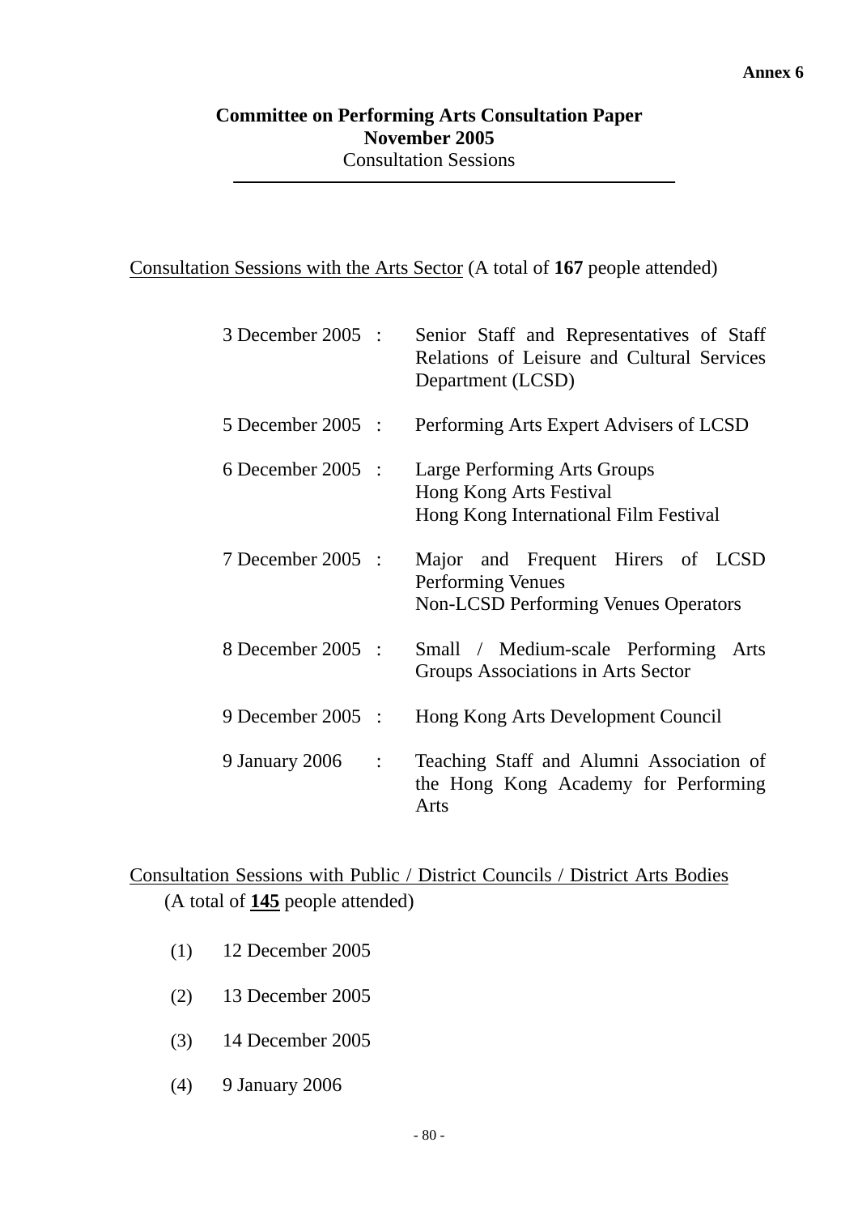**Annex 6**

# Committee on Performing Arts Consultation Paper
## November 2005
Consultation Sessions

---

Consultation Sessions with the Arts Sector (A total of **167** people attended)

| | | |
|---|---|---|
| 3 December 2005 | : | Senior Staff and Representatives of Staff Relations of Leisure and Cultural Services Department (LCSD) |
| 5 December 2005 | : | Performing Arts Expert Advisers of LCSD |
| 6 December 2005 | : | Large Performing Arts Groups<br>Hong Kong Arts Festival<br>Hong Kong International Film Festival |
| 7 December 2005 | : | Major and Frequent Hirers of LCSD Performing Venues<br>Non-LCSD Performing Venues Operators |
| 8 December 2005 | : | Small / Medium-scale Performing Arts Groups Associations in Arts Sector |
| 9 December 2005 | : | Hong Kong Arts Development Council |
| 9 January 2006 | : | Teaching Staff and Alumni Association of the Hong Kong Academy for Performing Arts |

Consultation Sessions with Public / District Councils / District Arts Bodies (A total of **145** people attended)

(1) 12 December 2005

(2) 13 December 2005

(3) 14 December 2005

(4) 9 January 2006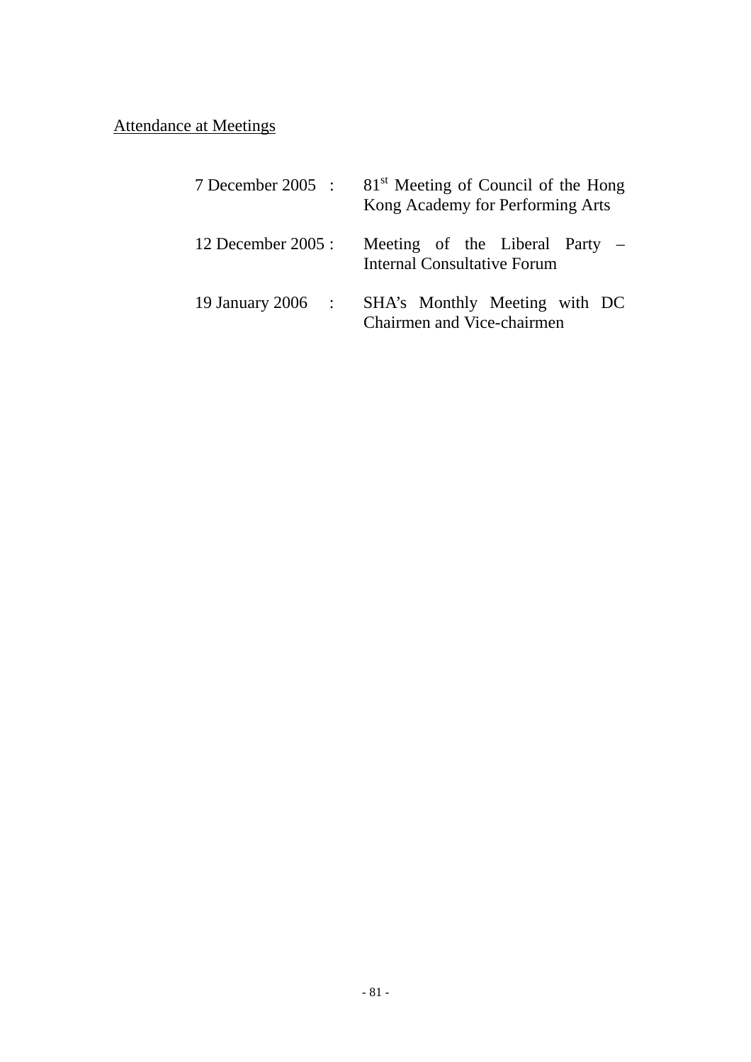<u>Attendance at Meetings</u>

| | | |
|---|---|---|
| 7 December 2005 | : | 81st Meeting of Council of the Hong Kong Academy for Performing Arts |
| 12 December 2005 | : | Meeting of the Liberal Party – Internal Consultative Forum |
| 19 January 2006 | : | SHA's Monthly Meeting with DC Chairmen and Vice-chairmen |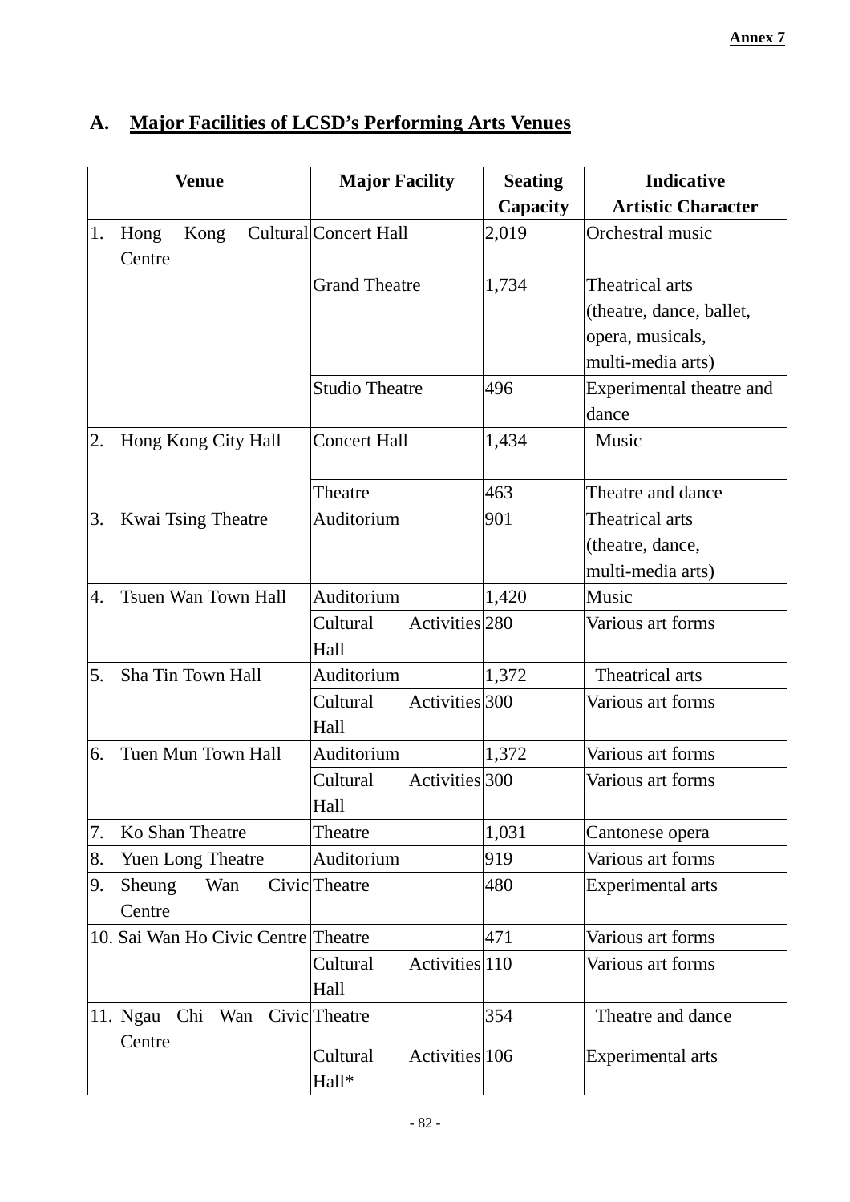Annex 7

## A. Major Facilities of LCSD's Performing Arts Venues

| Venue | Major Facility | Seating Capacity | Indicative Artistic Character |
|---|---|---|---|
| 1. Hong Kong Cultural Centre | Concert Hall | 2,019 | Orchestral music |
| | Grand Theatre | 1,734 | Theatrical arts (theatre, dance, ballet, opera, musicals, multi-media arts) |
| | Studio Theatre | 496 | Experimental theatre and dance |
| 2. Hong Kong City Hall | Concert Hall | 1,434 | Music |
| | Theatre | 463 | Theatre and dance |
| 3. Kwai Tsing Theatre | Auditorium | 901 | Theatrical arts (theatre, dance, multi-media arts) |
| 4. Tsuen Wan Town Hall | Auditorium | 1,420 | Music |
| | Cultural Activities Hall | 280 | Various art forms |
| 5. Sha Tin Town Hall | Auditorium | 1,372 | Theatrical arts |
| | Cultural Activities Hall | 300 | Various art forms |
| 6. Tuen Mun Town Hall | Auditorium | 1,372 | Various art forms |
| | Cultural Activities Hall | 300 | Various art forms |
| 7. Ko Shan Theatre | Theatre | 1,031 | Cantonese opera |
| 8. Yuen Long Theatre | Auditorium | 919 | Various art forms |
| 9. Sheung Wan Civic Centre | Theatre | 480 | Experimental arts |
| 10. Sai Wan Ho Civic Centre | Theatre | 471 | Various art forms |
| | Cultural Activities Hall | 110 | Various art forms |
| 11. Ngau Chi Wan Civic Centre | Theatre | 354 | Theatre and dance |
| | Cultural Activities Hall* | 106 | Experimental arts |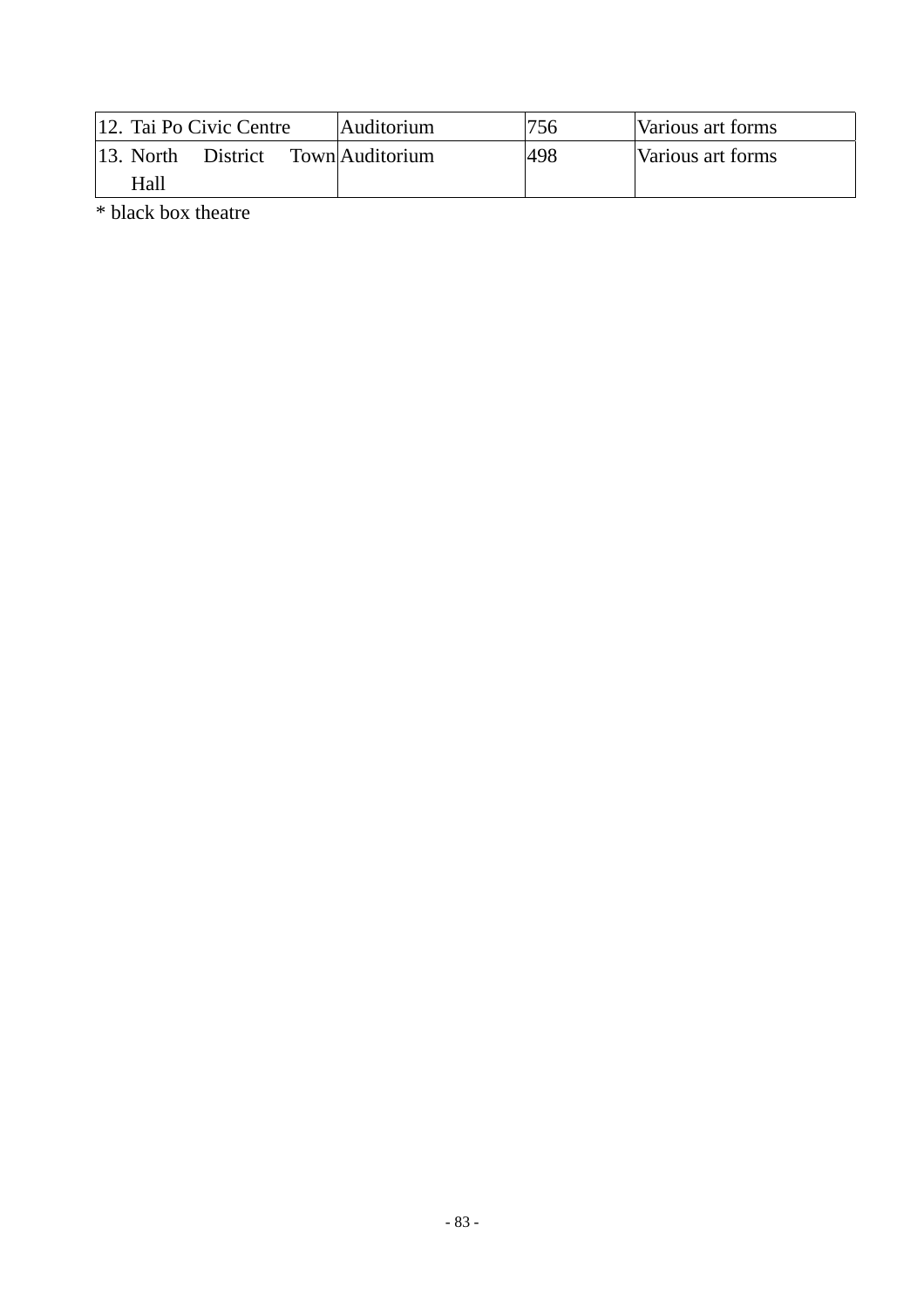| | | | |
|---|---|---|---|
| 12. Tai Po Civic Centre | Auditorium | 756 | Various art forms |
| 13. North District Town Hall | Auditorium | 498 | Various art forms |

* black box theatre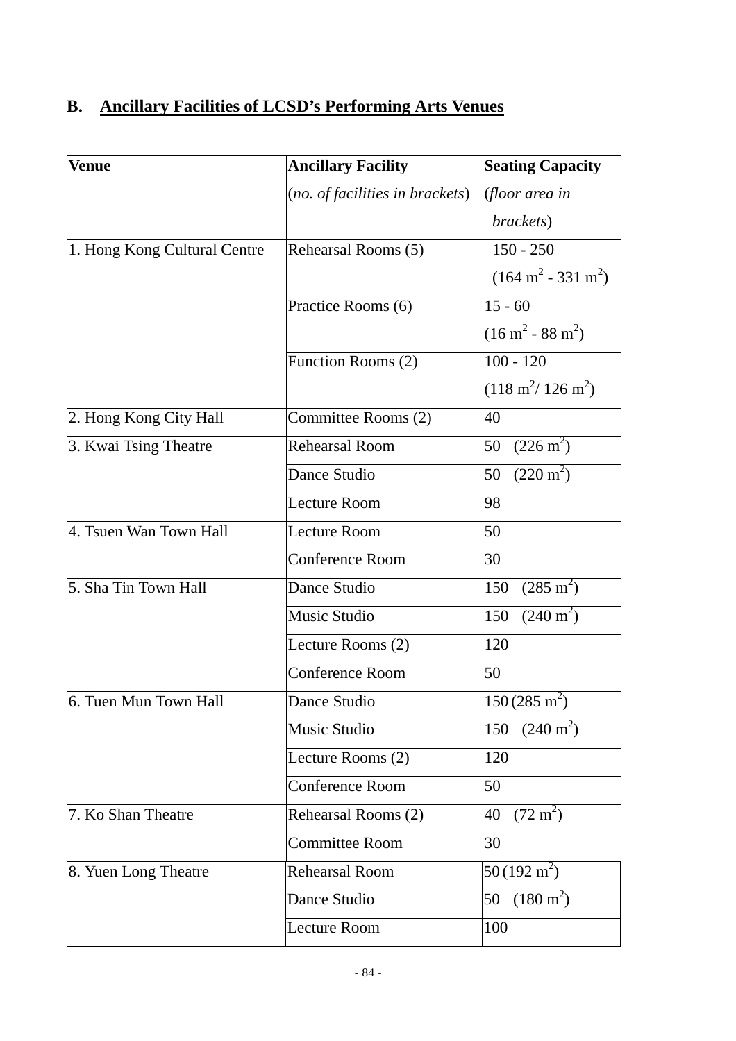## B. Ancillary Facilities of LCSD's Performing Arts Venues

| **Venue** | **Ancillary Facility** (*no. of facilities in brackets*) | **Seating Capacity** (*floor area in brackets*) |
|---|---|---|
| 1. Hong Kong Cultural Centre | Rehearsal Rooms (5) | 150 - 250 (164 $m^2$ - 331 $m^2$) |
| | Practice Rooms (6) | 15 - 60 (16 $m^2$ - 88 $m^2$) |
| | Function Rooms (2) | 100 - 120 (118 $m^2$/ 126 $m^2$) |
| 2. Hong Kong City Hall | Committee Rooms (2) | 40 |
| 3. Kwai Tsing Theatre | Rehearsal Room | 50 (226 $m^2$) |
| | Dance Studio | 50 (220 $m^2$) |
| | Lecture Room | 98 |
| 4. Tsuen Wan Town Hall | Lecture Room | 50 |
| | Conference Room | 30 |
| 5. Sha Tin Town Hall | Dance Studio | 150 (285 $m^2$) |
| | Music Studio | 150 (240 $m^2$) |
| | Lecture Rooms (2) | 120 |
| | Conference Room | 50 |
| 6. Tuen Mun Town Hall | Dance Studio | 150 (285 $m^2$) |
| | Music Studio | 150 (240 $m^2$) |
| | Lecture Rooms (2) | 120 |
| | Conference Room | 50 |
| 7. Ko Shan Theatre | Rehearsal Rooms (2) | 40 (72 $m^2$) |
| | Committee Room | 30 |
| 8. Yuen Long Theatre | Rehearsal Room | 50 (192 $m^2$) |
| | Dance Studio | 50 (180 $m^2$) |
| | Lecture Room | 100 |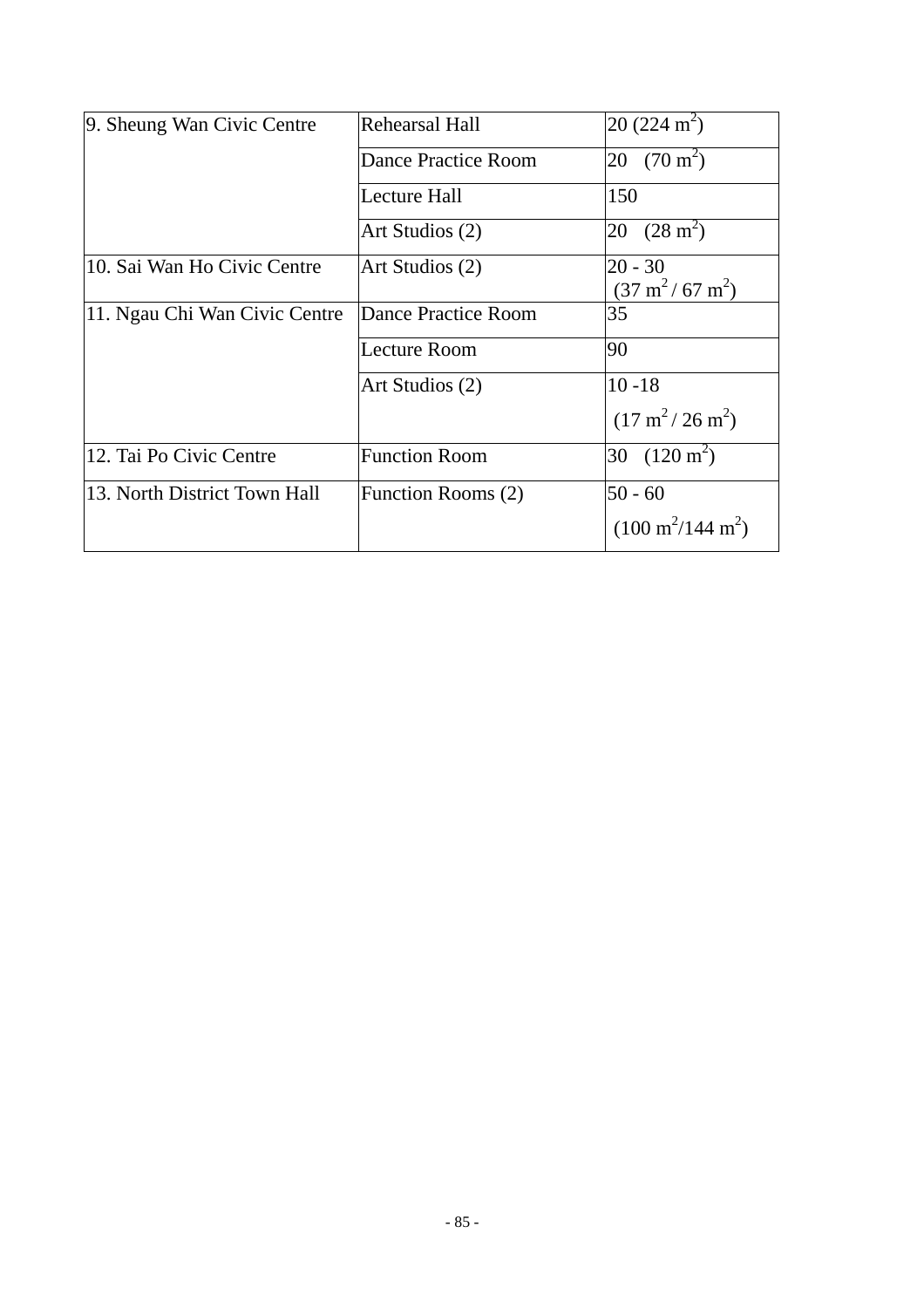| | | |
|---|---|---|
| 9. Sheung Wan Civic Centre | Rehearsal Hall | 20 (224 $m^2$) |
| | Dance Practice Room | 20 (70 $m^2$) |
| | Lecture Hall | 150 |
| | Art Studios (2) | 20 (28 $m^2$) |
| 10. Sai Wan Ho Civic Centre | Art Studios (2) | 20 - 30 (37 $m^2$ / 67 $m^2$) |
| 11. Ngau Chi Wan Civic Centre | Dance Practice Room | 35 |
| | Lecture Room | 90 |
| | Art Studios (2) | 10 -18 (17 $m^2$ / 26 $m^2$) |
| 12. Tai Po Civic Centre | Function Room | 30 (120 $m^2$) |
| 13. North District Town Hall | Function Rooms (2) | 50 - 60 (100 $m^2$/144 $m^2$) |